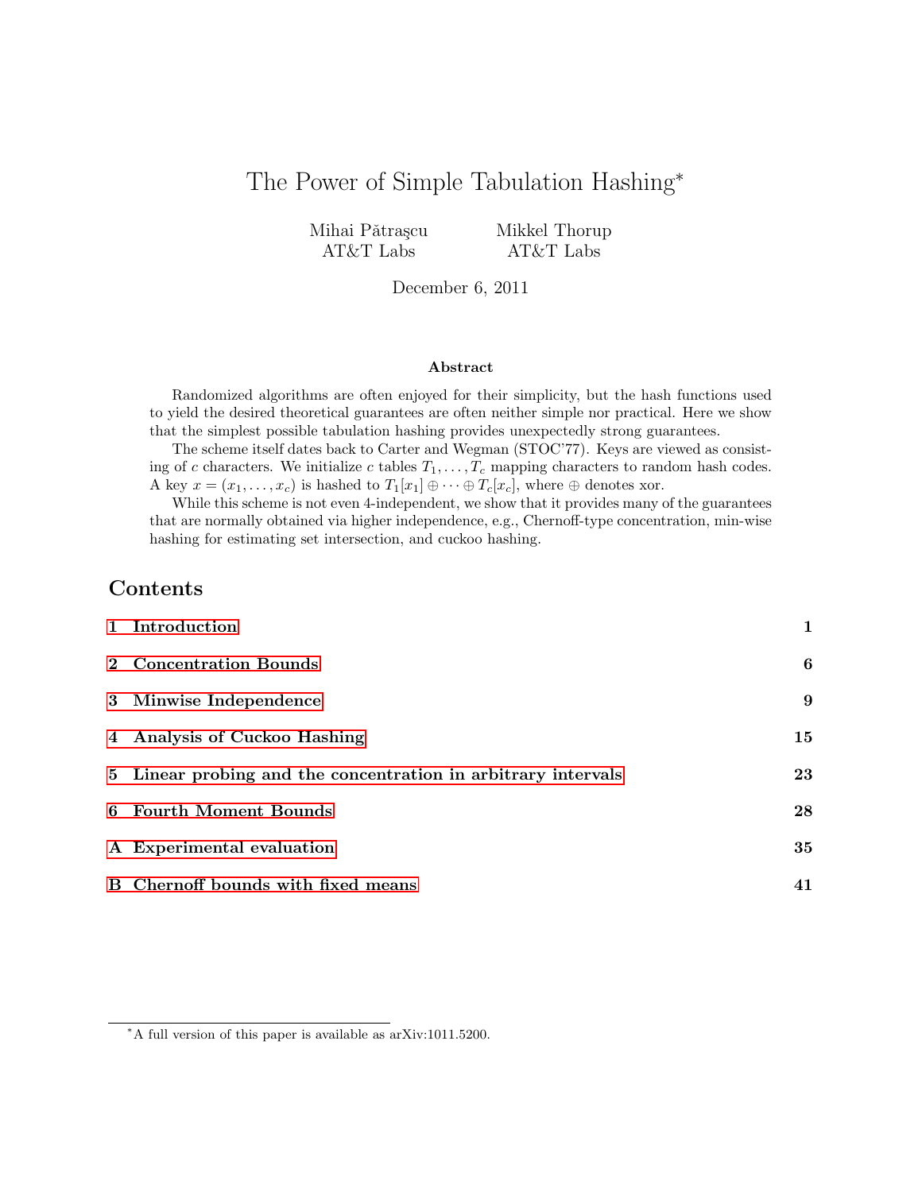# The Power of Simple Tabulation Hashing[*]

Mihai Pătraşcu — AT&T Labs

Mikkel Thorup — AT&T Labs

December 6, 2011

### Abstract

Randomized algorithms are often enjoyed for their simplicity, but the hash functions used to yield the desired theoretical guarantees are often neither simple nor practical. Here we show that the simplest possible tabulation hashing provides unexpectedly strong guarantees.

The scheme itself dates back to Carter and Wegman (STOC'77). Keys are viewed as consisting of $c$ characters. We initialize $c$ tables $T_1, \ldots, T_c$ mapping characters to random hash codes. A key $x = (x_1, \ldots, x_c)$ is hashed to $T_1[x_1] \oplus \cdots \oplus T_c[x_c]$, where $\oplus$ denotes xor.

While this scheme is not even 4-independent, we show that it provides many of the guarantees that are normally obtained via higher independence, e.g., Chernoff-type concentration, min-wise hashing for estimating set intersection, and cuckoo hashing.

## Contents

| | | |
|---|---|---|
| **1** | **Introduction** | **1** |
| **2** | **Concentration Bounds** | **6** |
| **3** | **Minwise Independence** | **9** |
| **4** | **Analysis of Cuckoo Hashing** | **15** |
| **5** | **Linear probing and the concentration in arbitrary intervals** | **23** |
| **6** | **Fourth Moment Bounds** | **28** |
| **A** | **Experimental evaluation** | **35** |
| **B** | **Chernoff bounds with fixed means** | **41** |

[*] A full version of this paper is available as arXiv:1011.5200.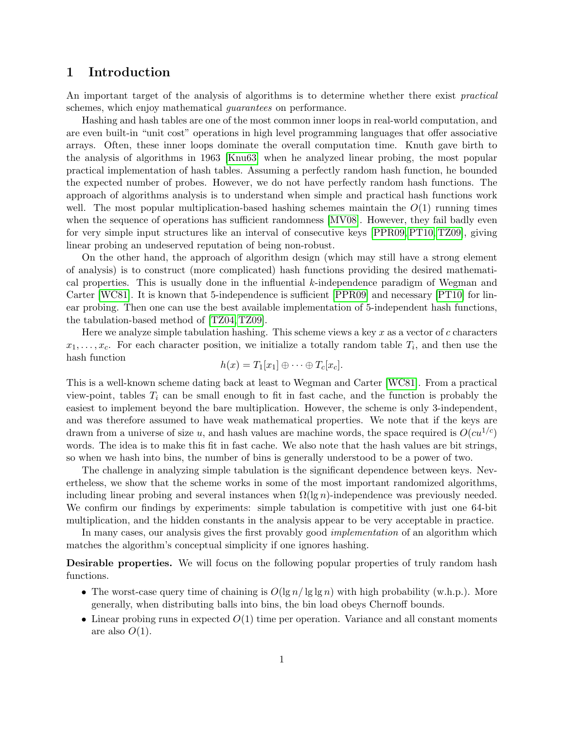## 1 Introduction

An important target of the analysis of algorithms is to determine whether there exist *practical* schemes, which enjoy mathematical *guarantees* on performance.

Hashing and hash tables are one of the most common inner loops in real-world computation, and are even built-in "unit cost" operations in high level programming languages that offer associative arrays. Often, these inner loops dominate the overall computation time. Knuth gave birth to the analysis of algorithms in 1963 [Knu63] when he analyzed linear probing, the most popular practical implementation of hash tables. Assuming a perfectly random hash function, he bounded the expected number of probes. However, we do not have perfectly random hash functions. The approach of algorithms analysis is to understand when simple and practical hash functions work well. The most popular multiplication-based hashing schemes maintain the $O(1)$ running times when the sequence of operations has sufficient randomness [MV08]. However, they fail badly even for very simple input structures like an interval of consecutive keys [PPR09, PT10, TZ09], giving linear probing an undeserved reputation of being non-robust.

On the other hand, the approach of algorithm design (which may still have a strong element of analysis) is to construct (more complicated) hash functions providing the desired mathematical properties. This is usually done in the influential $k$-independence paradigm of Wegman and Carter [WC81]. It is known that 5-independence is sufficient [PPR09] and necessary [PT10] for linear probing. Then one can use the best available implementation of 5-independent hash functions, the tabulation-based method of [TZ04, TZ09].

Here we analyze simple tabulation hashing. This scheme views a key $x$ as a vector of $c$ characters $x_1, \ldots, x_c$. For each character position, we initialize a totally random table $T_i$, and then use the hash function

$$h(x) = T_1[x_1] \oplus \cdots \oplus T_c[x_c].$$

This is a well-known scheme dating back at least to Wegman and Carter [WC81]. From a practical view-point, tables $T_i$ can be small enough to fit in fast cache, and the function is probably the easiest to implement beyond the bare multiplication. However, the scheme is only 3-independent, and was therefore assumed to have weak mathematical properties. We note that if the keys are drawn from a universe of size $u$, and hash values are machine words, the space required is $O(cu^{1/c})$ words. The idea is to make this fit in fast cache. We also note that the hash values are bit strings, so when we hash into bins, the number of bins is generally understood to be a power of two.

The challenge in analyzing simple tabulation is the significant dependence between keys. Nevertheless, we show that the scheme works in some of the most important randomized algorithms, including linear probing and several instances when $\Omega(\lg n)$-independence was previously needed. We confirm our findings by experiments: simple tabulation is competitive with just one 64-bit multiplication, and the hidden constants in the analysis appear to be very acceptable in practice.

In many cases, our analysis gives the first provably good *implementation* of an algorithm which matches the algorithm's conceptual simplicity if one ignores hashing.

**Desirable properties.** We will focus on the following popular properties of truly random hash functions.

- The worst-case query time of chaining is $O(\lg n / \lg \lg n)$ with high probability (w.h.p.). More generally, when distributing balls into bins, the bin load obeys Chernoff bounds.
- Linear probing runs in expected $O(1)$ time per operation. Variance and all constant moments are also $O(1)$.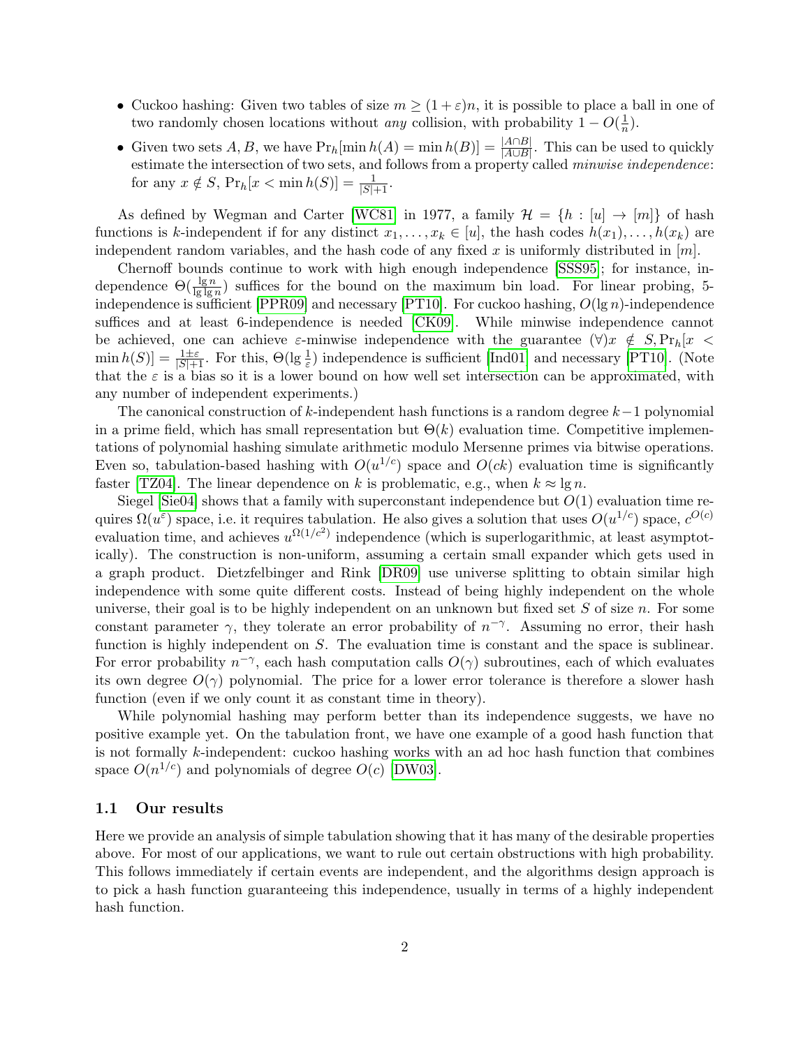- Cuckoo hashing: Given two tables of size $m \geq (1+\varepsilon)n$, it is possible to place a ball in one of two randomly chosen locations without *any* collision, with probability $1 - O(\frac{1}{n})$.
- Given two sets $A, B$, we have $\Pr_h[\min h(A) = \min h(B)] = \frac{|A \cap B|}{|A \cup B|}$. This can be used to quickly estimate the intersection of two sets, and follows from a property called *minwise independence*: for any $x \notin S$, $\Pr_h[x < \min h(S)] = \frac{1}{|S|+1}$.

As defined by Wegman and Carter [WC81] in 1977, a family $\mathcal{H} = \{h : [u] \to [m]\}$ of hash functions is $k$-independent if for any distinct $x_1, \ldots, x_k \in [u]$, the hash codes $h(x_1), \ldots, h(x_k)$ are independent random variables, and the hash code of any fixed $x$ is uniformly distributed in $[m]$.

Chernoff bounds continue to work with high enough independence [SSS95]; for instance, independence $\Theta(\frac{\lg n}{\lg \lg n})$ suffices for the bound on the maximum bin load. For linear probing, 5-independence is sufficient [PPR09] and necessary [PT10]. For cuckoo hashing, $O(\lg n)$-independence suffices and at least 6-independence is needed [CK09]. While minwise independence cannot be achieved, one can achieve $\varepsilon$-minwise independence with the guarantee $(\forall)x \notin S, \Pr_h[x < \min h(S)] = \frac{1 \pm \varepsilon}{|S|+1}$. For this, $\Theta(\lg \frac{1}{\varepsilon})$ independence is sufficient [Ind01] and necessary [PT10]. (Note that the $\varepsilon$ is a bias so it is a lower bound on how well set intersection can be approximated, with any number of independent experiments.)

The canonical construction of $k$-independent hash functions is a random degree $k-1$ polynomial in a prime field, which has small representation but $\Theta(k)$ evaluation time. Competitive implementations of polynomial hashing simulate arithmetic modulo Mersenne primes via bitwise operations. Even so, tabulation-based hashing with $O(u^{1/c})$ space and $O(ck)$ evaluation time is significantly faster [TZ04]. The linear dependence on $k$ is problematic, e.g., when $k \approx \lg n$.

Siegel [Sie04] shows that a family with superconstant independence but $O(1)$ evaluation time requires $\Omega(u^{\varepsilon})$ space, i.e. it requires tabulation. He also gives a solution that uses $O(u^{1/c})$ space, $c^{O(c)}$ evaluation time, and achieves $u^{\Omega(1/c^2)}$ independence (which is superlogarithmic, at least asymptotically). The construction is non-uniform, assuming a certain small expander which gets used in a graph product. Dietzfelbinger and Rink [DR09] use universe splitting to obtain similar high independence with some quite different costs. Instead of being highly independent on the whole universe, their goal is to be highly independent on an unknown but fixed set $S$ of size $n$. For some constant parameter $\gamma$, they tolerate an error probability of $n^{-\gamma}$. Assuming no error, their hash function is highly independent on $S$. The evaluation time is constant and the space is sublinear. For error probability $n^{-\gamma}$, each hash computation calls $O(\gamma)$ subroutines, each of which evaluates its own degree $O(\gamma)$ polynomial. The price for a lower error tolerance is therefore a slower hash function (even if we only count it as constant time in theory).

While polynomial hashing may perform better than its independence suggests, we have no positive example yet. On the tabulation front, we have one example of a good hash function that is not formally $k$-independent: cuckoo hashing works with an ad hoc hash function that combines space $O(n^{1/c})$ and polynomials of degree $O(c)$ [DW03].

### 1.1 Our results

Here we provide an analysis of simple tabulation showing that it has many of the desirable properties above. For most of our applications, we want to rule out certain obstructions with high probability. This follows immediately if certain events are independent, and the algorithms design approach is to pick a hash function guaranteeing this independence, usually in terms of a highly independent hash function.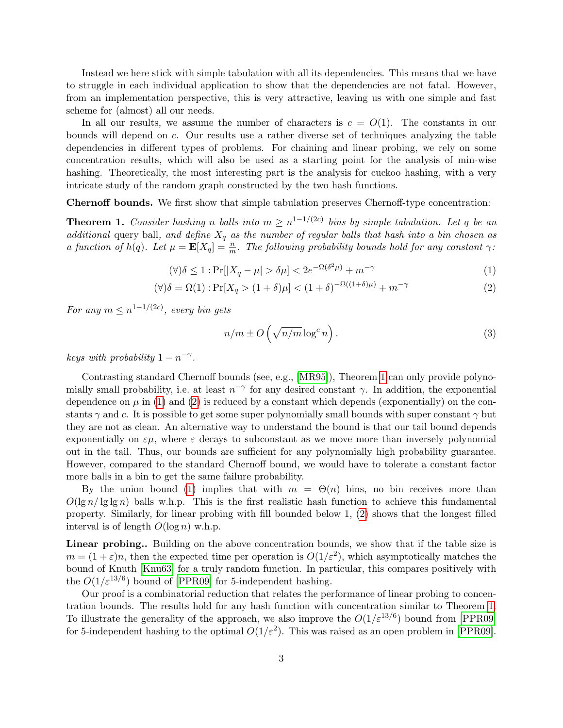Instead we here stick with simple tabulation with all its dependencies. This means that we have to struggle in each individual application to show that the dependencies are not fatal. However, from an implementation perspective, this is very attractive, leaving us with one simple and fast scheme for (almost) all our needs.

In all our results, we assume the number of characters is $c = O(1)$. The constants in our bounds will depend on $c$. Our results use a rather diverse set of techniques analyzing the table dependencies in different types of problems. For chaining and linear probing, we rely on some concentration results, which will also be used as a starting point for the analysis of min-wise hashing. Theoretically, the most interesting part is the analysis for cuckoo hashing, with a very intricate study of the random graph constructed by the two hash functions.

**Chernoff bounds.** We first show that simple tabulation preserves Chernoff-type concentration:

**Theorem 1.** *Consider hashing $n$ balls into $m \geq n^{1-1/(2c)}$ bins by simple tabulation. Let $q$ be an additional* query ball*, and define $X_q$ as the number of regular balls that hash into a bin chosen as a function of $h(q)$. Let $\mu = \mathbf{E}[X_q] = \frac{n}{m}$. The following probability bounds hold for any constant $\gamma$:*

$$(\forall)\delta \leq 1 : \Pr[|X_q - \mu| > \delta\mu] < 2e^{-\Omega(\delta^2\mu)} + m^{-\gamma} \tag{1}$$

$$(\forall)\delta = \Omega(1) : \Pr[X_q > (1+\delta)\mu] < (1+\delta)^{-\Omega((1+\delta)\mu)} + m^{-\gamma} \tag{2}$$

*For any $m \leq n^{1-1/(2c)}$, every bin gets*

$$n/m \pm O\left(\sqrt{n/m}\log^c n\right). \tag{3}$$

*keys with probability $1 - n^{-\gamma}$.*

Contrasting standard Chernoff bounds (see, e.g., [MR95]), Theorem 1 can only provide polynomially small probability, i.e. at least $n^{-\gamma}$ for any desired constant $\gamma$. In addition, the exponential dependence on $\mu$ in (1) and (2) is reduced by a constant which depends (exponentially) on the constants $\gamma$ and $c$. It is possible to get some super polynomially small bounds with super constant $\gamma$ but they are not as clean. An alternative way to understand the bound is that our tail bound depends exponentially on $\varepsilon\mu$, where $\varepsilon$ decays to subconstant as we move more than inversely polynomial out in the tail. Thus, our bounds are sufficient for any polynomially high probability guarantee. However, compared to the standard Chernoff bound, we would have to tolerate a constant factor more balls in a bin to get the same failure probability.

By the union bound (1) implies that with $m = \Theta(n)$ bins, no bin receives more than $O(\lg n/\lg\lg n)$ balls w.h.p. This is the first realistic hash function to achieve this fundamental property. Similarly, for linear probing with fill bounded below 1, (2) shows that the longest filled interval is of length $O(\log n)$ w.h.p.

**Linear probing..** Building on the above concentration bounds, we show that if the table size is $m = (1+\varepsilon)n$, then the expected time per operation is $O(1/\varepsilon^2)$, which asymptotically matches the bound of Knuth [Knu63] for a truly random function. In particular, this compares positively with the $O(1/\varepsilon^{13/6})$ bound of [PPR09] for 5-independent hashing.

Our proof is a combinatorial reduction that relates the performance of linear probing to concentration bounds. The results hold for any hash function with concentration similar to Theorem 1. To illustrate the generality of the approach, we also improve the $O(1/\varepsilon^{13/6})$ bound from [PPR09] for 5-independent hashing to the optimal $O(1/\varepsilon^2)$. This was raised as an open problem in [PPR09].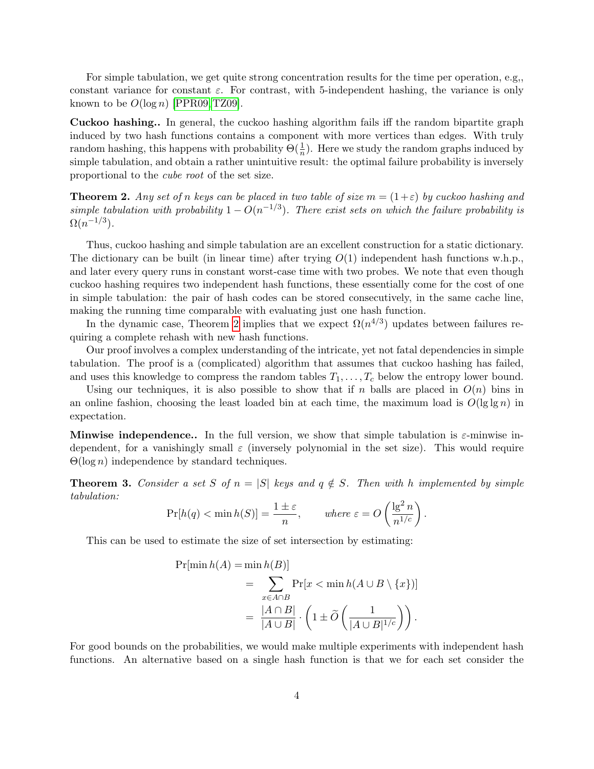For simple tabulation, we get quite strong concentration results for the time per operation, e.g,, constant variance for constant $\varepsilon$. For contrast, with 5-independent hashing, the variance is only known to be $O(\log n)$ [PPR09, TZ09].

**Cuckoo hashing..** In general, the cuckoo hashing algorithm fails iff the random bipartite graph induced by two hash functions contains a component with more vertices than edges. With truly random hashing, this happens with probability $\Theta(\frac{1}{n})$. Here we study the random graphs induced by simple tabulation, and obtain a rather unintuitive result: the optimal failure probability is inversely proportional to the *cube root* of the set size.

**Theorem 2.** *Any set of $n$ keys can be placed in two table of size $m = (1+\varepsilon)$ by cuckoo hashing and simple tabulation with probability $1 - O(n^{-1/3})$. There exist sets on which the failure probability is $\Omega(n^{-1/3})$.*

Thus, cuckoo hashing and simple tabulation are an excellent construction for a static dictionary. The dictionary can be built (in linear time) after trying $O(1)$ independent hash functions w.h.p., and later every query runs in constant worst-case time with two probes. We note that even though cuckoo hashing requires two independent hash functions, these essentially come for the cost of one in simple tabulation: the pair of hash codes can be stored consecutively, in the same cache line, making the running time comparable with evaluating just one hash function.

In the dynamic case, Theorem 2 implies that we expect $\Omega(n^{4/3})$ updates between failures requiring a complete rehash with new hash functions.

Our proof involves a complex understanding of the intricate, yet not fatal dependencies in simple tabulation. The proof is a (complicated) algorithm that assumes that cuckoo hashing has failed, and uses this knowledge to compress the random tables $T_1, \ldots, T_c$ below the entropy lower bound.

Using our techniques, it is also possible to show that if $n$ balls are placed in $O(n)$ bins in an online fashion, choosing the least loaded bin at each time, the maximum load is $O(\lg\lg n)$ in expectation.

**Minwise independence..** In the full version, we show that simple tabulation is $\varepsilon$-minwise independent, for a vanishingly small $\varepsilon$ (inversely polynomial in the set size). This would require $\Theta(\log n)$ independence by standard techniques.

**Theorem 3.** *Consider a set $S$ of $n = |S|$ keys and $q \notin S$. Then with $h$ implemented by simple tabulation:*

$$\Pr[h(q) < \min h(S)] = \frac{1 \pm \varepsilon}{n}, \qquad \text{where } \varepsilon = O\left(\frac{\lg^2 n}{n^{1/c}}\right).$$

This can be used to estimate the size of set intersection by estimating:

$$\begin{aligned}
&\Pr[\min h(A) = \min h(B)] \\
&\quad = \sum_{x \in A \cap B} \Pr[x < \min h(A \cup B \setminus \{x\})] \\
&\quad = \frac{|A \cap B|}{|A \cup B|} \cdot \left(1 \pm \widetilde{O}\left(\frac{1}{|A \cup B|^{1/c}}\right)\right).
\end{aligned}$$

For good bounds on the probabilities, we would make multiple experiments with independent hash functions. An alternative based on a single hash function is that we for each set consider the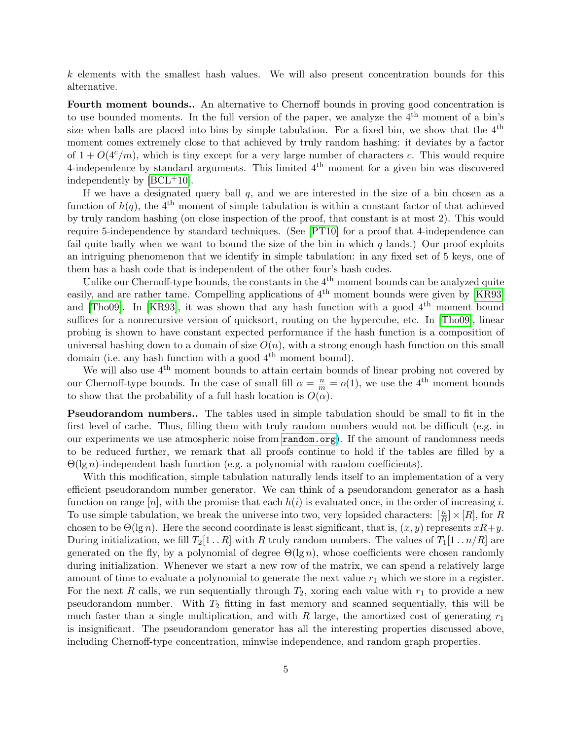$k$ elements with the smallest hash values. We will also present concentration bounds for this alternative.

**Fourth moment bounds..** An alternative to Chernoff bounds in proving good concentration is to use bounded moments. In the full version of the paper, we analyze the $4^{\text{th}}$ moment of a bin's size when balls are placed into bins by simple tabulation. For a fixed bin, we show that the $4^{\text{th}}$ moment comes extremely close to that achieved by truly random hashing: it deviates by a factor of $1 + O(4^c/m)$, which is tiny except for a very large number of characters $c$. This would require 4-independence by standard arguments. This limited $4^{\text{th}}$ moment for a given bin was discovered independently by [BCL+10].

If we have a designated query ball $q$, and we are interested in the size of a bin chosen as a function of $h(q)$, the $4^{\text{th}}$ moment of simple tabulation is within a constant factor of that achieved by truly random hashing (on close inspection of the proof, that constant is at most 2). This would require 5-independence by standard techniques. (See [PT10] for a proof that 4-independence can fail quite badly when we want to bound the size of the bin in which $q$ lands.) Our proof exploits an intriguing phenomenon that we identify in simple tabulation: in any fixed set of 5 keys, one of them has a hash code that is independent of the other four's hash codes.

Unlike our Chernoff-type bounds, the constants in the $4^{\text{th}}$ moment bounds can be analyzed quite easily, and are rather tame. Compelling applications of $4^{\text{th}}$ moment bounds were given by [KR93] and [Tho09]. In [KR93], it was shown that any hash function with a good $4^{\text{th}}$ moment bound suffices for a nonrecursive version of quicksort, routing on the hypercube, etc. In [Tho09], linear probing is shown to have constant expected performance if the hash function is a composition of universal hashing down to a domain of size $O(n)$, with a strong enough hash function on this small domain (i.e. any hash function with a good $4^{\text{th}}$ moment bound).

We will also use $4^{\text{th}}$ moment bounds to attain certain bounds of linear probing not covered by our Chernoff-type bounds. In the case of small fill $\alpha = \frac{n}{m} = o(1)$, we use the $4^{\text{th}}$ moment bounds to show that the probability of a full hash location is $O(\alpha)$.

**Pseudorandom numbers..** The tables used in simple tabulation should be small to fit in the first level of cache. Thus, filling them with truly random numbers would not be difficult (e.g. in our experiments we use atmospheric noise from `random.org`). If the amount of randomness needs to be reduced further, we remark that all proofs continue to hold if the tables are filled by a $\Theta(\lg n)$-independent hash function (e.g. a polynomial with random coefficients).

With this modification, simple tabulation naturally lends itself to an implementation of a very efficient pseudorandom number generator. We can think of a pseudorandom generator as a hash function on range $[n]$, with the promise that each $h(i)$ is evaluated once, in the order of increasing $i$. To use simple tabulation, we break the universe into two, very lopsided characters: $[\frac{n}{R}] \times [R]$, for $R$ chosen to be $\Theta(\lg n)$. Here the second coordinate is least significant, that is, $(x, y)$ represents $xR+y$. During initialization, we fill $T_2[1 \,..\, R]$ with $R$ truly random numbers. The values of $T_1[1 \,..\, n/R]$ are generated on the fly, by a polynomial of degree $\Theta(\lg n)$, whose coefficients were chosen randomly during initialization. Whenever we start a new row of the matrix, we can spend a relatively large amount of time to evaluate a polynomial to generate the next value $r_1$ which we store in a register. For the next $R$ calls, we run sequentially through $T_2$, xoring each value with $r_1$ to provide a new pseudorandom number. With $T_2$ fitting in fast memory and scanned sequentially, this will be much faster than a single multiplication, and with $R$ large, the amortized cost of generating $r_1$ is insignificant. The pseudorandom generator has all the interesting properties discussed above, including Chernoff-type concentration, minwise independence, and random graph properties.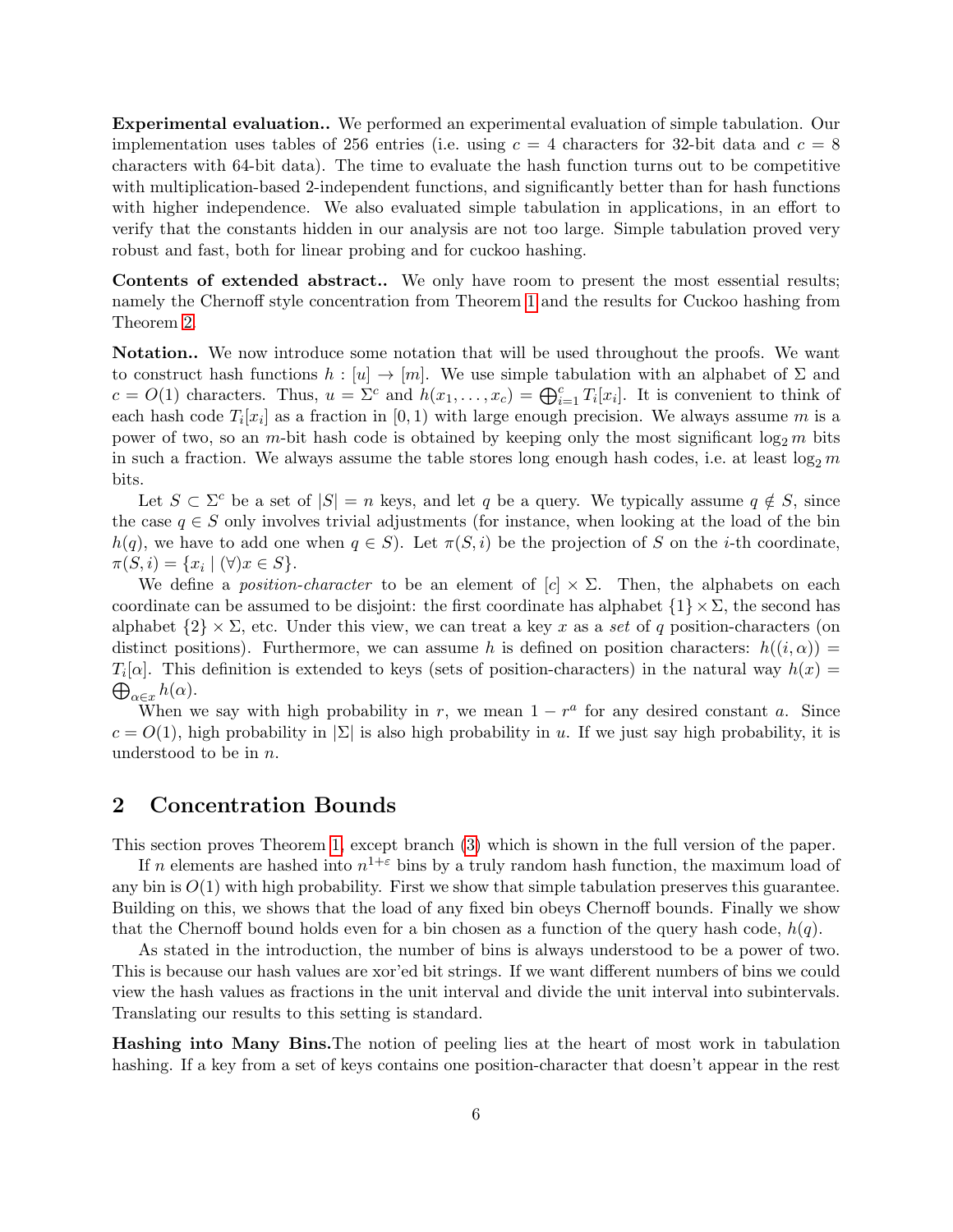**Experimental evaluation..** We performed an experimental evaluation of simple tabulation. Our implementation uses tables of 256 entries (i.e. using $c = 4$ characters for 32-bit data and $c = 8$ characters with 64-bit data). The time to evaluate the hash function turns out to be competitive with multiplication-based 2-independent functions, and significantly better than for hash functions with higher independence. We also evaluated simple tabulation in applications, in an effort to verify that the constants hidden in our analysis are not too large. Simple tabulation proved very robust and fast, both for linear probing and for cuckoo hashing.

**Contents of extended abstract..** We only have room to present the most essential results; namely the Chernoff style concentration from Theorem 1 and the results for Cuckoo hashing from Theorem 2.

**Notation..** We now introduce some notation that will be used throughout the proofs. We want to construct hash functions $h : [u] \to [m]$. We use simple tabulation with an alphabet of $\Sigma$ and $c = O(1)$ characters. Thus, $u = \Sigma^c$ and $h(x_1, \ldots, x_c) = \bigoplus_{i=1}^{c} T_i[x_i]$. It is convenient to think of each hash code $T_i[x_i]$ as a fraction in $[0, 1)$ with large enough precision. We always assume $m$ is a power of two, so an $m$-bit hash code is obtained by keeping only the most significant $\log_2 m$ bits in such a fraction. We always assume the table stores long enough hash codes, i.e. at least $\log_2 m$ bits.

Let $S \subset \Sigma^c$ be a set of $|S| = n$ keys, and let $q$ be a query. We typically assume $q \notin S$, since the case $q \in S$ only involves trivial adjustments (for instance, when looking at the load of the bin $h(q)$, we have to add one when $q \in S$). Let $\pi(S, i)$ be the projection of $S$ on the $i$-th coordinate, $\pi(S, i) = \{x_i \mid (\forall) x \in S\}$.

We define a *position-character* to be an element of $[c] \times \Sigma$. Then, the alphabets on each coordinate can be assumed to be disjoint: the first coordinate has alphabet $\{1\} \times \Sigma$, the second has alphabet $\{2\} \times \Sigma$, etc. Under this view, we can treat a key $x$ as a *set* of $q$ position-characters (on distinct positions). Furthermore, we can assume $h$ is defined on position characters: $h((i, \alpha)) = T_i[\alpha]$. This definition is extended to keys (sets of position-characters) in the natural way $h(x) = \bigoplus_{\alpha \in x} h(\alpha)$.

When we say with high probability in $r$, we mean $1 - r^a$ for any desired constant $a$. Since $c = O(1)$, high probability in $|\Sigma|$ is also high probability in $u$. If we just say high probability, it is understood to be in $n$.

## 2 Concentration Bounds

This section proves Theorem 1, except branch (3) which is shown in the full version of the paper.

If $n$ elements are hashed into $n^{1+\varepsilon}$ bins by a truly random hash function, the maximum load of any bin is $O(1)$ with high probability. First we show that simple tabulation preserves this guarantee. Building on this, we shows that the load of any fixed bin obeys Chernoff bounds. Finally we show that the Chernoff bound holds even for a bin chosen as a function of the query hash code, $h(q)$.

As stated in the introduction, the number of bins is always understood to be a power of two. This is because our hash values are xor'ed bit strings. If we want different numbers of bins we could view the hash values as fractions in the unit interval and divide the unit interval into subintervals. Translating our results to this setting is standard.

**Hashing into Many Bins.** The notion of peeling lies at the heart of most work in tabulation hashing. If a key from a set of keys contains one position-character that doesn't appear in the rest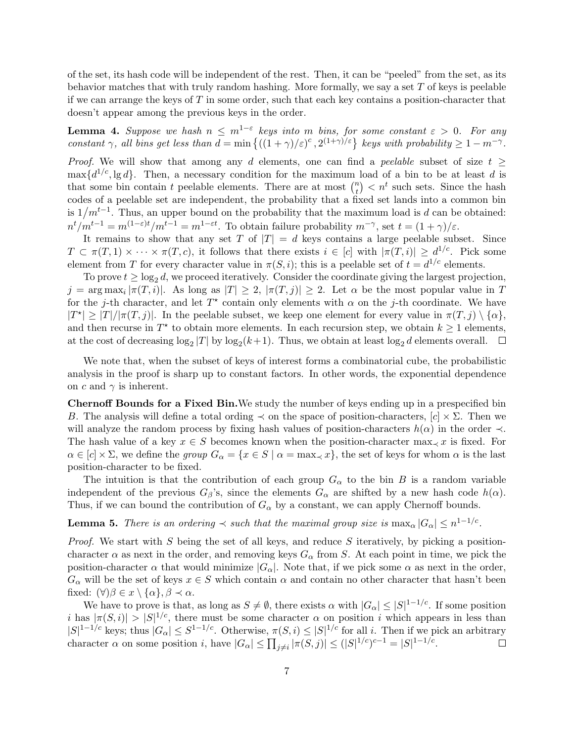of the set, its hash code will be independent of the rest. Then, it can be "peeled" from the set, as its behavior matches that with truly random hashing. More formally, we say a set $T$ of keys is peelable if we can arrange the keys of $T$ in some order, such that each key contains a position-character that doesn't appear among the previous keys in the order.

**Lemma 4.** *Suppose we hash $n \leq m^{1-\varepsilon}$ keys into $m$ bins, for some constant $\varepsilon > 0$. For any constant $\gamma$, all bins get less than $d = \min\left\{((1+\gamma)/\varepsilon)^c, 2^{(1+\gamma)/\varepsilon}\right\}$ keys with probability $\geq 1 - m^{-\gamma}$.*

*Proof.* We will show that among any $d$ elements, one can find a *peelable* subset of size $t \geq \max\{d^{1/c}, \lg d\}$. Then, a necessary condition for the maximum load of a bin to be at least $d$ is that some bin contain $t$ peelable elements. There are at most $\binom{n}{t} < n^t$ such sets. Since the hash codes of a peelable set are independent, the probability that a fixed set lands into a common bin is $1/m^{t-1}$. Thus, an upper bound on the probability that the maximum load is $d$ can be obtained: $n^t/m^{t-1} = m^{(1-\varepsilon)t}/m^{t-1} = m^{1-\varepsilon t}$. To obtain failure probability $m^{-\gamma}$, set $t = (1+\gamma)/\varepsilon$.

It remains to show that any set $T$ of $|T| = d$ keys contains a large peelable subset. Since $T \subset \pi(T,1) \times \cdots \times \pi(T,c)$, it follows that there exists $i \in [c]$ with $|\pi(T,i)| \geq d^{1/c}$. Pick some element from $T$ for every character value in $\pi(S,i)$; this is a peelable set of $t = d^{1/c}$ elements.

To prove $t \geq \log_2 d$, we proceed iteratively. Consider the coordinate giving the largest projection, $j = \arg\max_i |\pi(T,i)|$. As long as $|T| \geq 2$, $|\pi(T,j)| \geq 2$. Let $\alpha$ be the most popular value in $T$ for the $j$-th character, and let $T^\star$ contain only elements with $\alpha$ on the $j$-th coordinate. We have $|T^\star| \geq |T|/|\pi(T,j)|$. In the peelable subset, we keep one element for every value in $\pi(T,j) \setminus \{\alpha\}$, and then recurse in $T^\star$ to obtain more elements. In each recursion step, we obtain $k \geq 1$ elements, at the cost of decreasing $\log_2 |T|$ by $\log_2(k+1)$. Thus, we obtain at least $\log_2 d$ elements overall. $\square$

We note that, when the subset of keys of interest forms a combinatorial cube, the probabilistic analysis in the proof is sharp up to constant factors. In other words, the exponential dependence on $c$ and $\gamma$ is inherent.

**Chernoff Bounds for a Fixed Bin.** We study the number of keys ending up in a prespecified bin $B$. The analysis will define a total ording $\prec$ on the space of position-characters, $[c] \times \Sigma$. Then we will analyze the random process by fixing hash values of position-characters $h(\alpha)$ in the order $\prec$. The hash value of a key $x \in S$ becomes known when the position-character $\max_\prec x$ is fixed. For $\alpha \in [c] \times \Sigma$, we define the *group* $G_\alpha = \{x \in S \mid \alpha = \max_\prec x\}$, the set of keys for whom $\alpha$ is the last position-character to be fixed.

The intuition is that the contribution of each group $G_\alpha$ to the bin $B$ is a random variable independent of the previous $G_\beta$'s, since the elements $G_\alpha$ are shifted by a new hash code $h(\alpha)$. Thus, if we can bound the contribution of $G_\alpha$ by a constant, we can apply Chernoff bounds.

**Lemma 5.** *There is an ordering $\prec$ such that the maximal group size is $\max_\alpha |G_\alpha| \leq n^{1-1/c}$.*

*Proof.* We start with $S$ being the set of all keys, and reduce $S$ iteratively, by picking a position-character $\alpha$ as next in the order, and removing keys $G_\alpha$ from $S$. At each point in time, we pick the position-character $\alpha$ that would minimize $|G_\alpha|$. Note that, if we pick some $\alpha$ as next in the order, $G_\alpha$ will be the set of keys $x \in S$ which contain $\alpha$ and contain no other character that hasn't been fixed: $(\forall)\beta \in x \setminus \{\alpha\}, \beta \prec \alpha$.

We have to prove is that, as long as $S \neq \emptyset$, there exists $\alpha$ with $|G_\alpha| \leq |S|^{1-1/c}$. If some position $i$ has $|\pi(S,i)| > |S|^{1/c}$, there must be some character $\alpha$ on position $i$ which appears in less than $|S|^{1-1/c}$ keys; thus $|G_\alpha| \leq S^{1-1/c}$. Otherwise, $\pi(S,i) \leq |S|^{1/c}$ for all $i$. Then if we pick an arbitrary character $\alpha$ on some position $i$, have $|G_\alpha| \leq \prod_{j \neq i} |\pi(S,j)| \leq (|S|^{1/c})^{c-1} = |S|^{1-1/c}$. $\square$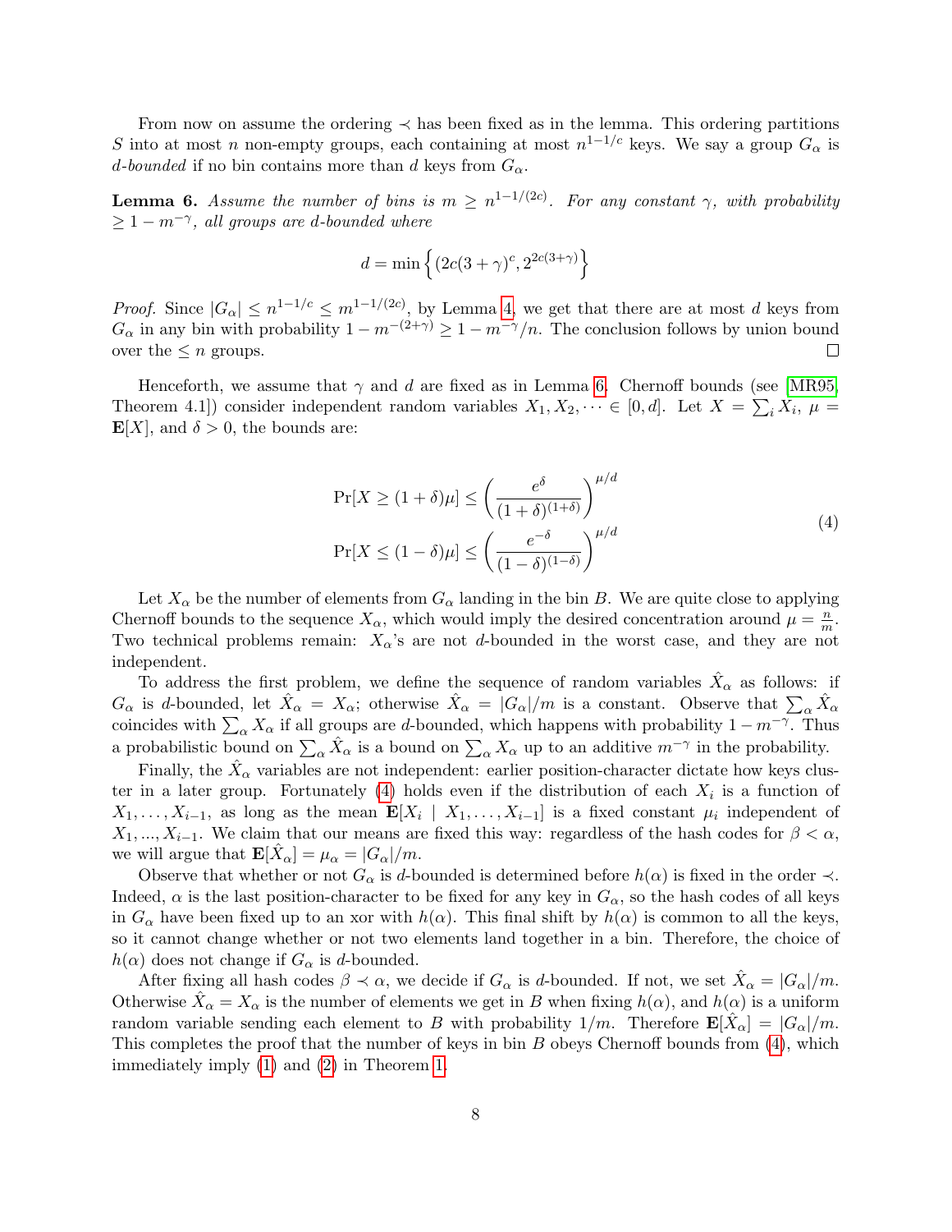From now on assume the ordering $\prec$ has been fixed as in the lemma. This ordering partitions $S$ into at most $n$ non-empty groups, each containing at most $n^{1-1/c}$ keys. We say a group $G_\alpha$ is *d-bounded* if no bin contains more than $d$ keys from $G_\alpha$.

**Lemma 6.** *Assume the number of bins is $m \geq n^{1-1/(2c)}$. For any constant $\gamma$, with probability $\geq 1 - m^{-\gamma}$, all groups are $d$-bounded where*

$$d = \min\left\{(2c(3+\gamma))^c, 2^{2c(3+\gamma)}\right\}$$

*Proof.* Since $|G_\alpha| \leq n^{1-1/c} \leq m^{1-1/(2c)}$, by Lemma 4, we get that there are at most $d$ keys from $G_\alpha$ in any bin with probability $1 - m^{-(2+\gamma)} \geq 1 - m^{-\gamma}/n$. The conclusion follows by union bound over the $\leq n$ groups. □

Henceforth, we assume that $\gamma$ and $d$ are fixed as in Lemma 6. Chernoff bounds (see [MR95, Theorem 4.1]) consider independent random variables $X_1, X_2, \dots \in [0, d]$. Let $X = \sum_i X_i$, $\mu = \mathbf{E}[X]$, and $\delta > 0$, the bounds are:

$$\begin{aligned}
\Pr[X \geq (1+\delta)\mu] &\leq \left(\frac{e^\delta}{(1+\delta)^{(1+\delta)}}\right)^{\mu/d} \\
\Pr[X \leq (1-\delta)\mu] &\leq \left(\frac{e^{-\delta}}{(1-\delta)^{(1-\delta)}}\right)^{\mu/d}
\end{aligned} \tag{4}$$

Let $X_\alpha$ be the number of elements from $G_\alpha$ landing in the bin $B$. We are quite close to applying Chernoff bounds to the sequence $X_\alpha$, which would imply the desired concentration around $\mu = \frac{n}{m}$. Two technical problems remain: $X_\alpha$'s are not $d$-bounded in the worst case, and they are not independent.

To address the first problem, we define the sequence of random variables $\hat{X}_\alpha$ as follows: if $G_\alpha$ is $d$-bounded, let $\hat{X}_\alpha = X_\alpha$; otherwise $\hat{X}_\alpha = |G_\alpha|/m$ is a constant. Observe that $\sum_\alpha \hat{X}_\alpha$ coincides with $\sum_\alpha X_\alpha$ if all groups are $d$-bounded, which happens with probability $1 - m^{-\gamma}$. Thus a probabilistic bound on $\sum_\alpha \hat{X}_\alpha$ is a bound on $\sum_\alpha X_\alpha$ up to an additive $m^{-\gamma}$ in the probability.

Finally, the $\hat{X}_\alpha$ variables are not independent: earlier position-character dictate how keys cluster in a later group. Fortunately (4) holds even if the distribution of each $X_i$ is a function of $X_1, \dots, X_{i-1}$, as long as the mean $\mathbf{E}[X_i \mid X_1, \dots, X_{i-1}]$ is a fixed constant $\mu_i$ independent of $X_1, ..., X_{i-1}$. We claim that our means are fixed this way: regardless of the hash codes for $\beta < \alpha$, we will argue that $\mathbf{E}[\hat{X}_\alpha] = \mu_\alpha = |G_\alpha|/m$.

Observe that whether or not $G_\alpha$ is $d$-bounded is determined before $h(\alpha)$ is fixed in the order $\prec$. Indeed, $\alpha$ is the last position-character to be fixed for any key in $G_\alpha$, so the hash codes of all keys in $G_\alpha$ have been fixed up to an xor with $h(\alpha)$. This final shift by $h(\alpha)$ is common to all the keys, so it cannot change whether or not two elements land together in a bin. Therefore, the choice of $h(\alpha)$ does not change if $G_\alpha$ is $d$-bounded.

After fixing all hash codes $\beta \prec \alpha$, we decide if $G_\alpha$ is $d$-bounded. If not, we set $\hat{X}_\alpha = |G_\alpha|/m$. Otherwise $\hat{X}_\alpha = X_\alpha$ is the number of elements we get in $B$ when fixing $h(\alpha)$, and $h(\alpha)$ is a uniform random variable sending each element to $B$ with probability $1/m$. Therefore $\mathbf{E}[\hat{X}_\alpha] = |G_\alpha|/m$. This completes the proof that the number of keys in bin $B$ obeys Chernoff bounds from (4), which immediately imply (1) and (2) in Theorem 1.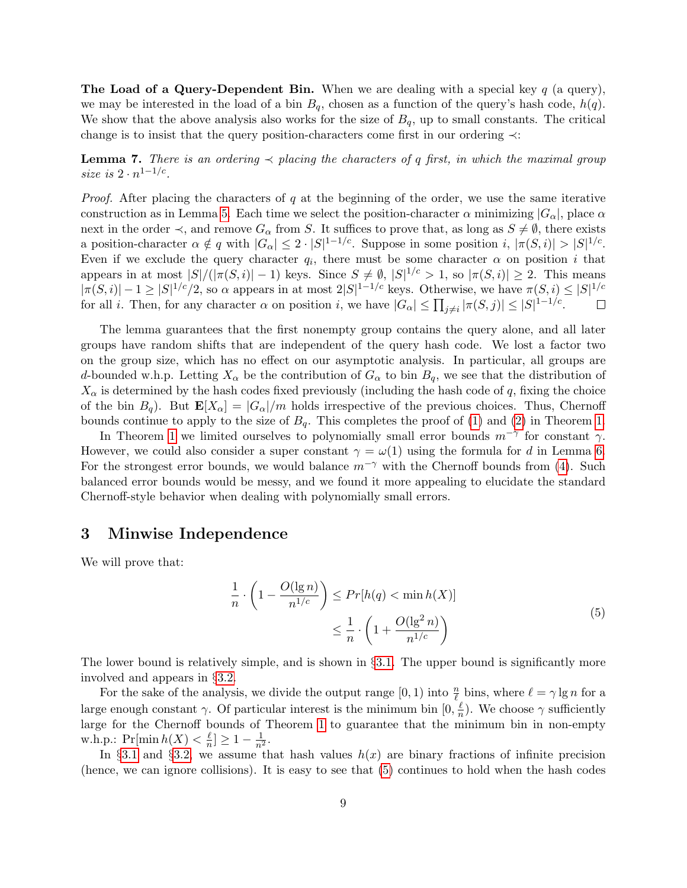**The Load of a Query-Dependent Bin.** When we are dealing with a special key $q$ (a query), we may be interested in the load of a bin $B_q$, chosen as a function of the query's hash code, $h(q)$. We show that the above analysis also works for the size of $B_q$, up to small constants. The critical change is to insist that the query position-characters come first in our ordering $\prec$:

**Lemma 7.** *There is an ordering $\prec$ placing the characters of $q$ first, in which the maximal group size is $2 \cdot n^{1-1/c}$.*

*Proof.* After placing the characters of $q$ at the beginning of the order, we use the same iterative construction as in Lemma 5. Each time we select the position-character $\alpha$ minimizing $|G_\alpha|$, place $\alpha$ next in the order $\prec$, and remove $G_\alpha$ from $S$. It suffices to prove that, as long as $S \neq \emptyset$, there exists a position-character $\alpha \notin q$ with $|G_\alpha| \leq 2 \cdot |S|^{1-1/c}$. Suppose in some position $i$, $|\pi(S,i)| > |S|^{1/c}$. Even if we exclude the query character $q_i$, there must be some character $\alpha$ on position $i$ that appears in at most $|S|/(|\pi(S,i)|-1)$ keys. Since $S \neq \emptyset$, $|S|^{1/c} > 1$, so $|\pi(S,i)| \geq 2$. This means $|\pi(S,i)| - 1 \geq |S|^{1/c}/2$, so $\alpha$ appears in at most $2|S|^{1-1/c}$ keys. Otherwise, we have $\pi(S,i) \leq |S|^{1/c}$ for all $i$. Then, for any character $\alpha$ on position $i$, we have $|G_\alpha| \leq \prod_{j \neq i} |\pi(S,j)| \leq |S|^{1-1/c}$. □

The lemma guarantees that the first nonempty group contains the query alone, and all later groups have random shifts that are independent of the query hash code. We lost a factor two on the group size, which has no effect on our asymptotic analysis. In particular, all groups are $d$-bounded w.h.p. Letting $X_\alpha$ be the contribution of $G_\alpha$ to bin $B_q$, we see that the distribution of $X_\alpha$ is determined by the hash codes fixed previously (including the hash code of $q$, fixing the choice of the bin $B_q$). But $\mathbf{E}[X_\alpha] = |G_\alpha|/m$ holds irrespective of the previous choices. Thus, Chernoff bounds continue to apply to the size of $B_q$. This completes the proof of (1) and (2) in Theorem 1.

In Theorem 1 we limited ourselves to polynomially small error bounds $m^{-\gamma}$ for constant $\gamma$. However, we could also consider a super constant $\gamma = \omega(1)$ using the formula for $d$ in Lemma 6. For the strongest error bounds, we would balance $m^{-\gamma}$ with the Chernoff bounds from (4). Such balanced error bounds would be messy, and we found it more appealing to elucidate the standard Chernoff-style behavior when dealing with polynomially small errors.

## 3 Minwise Independence

We will prove that:

$$\frac{1}{n} \cdot \left(1 - \frac{O(\lg n)}{n^{1/c}}\right) \leq Pr[h(q) < \min h(X)] \leq \frac{1}{n} \cdot \left(1 + \frac{O(\lg^2 n)}{n^{1/c}}\right) \tag{5}$$

The lower bound is relatively simple, and is shown in §3.1. The upper bound is significantly more involved and appears in §3.2.

For the sake of the analysis, we divide the output range $[0,1)$ into $\frac{n}{\ell}$ bins, where $\ell = \gamma \lg n$ for a large enough constant $\gamma$. Of particular interest is the minimum bin $[0, \frac{\ell}{n})$. We choose $\gamma$ sufficiently large for the Chernoff bounds of Theorem 1 to guarantee that the minimum bin in non-empty w.h.p.: $\Pr[\min h(X) < \frac{\ell}{n}] \geq 1 - \frac{1}{n^2}$.

In §3.1 and §3.2, we assume that hash values $h(x)$ are binary fractions of infinite precision (hence, we can ignore collisions). It is easy to see that (5) continues to hold when the hash codes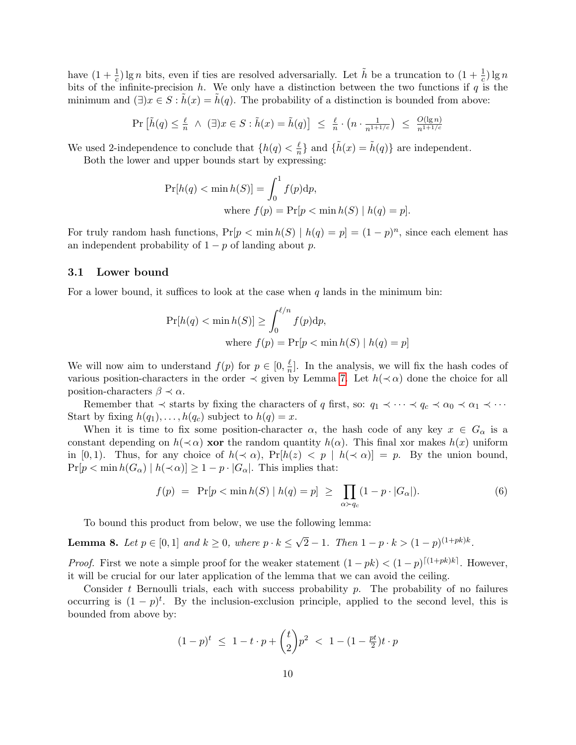have $(1 + \frac{1}{c}) \lg n$ bits, even if ties are resolved adversarially. Let $\tilde{h}$ be a truncation to $(1 + \frac{1}{c}) \lg n$ bits of the infinite-precision $h$. We only have a distinction between the two functions if $q$ is the minimum and $(\exists) x \in S : \tilde{h}(x) = \tilde{h}(q)$. The probability of a distinction is bounded from above:

$$\Pr\left[\tilde{h}(q) \le \tfrac{\ell}{n} \ \wedge\ (\exists) x \in S : \tilde{h}(x) = \tilde{h}(q)\right] \ \le\ \tfrac{\ell}{n} \cdot \left(n \cdot \tfrac{1}{n^{1+1/c}}\right) \ \le\ \tfrac{O(\lg n)}{n^{1+1/c}}$$

We used 2-independence to conclude that $\{h(q) < \frac{\ell}{n}\}$ and $\{\tilde{h}(x) = \tilde{h}(q)\}$ are independent.

Both the lower and upper bounds start by expressing:

$$\Pr[h(q) < \min h(S)] = \int_0^1 f(p) \mathrm{d}p,$$
$$\text{where } f(p) = \Pr[p < \min h(S) \mid h(q) = p].$$

For truly random hash functions, $\Pr[p < \min h(S) \mid h(q) = p] = (1-p)^n$, since each element has an independent probability of $1 - p$ of landing about $p$.

### 3.1 Lower bound

For a lower bound, it suffices to look at the case when $q$ lands in the minimum bin:

$$\Pr[h(q) < \min h(S)] \ge \int_0^{\ell/n} f(p) \mathrm{d}p,$$
$$\text{where } f(p) = \Pr[p < \min h(S) \mid h(q) = p]$$

We will now aim to understand $f(p)$ for $p \in [0, \frac{\ell}{n}]$. In the analysis, we will fix the hash codes of various position-characters in the order $\prec$ given by Lemma 7. Let $h(\prec \alpha)$ done the choice for all position-characters $\beta \prec \alpha$.

Remember that $\prec$ starts by fixing the characters of $q$ first, so: $q_1 \prec \cdots \prec q_c \prec \alpha_0 \prec \alpha_1 \prec \cdots$ Start by fixing $h(q_1), \ldots, h(q_c)$ subject to $h(q) = x$.

When it is time to fix some position-character $\alpha$, the hash code of any key $x \in G_\alpha$ is a constant depending on $h(\prec \alpha)$ **xor** the random quantity $h(\alpha)$. This final xor makes $h(x)$ uniform in $[0, 1)$. Thus, for any choice of $h(\prec \alpha)$, $\Pr[h(z) < p \mid h(\prec \alpha)] = p$. By the union bound, $\Pr[p < \min h(G_\alpha) \mid h(\prec \alpha)] \ge 1 - p \cdot |G_\alpha|$. This implies that:

$$f(p) \ = \ \Pr[p < \min h(S) \mid h(q) = p] \ \ge \ \prod_{\alpha \succ q_c} (1 - p \cdot |G_\alpha|). \tag{6}$$

To bound this product from below, we use the following lemma:

**Lemma 8.** *Let $p \in [0, 1]$ and $k \ge 0$, where $p \cdot k \le \sqrt{2} - 1$. Then $1 - p \cdot k > (1-p)^{(1+pk)k}$.*

*Proof.* First we note a simple proof for the weaker statement $(1 - pk) < (1-p)^{\lceil (1+pk)k \rceil}$. However, it will be crucial for our later application of the lemma that we can avoid the ceiling.

Consider $t$ Bernoulli trials, each with success probability $p$. The probability of no failures occurring is $(1-p)^t$. By the inclusion-exclusion principle, applied to the second level, this is bounded from above by:

$$(1-p)^t \ \le \ 1 - t \cdot p + \binom{t}{2} p^2 \ < \ 1 - (1 - \tfrac{pt}{2}) t \cdot p$$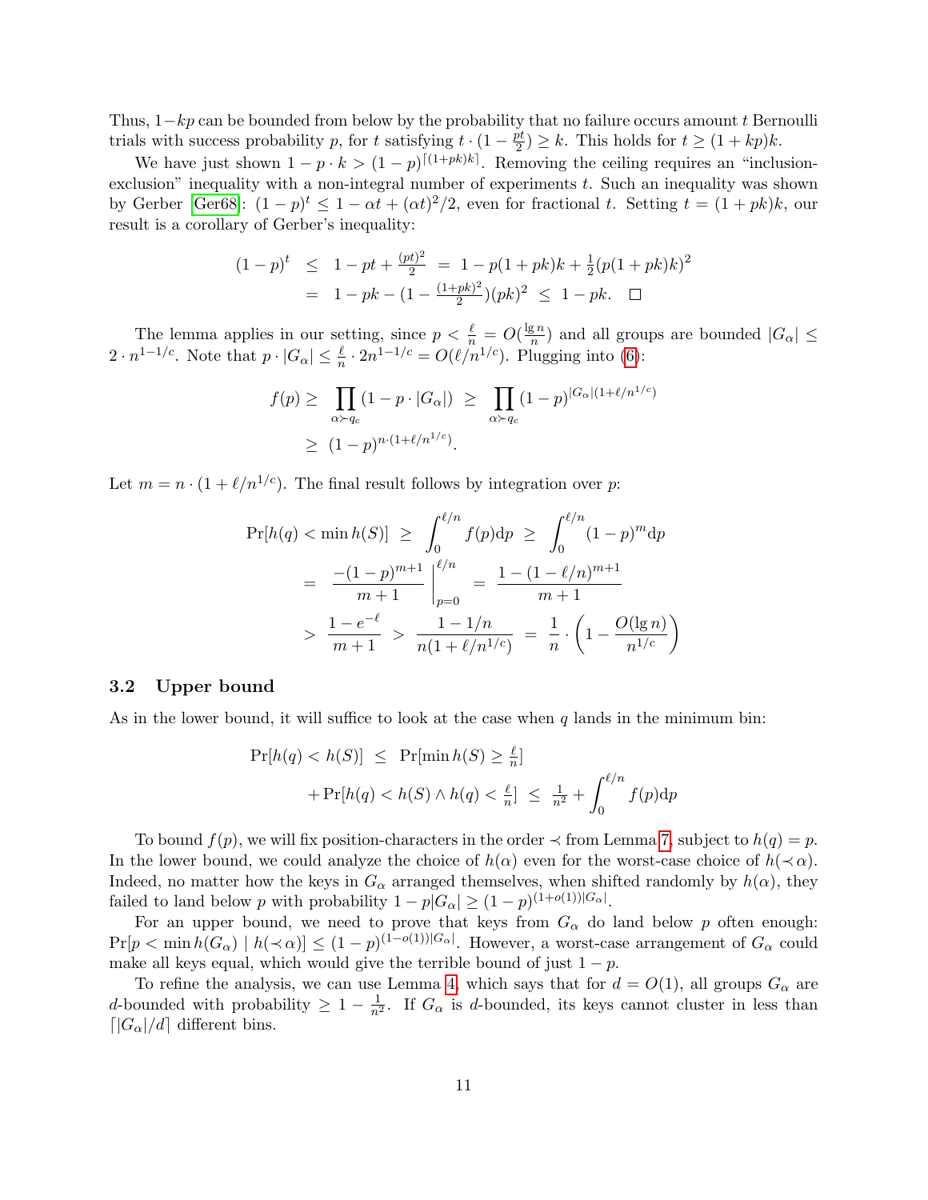Thus, $1-kp$ can be bounded from below by the probability that no failure occurs amount $t$ Bernoulli trials with success probability $p$, for $t$ satisfying $t \cdot (1 - \frac{pt}{2}) \geq k$. This holds for $t \geq (1+kp)k$.

We have just shown $1 - p \cdot k > (1-p)^{\lceil (1+pk)k \rceil}$. Removing the ceiling requires an "inclusion-exclusion" inequality with a non-integral number of experiments $t$. Such an inequality was shown by Gerber [Ger68]: $(1-p)^t \leq 1 - \alpha t + (\alpha t)^2/2$, even for fractional $t$. Setting $t = (1+pk)k$, our result is a corollary of Gerber's inequality:

$$
\begin{aligned}
(1-p)^t &\leq 1 - pt + \tfrac{(pt)^2}{2} \;=\; 1 - p(1+pk)k + \tfrac{1}{2}(p(1+pk)k)^2 \\
&= 1 - pk - (1 - \tfrac{(1+pk)^2}{2})(pk)^2 \;\leq\; 1 - pk. \quad \square
\end{aligned}
$$

The lemma applies in our setting, since $p < \frac{\ell}{n} = O(\frac{\lg n}{n})$ and all groups are bounded $|G_\alpha| \leq 2 \cdot n^{1-1/c}$. Note that $p \cdot |G_\alpha| \leq \frac{\ell}{n} \cdot 2n^{1-1/c} = O(\ell/n^{1/c})$. Plugging into (6):

$$
\begin{aligned}
f(p) &\geq \prod_{\alpha \succ q_c} (1 - p \cdot |G_\alpha|) \;\geq\; \prod_{\alpha \succ q_c} (1-p)^{|G_\alpha|(1+\ell/n^{1/c})} \\
&\geq (1-p)^{n \cdot (1+\ell/n^{1/c})}.
\end{aligned}
$$

Let $m = n \cdot (1 + \ell/n^{1/c})$. The final result follows by integration over $p$:

$$
\begin{aligned}
\Pr[h(q) < \min h(S)] &\geq \int_0^{\ell/n} f(p)\mathrm{d}p \;\geq\; \int_0^{\ell/n} (1-p)^m \mathrm{d}p \\
&= \frac{-(1-p)^{m+1}}{m+1}\Bigg|_{p=0}^{\ell/n} \;=\; \frac{1-(1-\ell/n)^{m+1}}{m+1} \\
&> \frac{1-e^{-\ell}}{m+1} \;>\; \frac{1-1/n}{n(1+\ell/n^{1/c})} \;=\; \frac{1}{n} \cdot \left(1 - \frac{O(\lg n)}{n^{1/c}}\right)
\end{aligned}
$$

### 3.2 Upper bound

As in the lower bound, it will suffice to look at the case when $q$ lands in the minimum bin:

$$
\begin{aligned}
\Pr[h(q) < h(S)] &\leq \Pr[\min h(S) \geq \tfrac{\ell}{n}] \\
&\quad + \Pr[h(q) < h(S) \wedge h(q) < \tfrac{\ell}{n}] \;\leq\; \tfrac{1}{n^2} + \int_0^{\ell/n} f(p)\mathrm{d}p
\end{aligned}
$$

To bound $f(p)$, we will fix position-characters in the order $\prec$ from Lemma 7, subject to $h(q) = p$. In the lower bound, we could analyze the choice of $h(\alpha)$ even for the worst-case choice of $h(\prec \alpha)$. Indeed, no matter how the keys in $G_\alpha$ arranged themselves, when shifted randomly by $h(\alpha)$, they failed to land below $p$ with probability $1 - p|G_\alpha| \geq (1-p)^{(1+o(1))|G_\alpha|}$.

For an upper bound, we need to prove that keys from $G_\alpha$ do land below $p$ often enough: $\Pr[p < \min h(G_\alpha) \mid h(\prec \alpha)] \leq (1-p)^{(1-o(1))|G_\alpha|}$. However, a worst-case arrangement of $G_\alpha$ could make all keys equal, which would give the terrible bound of just $1-p$.

To refine the analysis, we can use Lemma 4, which says that for $d = O(1)$, all groups $G_\alpha$ are $d$-bounded with probability $\geq 1 - \frac{1}{n^2}$. If $G_\alpha$ is $d$-bounded, its keys cannot cluster in less than $\lceil |G_\alpha|/d \rceil$ different bins.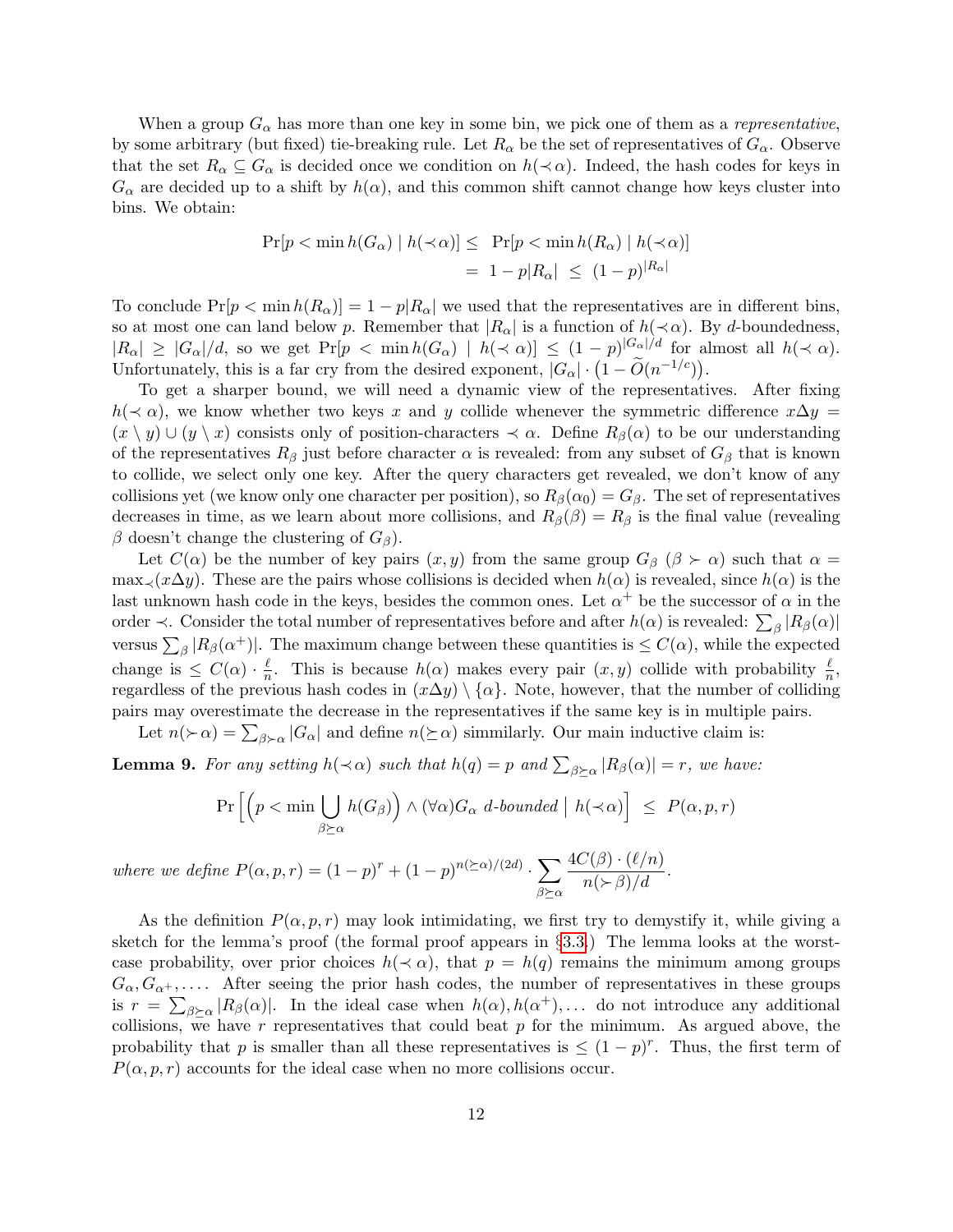When a group $G_\alpha$ has more than one key in some bin, we pick one of them as a *representative*, by some arbitrary (but fixed) tie-breaking rule. Let $R_\alpha$ be the set of representatives of $G_\alpha$. Observe that the set $R_\alpha \subseteq G_\alpha$ is decided once we condition on $h(\prec\alpha)$. Indeed, the hash codes for keys in $G_\alpha$ are decided up to a shift by $h(\alpha)$, and this common shift cannot change how keys cluster into bins. We obtain:

$$
\begin{aligned}
\Pr[p < \min h(G_\alpha) \mid h(\prec\alpha)] \le\ & \Pr[p < \min h(R_\alpha) \mid h(\prec\alpha)] \\
=\ & 1 - p|R_\alpha| \ \le\ (1-p)^{|R_\alpha|}
\end{aligned}
$$

To conclude $\Pr[p < \min h(R_\alpha)] = 1 - p|R_\alpha|$ we used that the representatives are in different bins, so at most one can land below $p$. Remember that $|R_\alpha|$ is a function of $h(\prec\alpha)$. By $d$-boundedness, $|R_\alpha| \ge |G_\alpha|/d$, so we get $\Pr[p < \min h(G_\alpha) \mid h(\prec\alpha)] \le (1-p)^{|G_\alpha|/d}$ for almost all $h(\prec\alpha)$. Unfortunately, this is a far cry from the desired exponent, $|G_\alpha| \cdot \big(1 - \widetilde{O}(n^{-1/c})\big)$.

To get a sharper bound, we will need a dynamic view of the representatives. After fixing $h(\prec\alpha)$, we know whether two keys $x$ and $y$ collide whenever the symmetric difference $x \Delta y = (x \setminus y) \cup (y \setminus x)$ consists only of position-characters $\prec \alpha$. Define $R_\beta(\alpha)$ to be our understanding of the representatives $R_\beta$ just before character $\alpha$ is revealed: from any subset of $G_\beta$ that is known to collide, we select only one key. After the query characters get revealed, we don't know of any collisions yet (we know only one character per position), so $R_\beta(\alpha_0) = G_\beta$. The set of representatives decreases in time, as we learn about more collisions, and $R_\beta(\beta) = R_\beta$ is the final value (revealing $\beta$ doesn't change the clustering of $G_\beta$).

Let $C(\alpha)$ be the number of key pairs $(x, y)$ from the same group $G_\beta$ ($\beta \succ \alpha$) such that $\alpha = \max_\prec(x \Delta y)$. These are the pairs whose collisions is decided when $h(\alpha)$ is revealed, since $h(\alpha)$ is the last unknown hash code in the keys, besides the common ones. Let $\alpha^+$ be the successor of $\alpha$ in the order $\prec$. Consider the total number of representatives before and after $h(\alpha)$ is revealed: $\sum_\beta |R_\beta(\alpha)|$ versus $\sum_\beta |R_\beta(\alpha^+)|$. The maximum change between these quantities is $\le C(\alpha)$, while the expected change is $\le C(\alpha) \cdot \frac{\ell}{n}$. This is because $h(\alpha)$ makes every pair $(x, y)$ collide with probability $\frac{\ell}{n}$, regardless of the previous hash codes in $(x \Delta y) \setminus \{\alpha\}$. Note, however, that the number of colliding pairs may overestimate the decrease in the representatives if the same key is in multiple pairs.

Let $n(\succ\alpha) = \sum_{\beta \succ \alpha} |G_\beta|$ and define $n(\succeq\alpha)$ simmilarly. Our main inductive claim is:

**Lemma 9.** *For any setting $h(\prec\alpha)$ such that $h(q) = p$ and $\sum_{\beta \succeq \alpha} |R_\beta(\alpha)| = r$, we have:*

$$
\Pr\Big[\Big(p < \min \bigcup_{\beta \succeq \alpha} h(G_\beta)\Big) \wedge (\forall \alpha) G_\alpha \text{ } d\text{-bounded} \;\Big|\; h(\prec\alpha)\Big] \ \le\ P(\alpha, p, r)
$$

*where we define* $P(\alpha, p, r) = (1-p)^r + (1-p)^{n(\succeq\alpha)/(2d)} \cdot \displaystyle\sum_{\beta \succeq \alpha} \frac{4C(\beta) \cdot (\ell/n)}{n(\succ\beta)/d}$.

As the definition $P(\alpha, p, r)$ may look intimidating, we first try to demystify it, while giving a sketch for the lemma's proof (the formal proof appears in §3.3.) The lemma looks at the worst-case probability, over prior choices $h(\prec\alpha)$, that $p = h(q)$ remains the minimum among groups $G_\alpha, G_{\alpha^+}, \ldots$. After seeing the prior hash codes, the number of representatives in these groups is $r = \sum_{\beta \succeq \alpha} |R_\beta(\alpha)|$. In the ideal case when $h(\alpha), h(\alpha^+), \ldots$ do not introduce any additional collisions, we have $r$ representatives that could beat $p$ for the minimum. As argued above, the probability that $p$ is smaller than all these representatives is $\le (1-p)^r$. Thus, the first term of $P(\alpha, p, r)$ accounts for the ideal case when no more collisions occur.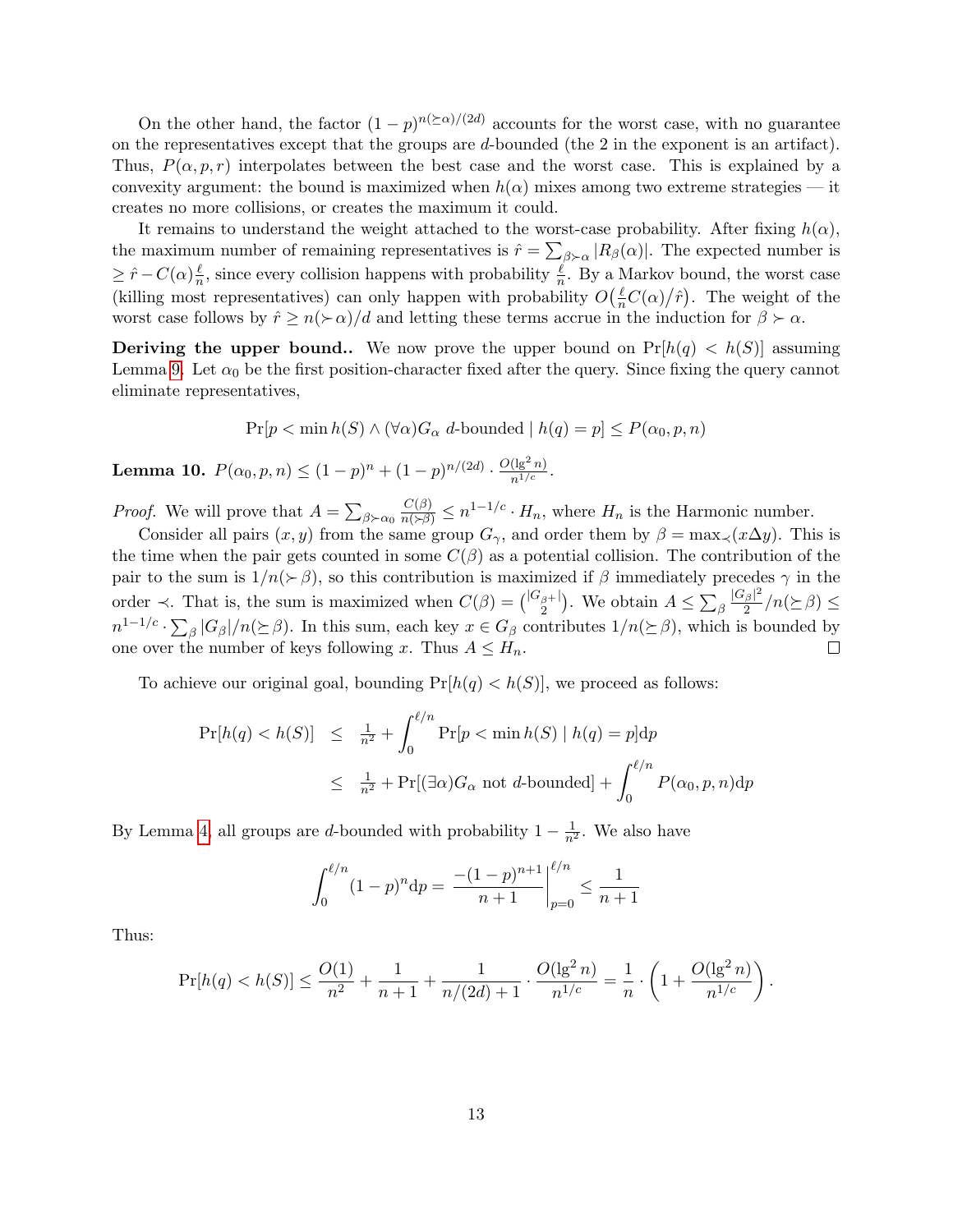On the other hand, the factor $(1-p)^{n(\succeq\alpha)/(2d)}$ accounts for the worst case, with no guarantee on the representatives except that the groups are $d$-bounded (the 2 in the exponent is an artifact). Thus, $P(\alpha, p, r)$ interpolates between the best case and the worst case. This is explained by a convexity argument: the bound is maximized when $h(\alpha)$ mixes among two extreme strategies — it creates no more collisions, or creates the maximum it could.

It remains to understand the weight attached to the worst-case probability. After fixing $h(\alpha)$, the maximum number of remaining representatives is $\hat{r} = \sum_{\beta \succ \alpha} |R_\beta(\alpha)|$. The expected number is $\geq \hat{r} - C(\alpha)\frac{\ell}{n}$, since every collision happens with probability $\frac{\ell}{n}$. By a Markov bound, the worst case (killing most representatives) can only happen with probability $O\big(\frac{\ell}{n}C(\alpha)/\hat{r}\big)$. The weight of the worst case follows by $\hat{r} \geq n(\succ\alpha)/d$ and letting these terms accrue in the induction for $\beta \succ \alpha$.

**Deriving the upper bound..** We now prove the upper bound on $\Pr[h(q) < h(S)]$ assuming Lemma 9. Let $\alpha_0$ be the first position-character fixed after the query. Since fixing the query cannot eliminate representatives,

$$\Pr[p < \min h(S) \wedge (\forall\alpha) G_\alpha \text{ } d\text{-bounded} \mid h(q) = p] \leq P(\alpha_0, p, n)$$

**Lemma 10.** $P(\alpha_0, p, n) \leq (1-p)^n + (1-p)^{n/(2d)} \cdot \frac{O(\lg^2 n)}{n^{1/c}}$.

*Proof.* We will prove that $A = \sum_{\beta \succ \alpha_0} \frac{C(\beta)}{n(\succ\beta)} \leq n^{1-1/c} \cdot H_n$, where $H_n$ is the Harmonic number.

Consider all pairs $(x, y)$ from the same group $G_\gamma$, and order them by $\beta = \max_\prec(x \Delta y)$. This is the time when the pair gets counted in some $C(\beta)$ as a potential collision. The contribution of the pair to the sum is $1/n(\succ\beta)$, so this contribution is maximized if $\beta$ immediately precedes $\gamma$ in the order $\prec$. That is, the sum is maximized when $C(\beta) = \binom{|G_{\beta^+}|}{2}$. We obtain $A \leq \sum_\beta \frac{|G_\beta|^2}{2}/n(\succeq\beta) \leq n^{1-1/c} \cdot \sum_\beta |G_\beta|/n(\succeq\beta)$. In this sum, each key $x \in G_\beta$ contributes $1/n(\succeq\beta)$, which is bounded by one over the number of keys following $x$. Thus $A \leq H_n$. □

To achieve our original goal, bounding $\Pr[h(q) < h(S)]$, we proceed as follows:

$$\begin{aligned}
\Pr[h(q) < h(S)] &\leq \tfrac{1}{n^2} + \int_0^{\ell/n} \Pr[p < \min h(S) \mid h(q) = p] \mathrm{d}p \\
&\leq \tfrac{1}{n^2} + \Pr[(\exists\alpha) G_\alpha \text{ not } d\text{-bounded}] + \int_0^{\ell/n} P(\alpha_0, p, n) \mathrm{d}p
\end{aligned}$$

By Lemma 4, all groups are $d$-bounded with probability $1 - \frac{1}{n^2}$. We also have

$$\int_0^{\ell/n} (1-p)^n \mathrm{d}p = \left. \frac{-(1-p)^{n+1}}{n+1} \right|_{p=0}^{\ell/n} \leq \frac{1}{n+1}$$

Thus:

$$\Pr[h(q) < h(S)] \leq \frac{O(1)}{n^2} + \frac{1}{n+1} + \frac{1}{n/(2d)+1} \cdot \frac{O(\lg^2 n)}{n^{1/c}} = \frac{1}{n} \cdot \left(1 + \frac{O(\lg^2 n)}{n^{1/c}}\right).$$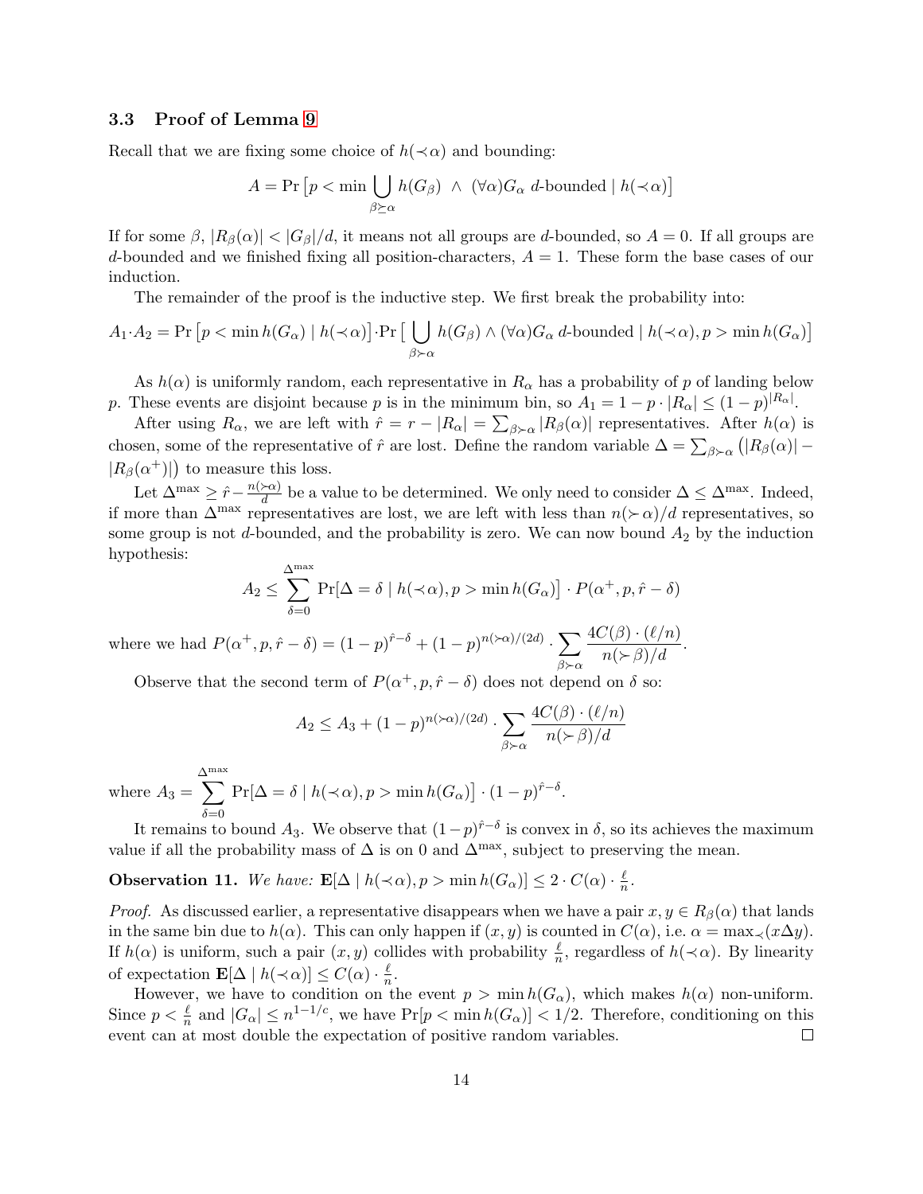### 3.3 Proof of Lemma 9

Recall that we are fixing some choice of $h(\prec\alpha)$ and bounding:

$$A = \Pr\left[p < \min \bigcup_{\beta \succeq \alpha} h(G_\beta) \;\wedge\; (\forall\alpha) G_\alpha \text{ } d\text{-bounded} \mid h(\prec\alpha)\right]$$

If for some $\beta$, $|R_\beta(\alpha)| < |G_\beta|/d$, it means not all groups are $d$-bounded, so $A = 0$. If all groups are $d$-bounded and we finished fixing all position-characters, $A = 1$. These form the base cases of our induction.

The remainder of the proof is the inductive step. We first break the probability into:

$$A_1 \cdot A_2 = \Pr\left[p < \min h(G_\alpha) \mid h(\prec\alpha)\right] \cdot \Pr\left[\bigcup_{\beta \succ \alpha} h(G_\beta) \wedge (\forall\alpha) G_\alpha \text{ } d\text{-bounded} \mid h(\prec\alpha), p > \min h(G_\alpha)\right]$$

As $h(\alpha)$ is uniformly random, each representative in $R_\alpha$ has a probability of $p$ of landing below $p$. These events are disjoint because $p$ is in the minimum bin, so $A_1 = 1 - p \cdot |R_\alpha| \le (1-p)^{|R_\alpha|}$.

After using $R_\alpha$, we are left with $\hat{r} = r - |R_\alpha| = \sum_{\beta \succ \alpha} |R_\beta(\alpha)|$ representatives. After $h(\alpha)$ is chosen, some of the representative of $\hat{r}$ are lost. Define the random variable $\Delta = \sum_{\beta \succ \alpha} \big(|R_\beta(\alpha)| - |R_\beta(\alpha^+)|\big)$ to measure this loss.

Let $\Delta^{\max} \ge \hat{r} - \frac{n(\succ\alpha)}{d}$ be a value to be determined. We only need to consider $\Delta \le \Delta^{\max}$. Indeed, if more than $\Delta^{\max}$ representatives are lost, we are left with less than $n(\succ\alpha)/d$ representatives, so some group is not $d$-bounded, and the probability is zero. We can now bound $A_2$ by the induction hypothesis:

$$A_2 \le \sum_{\delta=0}^{\Delta^{\max}} \Pr[\Delta = \delta \mid h(\prec\alpha), p > \min h(G_\alpha)] \cdot P(\alpha^+, p, \hat{r} - \delta)$$

where we had $P(\alpha^+, p, \hat{r} - \delta) = (1-p)^{\hat{r}-\delta} + (1-p)^{n(\succ\alpha)/(2d)} \cdot \sum_{\beta \succ \alpha} \frac{4C(\beta) \cdot (\ell/n)}{n(\succ\beta)/d}$.

Observe that the second term of $P(\alpha^+, p, \hat{r} - \delta)$ does not depend on $\delta$ so:

$$A_2 \le A_3 + (1-p)^{n(\succ\alpha)/(2d)} \cdot \sum_{\beta \succ \alpha} \frac{4C(\beta) \cdot (\ell/n)}{n(\succ\beta)/d}$$

where $A_3 = \displaystyle\sum_{\delta=0}^{\Delta^{\max}} \Pr[\Delta = \delta \mid h(\prec\alpha), p > \min h(G_\alpha)] \cdot (1-p)^{\hat{r}-\delta}$.

It remains to bound $A_3$. We observe that $(1-p)^{\hat{r}-\delta}$ is convex in $\delta$, so its achieves the maximum value if all the probability mass of $\Delta$ is on 0 and $\Delta^{\max}$, subject to preserving the mean.

**Observation 11.** *We have:* $\mathbf{E}[\Delta \mid h(\prec\alpha), p > \min h(G_\alpha)] \le 2 \cdot C(\alpha) \cdot \frac{\ell}{n}$.

*Proof.* As discussed earlier, a representative disappears when we have a pair $x, y \in R_\beta(\alpha)$ that lands in the same bin due to $h(\alpha)$. This can only happen if $(x, y)$ is counted in $C(\alpha)$, i.e. $\alpha = \max_\prec(x \Delta y)$. If $h(\alpha)$ is uniform, such a pair $(x, y)$ collides with probability $\frac{\ell}{n}$, regardless of $h(\prec\alpha)$. By linearity of expectation $\mathbf{E}[\Delta \mid h(\prec\alpha)] \le C(\alpha) \cdot \frac{\ell}{n}$.

However, we have to condition on the event $p > \min h(G_\alpha)$, which makes $h(\alpha)$ non-uniform. Since $p < \frac{\ell}{n}$ and $|G_\alpha| \le n^{1-1/c}$, we have $\Pr[p < \min h(G_\alpha)] < 1/2$. Therefore, conditioning on this event can at most double the expectation of positive random variables. □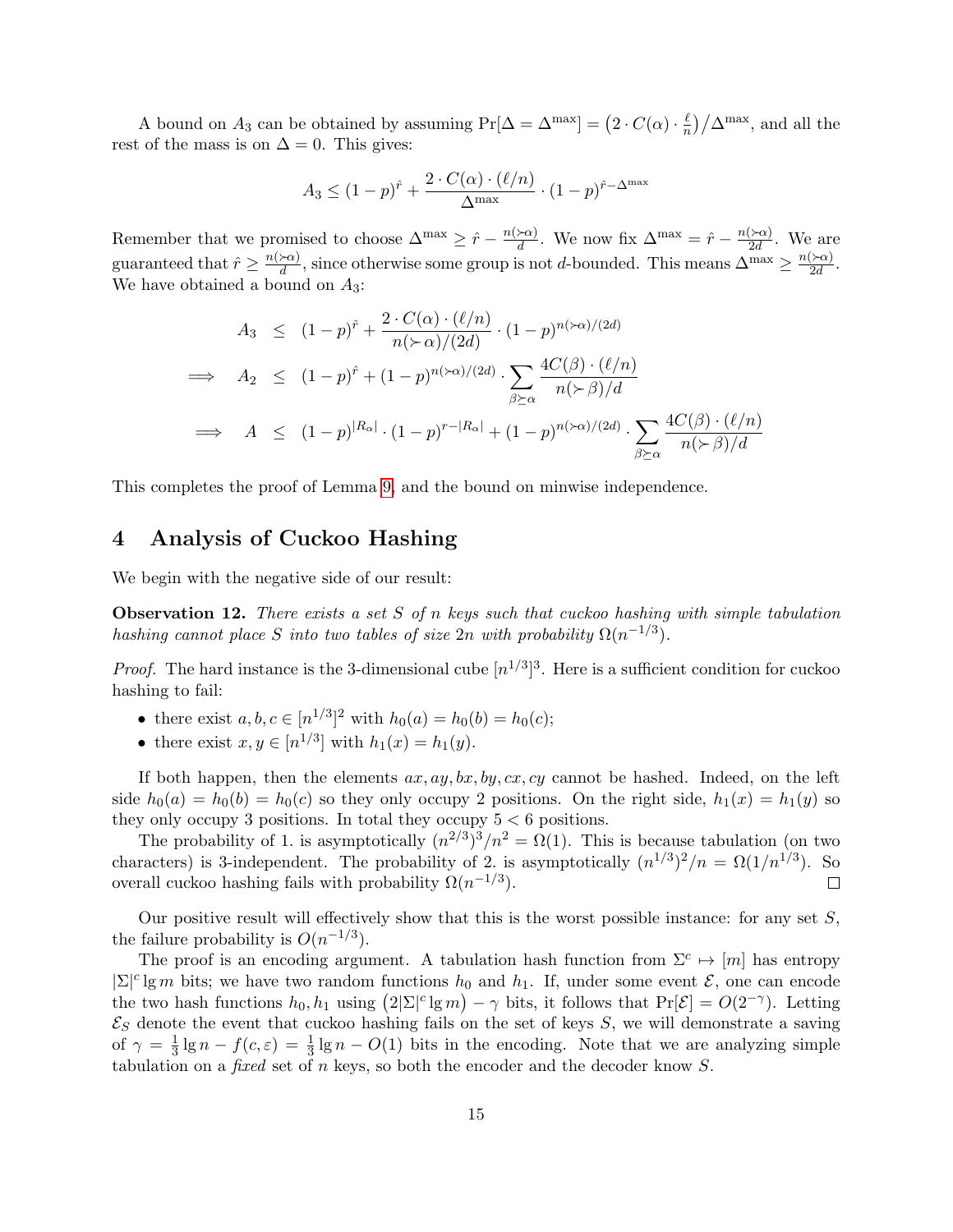A bound on $A_3$ can be obtained by assuming $\Pr[\Delta = \Delta^{\max}] = \left(2 \cdot C(\alpha) \cdot \frac{\ell}{n}\right)/\Delta^{\max}$, and all the rest of the mass is on $\Delta = 0$. This gives:

$$A_3 \le (1-p)^{\hat{r}} + \frac{2 \cdot C(\alpha) \cdot (\ell/n)}{\Delta^{\max}} \cdot (1-p)^{\hat{r} - \Delta^{\max}}$$

Remember that we promised to choose $\Delta^{\max} \ge \hat{r} - \frac{n(\succ\alpha)}{d}$. We now fix $\Delta^{\max} = \hat{r} - \frac{n(\succ\alpha)}{2d}$. We are guaranteed that $\hat{r} \ge \frac{n(\succ\alpha)}{d}$, since otherwise some group is not $d$-bounded. This means $\Delta^{\max} \ge \frac{n(\succ\alpha)}{2d}$. We have obtained a bound on $A_3$:

$$\begin{aligned}
& A_3 \;\le\; (1-p)^{\hat{r}} + \frac{2 \cdot C(\alpha) \cdot (\ell/n)}{n(\succ\alpha)/(2d)} \cdot (1-p)^{n(\succ\alpha)/(2d)} \\
\Longrightarrow\quad & A_2 \;\le\; (1-p)^{\hat{r}} + (1-p)^{n(\succ\alpha)/(2d)} \cdot \sum_{\beta \succeq \alpha} \frac{4C(\beta) \cdot (\ell/n)}{n(\succ\beta)/d} \\
\Longrightarrow\quad & A \;\le\; (1-p)^{|R_\alpha|} \cdot (1-p)^{r - |R_\alpha|} + (1-p)^{n(\succ\alpha)/(2d)} \cdot \sum_{\beta \succeq \alpha} \frac{4C(\beta) \cdot (\ell/n)}{n(\succ\beta)/d}
\end{aligned}$$

This completes the proof of Lemma 9, and the bound on minwise independence.

# 4 Analysis of Cuckoo Hashing

We begin with the negative side of our result:

**Observation 12.** *There exists a set $S$ of $n$ keys such that cuckoo hashing with simple tabulation hashing cannot place $S$ into two tables of size $2n$ with probability $\Omega(n^{-1/3})$.*

*Proof.* The hard instance is the 3-dimensional cube $[n^{1/3}]^3$. Here is a sufficient condition for cuckoo hashing to fail:

- there exist $a, b, c \in [n^{1/3}]^2$ with $h_0(a) = h_0(b) = h_0(c)$;
- there exist $x, y \in [n^{1/3}]$ with $h_1(x) = h_1(y)$.

If both happen, then the elements $ax, ay, bx, by, cx, cy$ cannot be hashed. Indeed, on the left side $h_0(a) = h_0(b) = h_0(c)$ so they only occupy 2 positions. On the right side, $h_1(x) = h_1(y)$ so they only occupy 3 positions. In total they occupy $5 < 6$ positions.

The probability of 1. is asymptotically $(n^{2/3})^3/n^2 = \Omega(1)$. This is because tabulation (on two characters) is 3-independent. The probability of 2. is asymptotically $(n^{1/3})^2/n = \Omega(1/n^{1/3})$. So overall cuckoo hashing fails with probability $\Omega(n^{-1/3})$. ◻

Our positive result will effectively show that this is the worst possible instance: for any set $S$, the failure probability is $O(n^{-1/3})$.

The proof is an encoding argument. A tabulation hash function from $\Sigma^c \mapsto [m]$ has entropy $|\Sigma|^c \lg m$ bits; we have two random functions $h_0$ and $h_1$. If, under some event $\mathcal{E}$, one can encode the two hash functions $h_0, h_1$ using $\left(2|\Sigma|^c \lg m\right) - \gamma$ bits, it follows that $\Pr[\mathcal{E}] = O(2^{-\gamma})$. Letting $\mathcal{E}_S$ denote the event that cuckoo hashing fails on the set of keys $S$, we will demonstrate a saving of $\gamma = \frac{1}{3}\lg n - f(c, \varepsilon) = \frac{1}{3}\lg n - O(1)$ bits in the encoding. Note that we are analyzing simple tabulation on a *fixed* set of $n$ keys, so both the encoder and the decoder know $S$.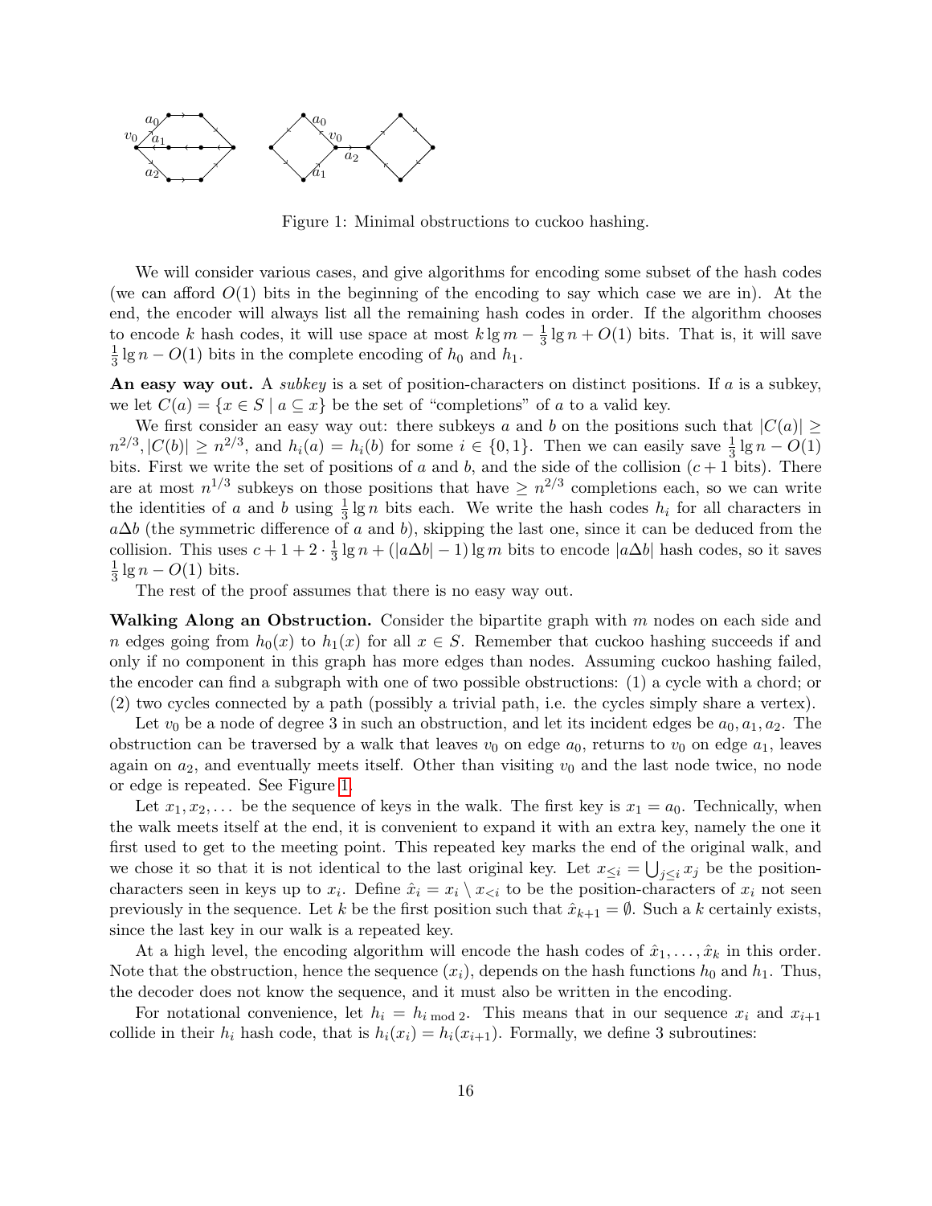Figure 1: Minimal obstructions to cuckoo hashing.

We will consider various cases, and give algorithms for encoding some subset of the hash codes (we can afford $O(1)$ bits in the beginning of the encoding to say which case we are in). At the end, the encoder will always list all the remaining hash codes in order. If the algorithm chooses to encode $k$ hash codes, it will use space at most $k \lg m - \frac{1}{3} \lg n + O(1)$ bits. That is, it will save $\frac{1}{3} \lg n - O(1)$ bits in the complete encoding of $h_0$ and $h_1$.

**An easy way out.** A *subkey* is a set of position-characters on distinct positions. If $a$ is a subkey, we let $C(a) = \{x \in S \mid a \subseteq x\}$ be the set of "completions" of $a$ to a valid key.

We first consider an easy way out: there subkeys $a$ and $b$ on the positions such that $|C(a)| \geq n^{2/3}, |C(b)| \geq n^{2/3}$, and $h_i(a) = h_i(b)$ for some $i \in \{0, 1\}$. Then we can easily save $\frac{1}{3} \lg n - O(1)$ bits. First we write the set of positions of $a$ and $b$, and the side of the collision ($c+1$ bits). There are at most $n^{1/3}$ subkeys on those positions that have $\geq n^{2/3}$ completions each, so we can write the identities of $a$ and $b$ using $\frac{1}{3} \lg n$ bits each. We write the hash codes $h_i$ for all characters in $a \Delta b$ (the symmetric difference of $a$ and $b$), skipping the last one, since it can be deduced from the collision. This uses $c + 1 + 2 \cdot \frac{1}{3} \lg n + (|a \Delta b| - 1) \lg m$ bits to encode $|a \Delta b|$ hash codes, so it saves $\frac{1}{3} \lg n - O(1)$ bits.

The rest of the proof assumes that there is no easy way out.

**Walking Along an Obstruction.** Consider the bipartite graph with $m$ nodes on each side and $n$ edges going from $h_0(x)$ to $h_1(x)$ for all $x \in S$. Remember that cuckoo hashing succeeds if and only if no component in this graph has more edges than nodes. Assuming cuckoo hashing failed, the encoder can find a subgraph with one of two possible obstructions: (1) a cycle with a chord; or (2) two cycles connected by a path (possibly a trivial path, i.e. the cycles simply share a vertex).

Let $v_0$ be a node of degree 3 in such an obstruction, and let its incident edges be $a_0, a_1, a_2$. The obstruction can be traversed by a walk that leaves $v_0$ on edge $a_0$, returns to $v_0$ on edge $a_1$, leaves again on $a_2$, and eventually meets itself. Other than visiting $v_0$ and the last node twice, no node or edge is repeated. See Figure 1.

Let $x_1, x_2, \ldots$ be the sequence of keys in the walk. The first key is $x_1 = a_0$. Technically, when the walk meets itself at the end, it is convenient to expand it with an extra key, namely the one it first used to get to the meeting point. This repeated key marks the end of the original walk, and we chose it so that it is not identical to the last original key. Let $x_{\leq i} = \bigcup_{j \leq i} x_j$ be the position-characters seen in keys up to $x_i$. Define $\hat{x}_i = x_i \setminus x_{<i}$ to be the position-characters of $x_i$ not seen previously in the sequence. Let $k$ be the first position such that $\hat{x}_{k+1} = \emptyset$. Such a $k$ certainly exists, since the last key in our walk is a repeated key.

At a high level, the encoding algorithm will encode the hash codes of $\hat{x}_1, \ldots, \hat{x}_k$ in this order. Note that the obstruction, hence the sequence $(x_i)$, depends on the hash functions $h_0$ and $h_1$. Thus, the decoder does not know the sequence, and it must also be written in the encoding.

For notational convenience, let $h_i = h_{i \bmod 2}$. This means that in our sequence $x_i$ and $x_{i+1}$ collide in their $h_i$ hash code, that is $h_i(x_i) = h_i(x_{i+1})$. Formally, we define 3 subroutines: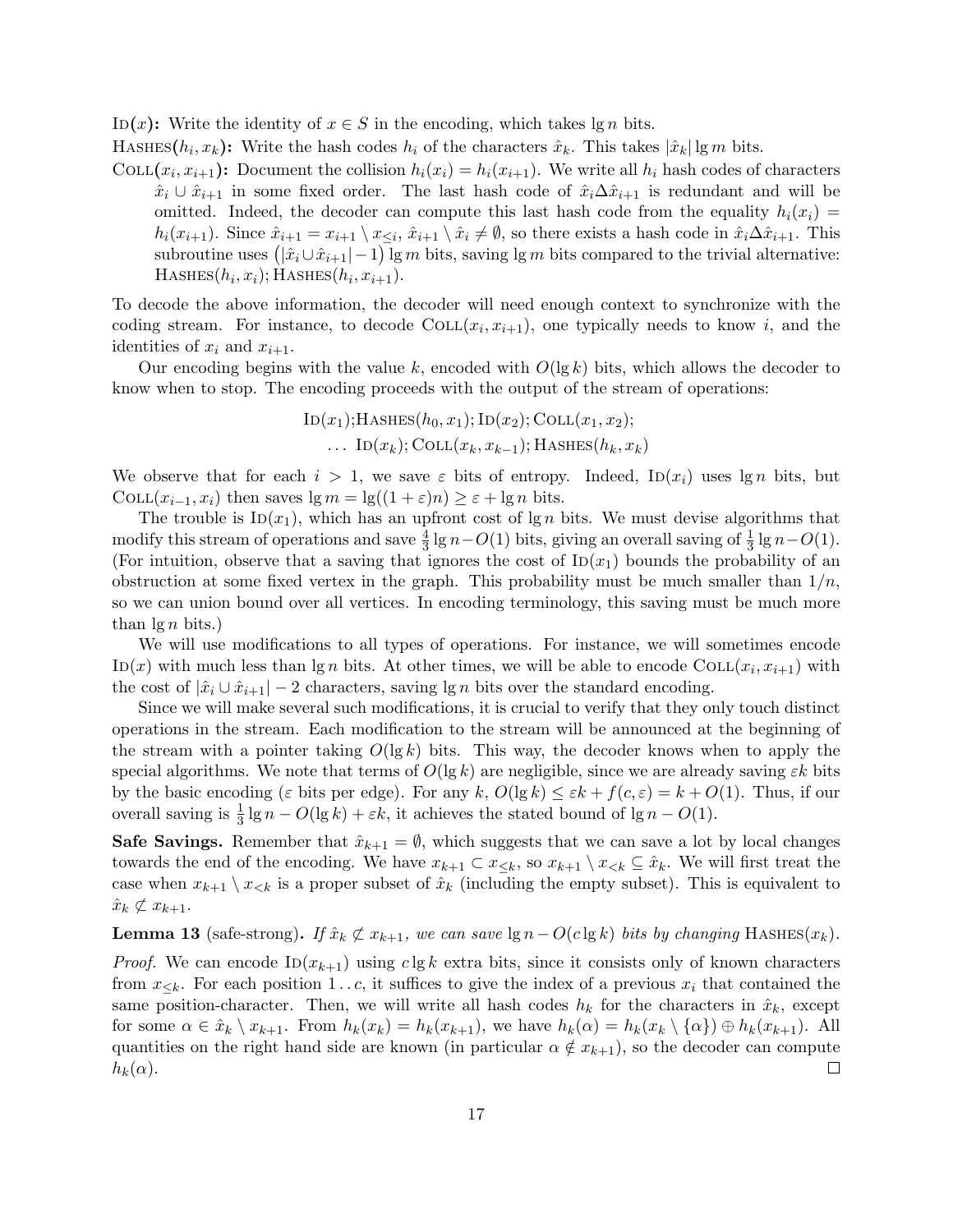**ID($x$):** Write the identity of $x \in S$ in the encoding, which takes $\lg n$ bits.

**HASHES($h_i, x_k$):** Write the hash codes $h_i$ of the characters $\hat{x}_k$. This takes $|\hat{x}_k| \lg m$ bits.

**COLL($x_i, x_{i+1}$):** Document the collision $h_i(x_i) = h_i(x_{i+1})$. We write all $h_i$ hash codes of characters $\hat{x}_i \cup \hat{x}_{i+1}$ in some fixed order. The last hash code of $\hat{x}_i \Delta \hat{x}_{i+1}$ is redundant and will be omitted. Indeed, the decoder can compute this last hash code from the equality $h_i(x_i) = h_i(x_{i+1})$. Since $\hat{x}_{i+1} = x_{i+1} \setminus x_{\leq i}$, $\hat{x}_{i+1} \setminus \hat{x}_i \neq \emptyset$, so there exists a hash code in $\hat{x}_i \Delta \hat{x}_{i+1}$. This subroutine uses $\big(|\hat{x}_i \cup \hat{x}_{i+1}| - 1\big) \lg m$ bits, saving $\lg m$ bits compared to the trivial alternative: HASHES($h_i, x_i$); HASHES($h_i, x_{i+1}$).

To decode the above information, the decoder will need enough context to synchronize with the coding stream. For instance, to decode COLL($x_i, x_{i+1}$), one typically needs to know $i$, and the identities of $x_i$ and $x_{i+1}$.

Our encoding begins with the value $k$, encoded with $O(\lg k)$ bits, which allows the decoder to know when to stop. The encoding proceeds with the output of the stream of operations:

$$\text{ID}(x_1); \text{HASHES}(h_0, x_1); \text{ID}(x_2); \text{COLL}(x_1, x_2);$$
$$\ldots \ \text{ID}(x_k); \text{COLL}(x_k, x_{k-1}); \text{HASHES}(h_k, x_k)$$

We observe that for each $i > 1$, we save $\varepsilon$ bits of entropy. Indeed, ID($x_i$) uses $\lg n$ bits, but COLL($x_{i-1}, x_i$) then saves $\lg m = \lg((1+\varepsilon)n) \geq \varepsilon + \lg n$ bits.

The trouble is ID($x_1$), which has an upfront cost of $\lg n$ bits. We must devise algorithms that modify this stream of operations and save $\frac{4}{3} \lg n - O(1)$ bits, giving an overall saving of $\frac{1}{3} \lg n - O(1)$. (For intuition, observe that a saving that ignores the cost of ID($x_1$) bounds the probability of an obstruction at some fixed vertex in the graph. This probability must be much smaller than $1/n$, so we can union bound over all vertices. In encoding terminology, this saving must be much more than $\lg n$ bits.)

We will use modifications to all types of operations. For instance, we will sometimes encode ID($x$) with much less than $\lg n$ bits. At other times, we will be able to encode COLL($x_i, x_{i+1}$) with the cost of $|\hat{x}_i \cup \hat{x}_{i+1}| - 2$ characters, saving $\lg n$ bits over the standard encoding.

Since we will make several such modifications, it is crucial to verify that they only touch distinct operations in the stream. Each modification to the stream will be announced at the beginning of the stream with a pointer taking $O(\lg k)$ bits. This way, the decoder knows when to apply the special algorithms. We note that terms of $O(\lg k)$ are negligible, since we are already saving $\varepsilon k$ bits by the basic encoding ($\varepsilon$ bits per edge). For any $k$, $O(\lg k) \leq \varepsilon k + f(c, \varepsilon) = k + O(1)$. Thus, if our overall saving is $\frac{1}{3} \lg n - O(\lg k) + \varepsilon k$, it achieves the stated bound of $\lg n - O(1)$.

**Safe Savings.** Remember that $\hat{x}_{k+1} = \emptyset$, which suggests that we can save a lot by local changes towards the end of the encoding. We have $x_{k+1} \subset x_{\leq k}$, so $x_{k+1} \setminus x_{<k} \subseteq \hat{x}_k$. We will first treat the case when $x_{k+1} \setminus x_{<k}$ is a proper subset of $\hat{x}_k$ (including the empty subset). This is equivalent to $\hat{x}_k \not\subset x_{k+1}$.

**Lemma 13** (safe-strong). *If $\hat{x}_k \not\subset x_{k+1}$, we can save $\lg n - O(c \lg k)$ bits by changing* HASHES($x_k$).

*Proof.* We can encode ID($x_{k+1}$) using $c \lg k$ extra bits, since it consists only of known characters from $x_{\leq k}$. For each position $1 \ldots c$, it suffices to give the index of a previous $x_i$ that contained the same position-character. Then, we will write all hash codes $h_k$ for the characters in $\hat{x}_k$, except for some $\alpha \in \hat{x}_k \setminus x_{k+1}$. From $h_k(x_k) = h_k(x_{k+1})$, we have $h_k(\alpha) = h_k(x_k \setminus \{\alpha\}) \oplus h_k(x_{k+1})$. All quantities on the right hand side are known (in particular $\alpha \notin x_{k+1}$), so the decoder can compute $h_k(\alpha)$. $\square$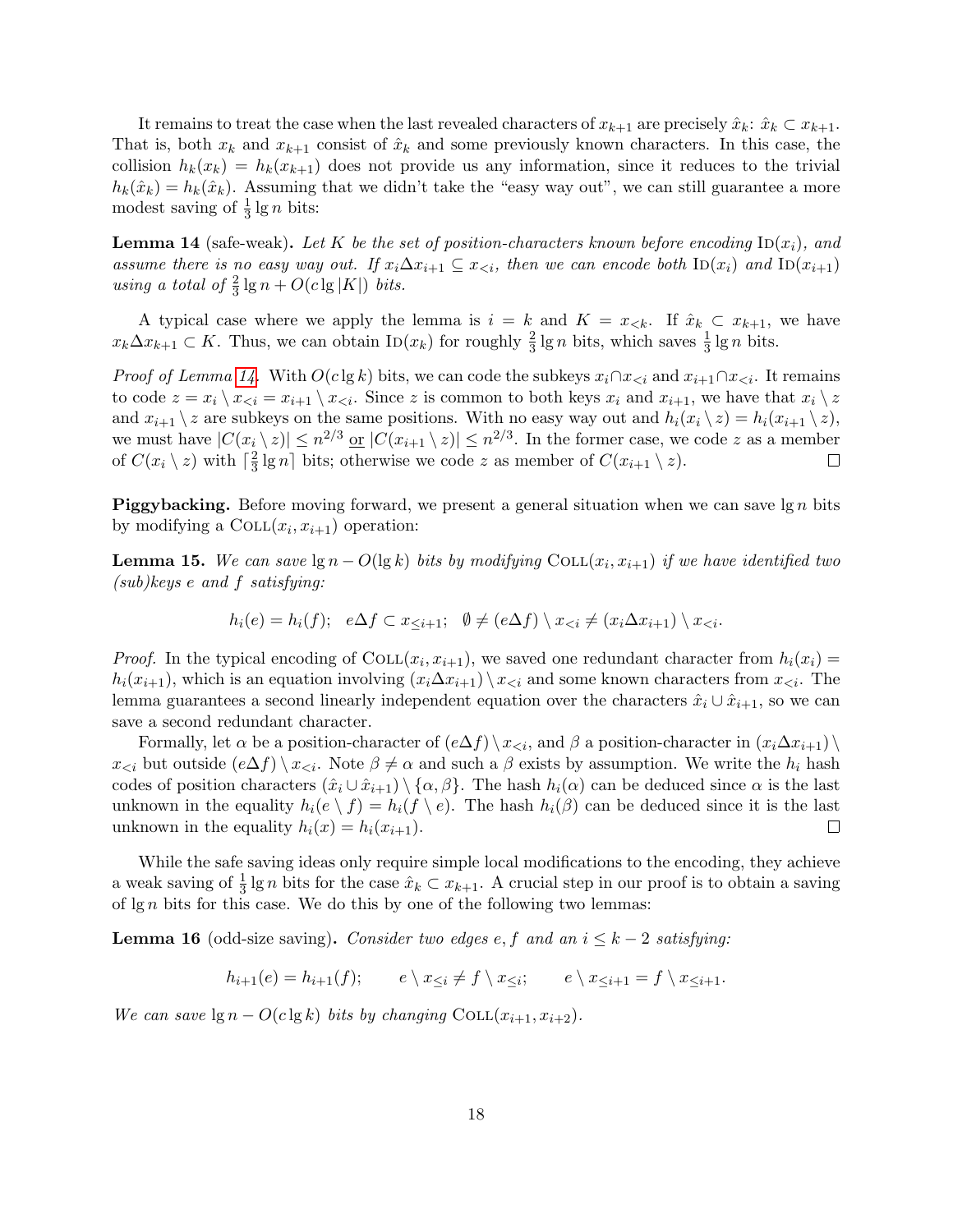It remains to treat the case when the last revealed characters of $x_{k+1}$ are precisely $\hat{x}_k$: $\hat{x}_k \subset x_{k+1}$. That is, both $x_k$ and $x_{k+1}$ consist of $\hat{x}_k$ and some previously known characters. In this case, the collision $h_k(x_k) = h_k(x_{k+1})$ does not provide us any information, since it reduces to the trivial $h_k(\hat{x}_k) = h_k(\hat{x}_k)$. Assuming that we didn't take the "easy way out", we can still guarantee a more modest saving of $\frac{1}{3}\lg n$ bits:

**Lemma 14** (safe-weak)**.** *Let $K$ be the set of position-characters known before encoding $\text{ID}(x_i)$, and assume there is no easy way out. If $x_i \Delta x_{i+1} \subseteq x_{<i}$, then we can encode both $\text{ID}(x_i)$ and $\text{ID}(x_{i+1})$ using a total of $\frac{2}{3}\lg n + O(c \lg |K|)$ bits.*

A typical case where we apply the lemma is $i = k$ and $K = x_{<k}$. If $\hat{x}_k \subset x_{k+1}$, we have $x_k \Delta x_{k+1} \subset K$. Thus, we can obtain $\text{ID}(x_k)$ for roughly $\frac{2}{3}\lg n$ bits, which saves $\frac{1}{3}\lg n$ bits.

*Proof of Lemma 14.* With $O(c \lg k)$ bits, we can code the subkeys $x_i \cap x_{<i}$ and $x_{i+1} \cap x_{<i}$. It remains to code $z = x_i \setminus x_{<i} = x_{i+1} \setminus x_{<i}$. Since $z$ is common to both keys $x_i$ and $x_{i+1}$, we have that $x_i \setminus z$ and $x_{i+1} \setminus z$ are subkeys on the same positions. With no easy way out and $h_i(x_i \setminus z) = h_i(x_{i+1} \setminus z)$, we must have $|C(x_i \setminus z)| \leq n^{2/3}$ <u>or</u> $|C(x_{i+1} \setminus z)| \leq n^{2/3}$. In the former case, we code $z$ as a member of $C(x_i \setminus z)$ with $\lceil \frac{2}{3}\lg n \rceil$ bits; otherwise we code $z$ as member of $C(x_{i+1} \setminus z)$. ∎

**Piggybacking.** Before moving forward, we present a general situation when we can save $\lg n$ bits by modifying a $\text{COLL}(x_i, x_{i+1})$ operation:

**Lemma 15.** *We can save $\lg n - O(\lg k)$ bits by modifying $\text{COLL}(x_i, x_{i+1})$ if we have identified two (sub)keys $e$ and $f$ satisfying:*

$$h_i(e) = h_i(f); \quad e \Delta f \subset x_{\leq i+1}; \quad \emptyset \neq (e \Delta f) \setminus x_{<i} \neq (x_i \Delta x_{i+1}) \setminus x_{<i}.$$

*Proof.* In the typical encoding of $\text{COLL}(x_i, x_{i+1})$, we saved one redundant character from $h_i(x_i) = h_i(x_{i+1})$, which is an equation involving $(x_i \Delta x_{i+1}) \setminus x_{<i}$ and some known characters from $x_{<i}$. The lemma guarantees a second linearly independent equation over the characters $\hat{x}_i \cup \hat{x}_{i+1}$, so we can save a second redundant character.

Formally, let $\alpha$ be a position-character of $(e \Delta f) \setminus x_{<i}$, and $\beta$ a position-character in $(x_i \Delta x_{i+1}) \setminus x_{<i}$ but outside $(e \Delta f) \setminus x_{<i}$. Note $\beta \neq \alpha$ and such a $\beta$ exists by assumption. We write the $h_i$ hash codes of position characters $(\hat{x}_i \cup \hat{x}_{i+1}) \setminus \{\alpha, \beta\}$. The hash $h_i(\alpha)$ can be deduced since $\alpha$ is the last unknown in the equality $h_i(e \setminus f) = h_i(f \setminus e)$. The hash $h_i(\beta)$ can be deduced since it is the last unknown in the equality $h_i(x) = h_i(x_{i+1})$. ∎

While the safe saving ideas only require simple local modifications to the encoding, they achieve a weak saving of $\frac{1}{3}\lg n$ bits for the case $\hat{x}_k \subset x_{k+1}$. A crucial step in our proof is to obtain a saving of $\lg n$ bits for this case. We do this by one of the following two lemmas:

**Lemma 16** (odd-size saving)**.** *Consider two edges $e, f$ and an $i \leq k - 2$ satisfying:*

$$h_{i+1}(e) = h_{i+1}(f); \qquad e \setminus x_{\leq i} \neq f \setminus x_{\leq i}; \qquad e \setminus x_{\leq i+1} = f \setminus x_{\leq i+1}.$$

*We can save $\lg n - O(c \lg k)$ bits by changing $\text{COLL}(x_{i+1}, x_{i+2})$.*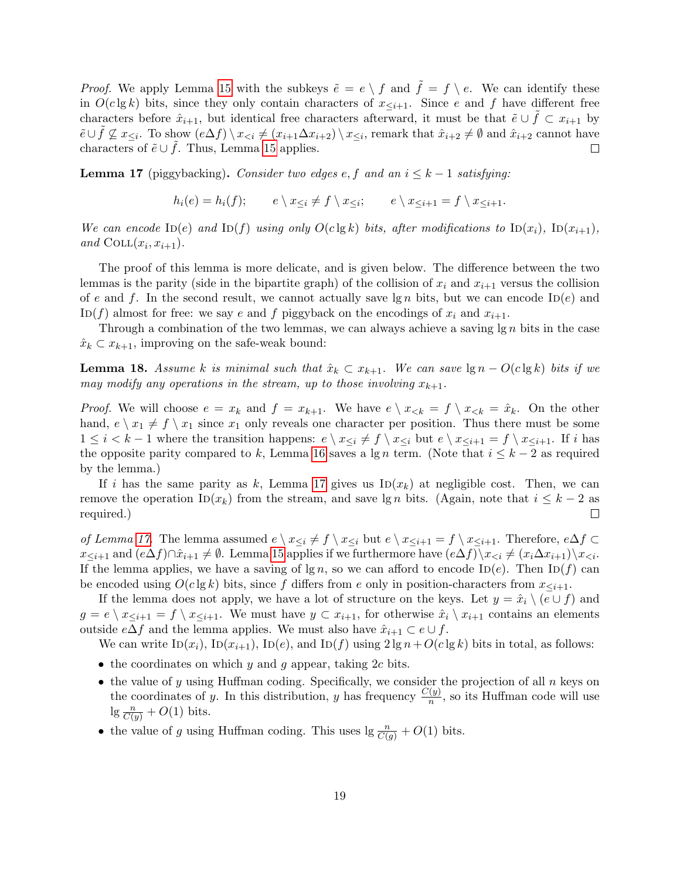*Proof.* We apply Lemma 15 with the subkeys $\tilde{e} = e \setminus f$ and $\tilde{f} = f \setminus e$. We can identify these in $O(c \lg k)$ bits, since they only contain characters of $x_{\leq i+1}$. Since $e$ and $f$ have different free characters before $\hat{x}_{i+1}$, but identical free characters afterward, it must be that $\tilde{e} \cup \tilde{f} \subset x_{i+1}$ by $\tilde{e} \cup \tilde{f} \not\subseteq x_{\leq i}$. To show $(e \Delta f) \setminus x_{<i} \neq (x_{i+1} \Delta x_{i+2}) \setminus x_{\leq i}$, remark that $\hat{x}_{i+2} \neq \emptyset$ and $\hat{x}_{i+2}$ cannot have characters of $\tilde{e} \cup \tilde{f}$. Thus, Lemma 15 applies. □

**Lemma 17** (piggybacking)**.** *Consider two edges $e, f$ and an $i \leq k-1$ satisfying:*

$$h_i(e) = h_i(f); \qquad e \setminus x_{\leq i} \neq f \setminus x_{\leq i}; \qquad e \setminus x_{\leq i+1} = f \setminus x_{\leq i+1}.$$

*We can encode* $\textsc{Id}(e)$ *and* $\textsc{Id}(f)$ *using only $O(c \lg k)$ bits, after modifications to* $\textsc{Id}(x_i)$, $\textsc{Id}(x_{i+1})$, *and* $\textsc{Coll}(x_i, x_{i+1})$.

The proof of this lemma is more delicate, and is given below. The difference between the two lemmas is the parity (side in the bipartite graph) of the collision of $x_i$ and $x_{i+1}$ versus the collision of $e$ and $f$. In the second result, we cannot actually save $\lg n$ bits, but we can encode $\textsc{Id}(e)$ and $\textsc{Id}(f)$ almost for free: we say $e$ and $f$ piggyback on the encodings of $x_i$ and $x_{i+1}$.

Through a combination of the two lemmas, we can always achieve a saving $\lg n$ bits in the case $\hat{x}_k \subset x_{k+1}$, improving on the safe-weak bound:

**Lemma 18.** *Assume $k$ is minimal such that $\hat{x}_k \subset x_{k+1}$. We can save $\lg n - O(c \lg k)$ bits if we may modify any operations in the stream, up to those involving $x_{k+1}$.*

*Proof.* We will choose $e = x_k$ and $f = x_{k+1}$. We have $e \setminus x_{<k} = f \setminus x_{<k} = \hat{x}_k$. On the other hand, $e \setminus x_1 \neq f \setminus x_1$ since $x_1$ only reveals one character per position. Thus there must be some $1 \leq i < k-1$ where the transition happens: $e \setminus x_{\leq i} \neq f \setminus x_{\leq i}$ but $e \setminus x_{\leq i+1} = f \setminus x_{\leq i+1}$. If $i$ has the opposite parity compared to $k$, Lemma 16 saves a $\lg n$ term. (Note that $i \leq k-2$ as required by the lemma.)

If $i$ has the same parity as $k$, Lemma 17 gives us $\textsc{Id}(x_k)$ at negligible cost. Then, we can remove the operation $\textsc{Id}(x_k)$ from the stream, and save $\lg n$ bits. (Again, note that $i \leq k-2$ as required.) □

*of Lemma 17.* The lemma assumed $e \setminus x_{\leq i} \neq f \setminus x_{\leq i}$ but $e \setminus x_{\leq i+1} = f \setminus x_{\leq i+1}$. Therefore, $e \Delta f \subset x_{\leq i+1}$ and $(e \Delta f) \cap \hat{x}_{i+1} \neq \emptyset$. Lemma 15 applies if we furthermore have $(e \Delta f) \setminus x_{<i} \neq (x_i \Delta x_{i+1}) \setminus x_{<i}$. If the lemma applies, we have a saving of $\lg n$, so we can afford to encode $\textsc{Id}(e)$. Then $\textsc{Id}(f)$ can be encoded using $O(c \lg k)$ bits, since $f$ differs from $e$ only in position-characters from $x_{\leq i+1}$.

If the lemma does not apply, we have a lot of structure on the keys. Let $y = \hat{x}_i \setminus (e \cup f)$ and $g = e \setminus x_{\leq i+1} = f \setminus x_{\leq i+1}$. We must have $y \subset x_{i+1}$, for otherwise $\hat{x}_i \setminus x_{i+1}$ contains an elements outside $e \Delta f$ and the lemma applies. We must also have $\hat{x}_{i+1} \subset e \cup f$.

We can write $\textsc{Id}(x_i)$, $\textsc{Id}(x_{i+1})$, $\textsc{Id}(e)$, and $\textsc{Id}(f)$ using $2 \lg n + O(c \lg k)$ bits in total, as follows:

- the coordinates on which $y$ and $g$ appear, taking $2c$ bits.
- the value of $y$ using Huffman coding. Specifically, we consider the projection of all $n$ keys on the coordinates of $y$. In this distribution, $y$ has frequency $\frac{C(y)}{n}$, so its Huffman code will use $\lg \frac{n}{C(y)} + O(1)$ bits.
- the value of $g$ using Huffman coding. This uses $\lg \frac{n}{C(g)} + O(1)$ bits.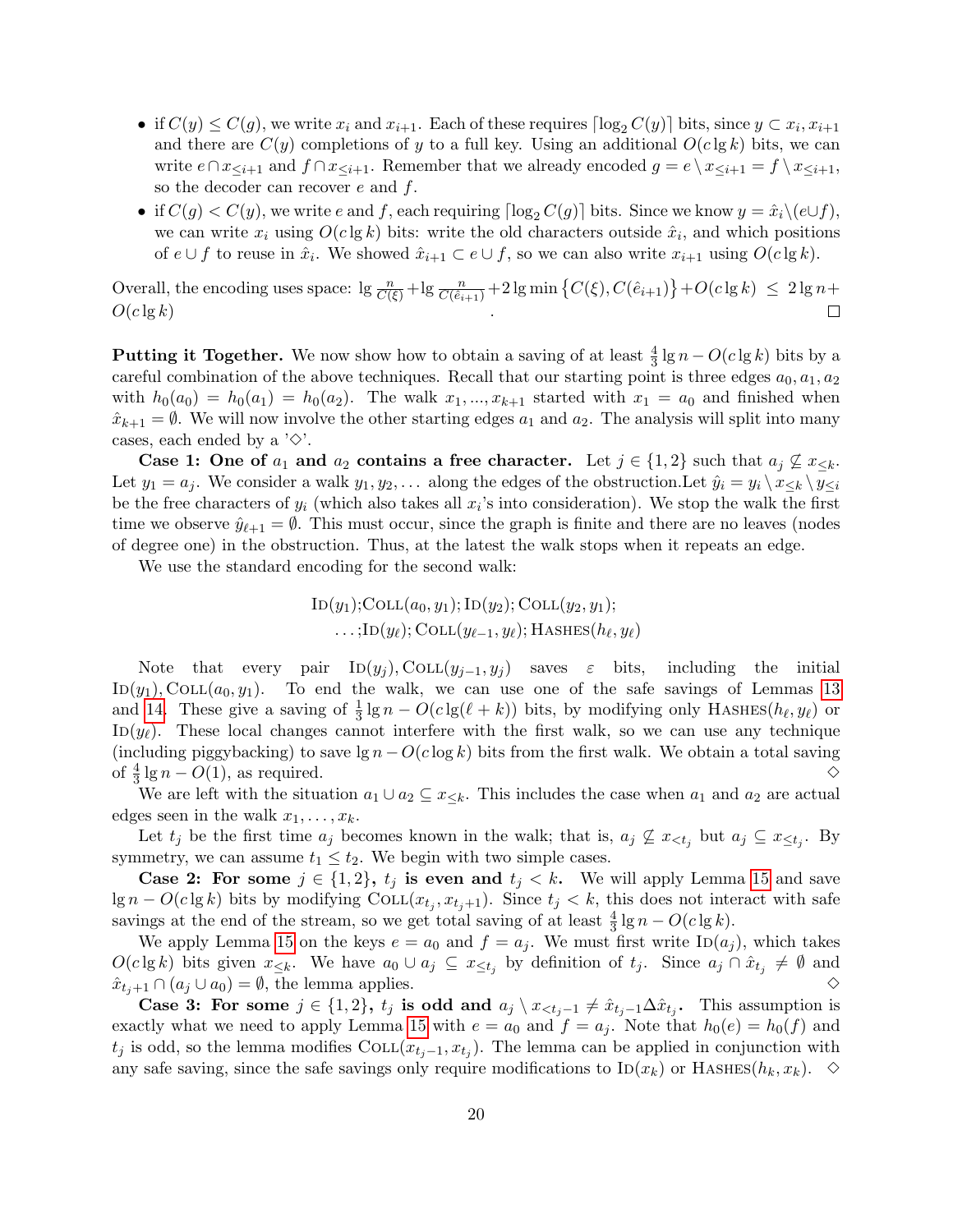- if $C(y) \leq C(g)$, we write $x_i$ and $x_{i+1}$. Each of these requires $\lceil \log_2 C(y) \rceil$ bits, since $y \subset x_i, x_{i+1}$ and there are $C(y)$ completions of $y$ to a full key. Using an additional $O(c \lg k)$ bits, we can write $e \cap x_{\leq i+1}$ and $f \cap x_{\leq i+1}$. Remember that we already encoded $g = e \setminus x_{\leq i+1} = f \setminus x_{\leq i+1}$, so the decoder can recover $e$ and $f$.
- if $C(g) < C(y)$, we write $e$ and $f$, each requiring $\lceil \log_2 C(g) \rceil$ bits. Since we know $y = \hat{x}_i \setminus (e \cup f)$, we can write $x_i$ using $O(c \lg k)$ bits: write the old characters outside $\hat{x}_i$, and which positions of $e \cup f$ to reuse in $\hat{x}_i$. We showed $\hat{x}_{i+1} \subset e \cup f$, so we can also write $x_{i+1}$ using $O(c \lg k)$.

Overall, the encoding uses space: $\lg \frac{n}{C(\xi)} + \lg \frac{n}{C(\hat{e}_{i+1})} + 2 \lg \min \{C(\xi), C(\hat{e}_{i+1})\} + O(c \lg k) \leq 2 \lg n + O(c \lg k)$ . □

**Putting it Together.** We now show how to obtain a saving of at least $\frac{4}{3} \lg n - O(c \lg k)$ bits by a careful combination of the above techniques. Recall that our starting point is three edges $a_0, a_1, a_2$ with $h_0(a_0) = h_0(a_1) = h_0(a_2)$. The walk $x_1, ..., x_{k+1}$ started with $x_1 = a_0$ and finished when $\hat{x}_{k+1} = \emptyset$. We will now involve the other starting edges $a_1$ and $a_2$. The analysis will split into many cases, each ended by a '◇'.

**Case 1: One of $a_1$ and $a_2$ contains a free character.** Let $j \in \{1, 2\}$ such that $a_j \not\subseteq x_{\leq k}$. Let $y_1 = a_j$. We consider a walk $y_1, y_2, \ldots$ along the edges of the obstruction. Let $\hat{y}_i = y_i \setminus x_{\leq k} \setminus y_{\leq i}$ be the free characters of $y_i$ (which also takes all $x_i$'s into consideration). We stop the walk the first time we observe $\hat{y}_{\ell+1} = \emptyset$. This must occur, since the graph is finite and there are no leaves (nodes of degree one) in the obstruction. Thus, at the latest the walk stops when it repeats an edge.

We use the standard encoding for the second walk:

$$\begin{gathered}\textsc{Id}(y_1); \textsc{Coll}(a_0, y_1); \textsc{Id}(y_2); \textsc{Coll}(y_2, y_1);\\ \ldots; \textsc{Id}(y_\ell); \textsc{Coll}(y_{\ell-1}, y_\ell); \textsc{Hashes}(h_\ell, y_\ell)\end{gathered}$$

Note that every pair $\textsc{Id}(y_j), \textsc{Coll}(y_{j-1}, y_j)$ saves $\varepsilon$ bits, including the initial $\textsc{Id}(y_1), \textsc{Coll}(a_0, y_1)$. To end the walk, we can use one of the safe savings of Lemmas 13 and 14. These give a saving of $\frac{1}{3} \lg n - O(c \lg(\ell + k))$ bits, by modifying only $\textsc{Hashes}(h_\ell, y_\ell)$ or $\textsc{Id}(y_\ell)$. These local changes cannot interfere with the first walk, so we can use any technique (including piggybacking) to save $\lg n - O(c \log k)$ bits from the first walk. We obtain a total saving of $\frac{4}{3} \lg n - O(1)$, as required. ◇

We are left with the situation $a_1 \cup a_2 \subseteq x_{\leq k}$. This includes the case when $a_1$ and $a_2$ are actual edges seen in the walk $x_1, \ldots, x_k$.

Let $t_j$ be the first time $a_j$ becomes known in the walk; that is, $a_j \not\subseteq x_{<t_j}$ but $a_j \subseteq x_{\leq t_j}$. By symmetry, we can assume $t_1 \leq t_2$. We begin with two simple cases.

**Case 2: For some $j \in \{1, 2\}$, $t_j$ is even and $t_j < k$.** We will apply Lemma 15 and save $\lg n - O(c \lg k)$ bits by modifying $\textsc{Coll}(x_{t_j}, x_{t_j+1})$. Since $t_j < k$, this does not interact with safe savings at the end of the stream, so we get total saving of at least $\frac{4}{3} \lg n - O(c \lg k)$.

We apply Lemma 15 on the keys $e = a_0$ and $f = a_j$. We must first write $\textsc{Id}(a_j)$, which takes $O(c \lg k)$ bits given $x_{\leq k}$. We have $a_0 \cup a_j \subseteq x_{\leq t_j}$ by definition of $t_j$. Since $a_j \cap \hat{x}_{t_j} \neq \emptyset$ and $\hat{x}_{t_j+1} \cap (a_j \cup a_0) = \emptyset$, the lemma applies. ◇

**Case 3: For some $j \in \{1, 2\}$, $t_j$ is odd and $a_j \setminus x_{<t_j-1} \neq \hat{x}_{t_j-1} \Delta \hat{x}_{t_j}$.** This assumption is exactly what we need to apply Lemma 15 with $e = a_0$ and $f = a_j$. Note that $h_0(e) = h_0(f)$ and $t_j$ is odd, so the lemma modifies $\textsc{Coll}(x_{t_j-1}, x_{t_j})$. The lemma can be applied in conjunction with any safe saving, since the safe savings only require modifications to $\textsc{Id}(x_k)$ or $\textsc{Hashes}(h_k, x_k)$. ◇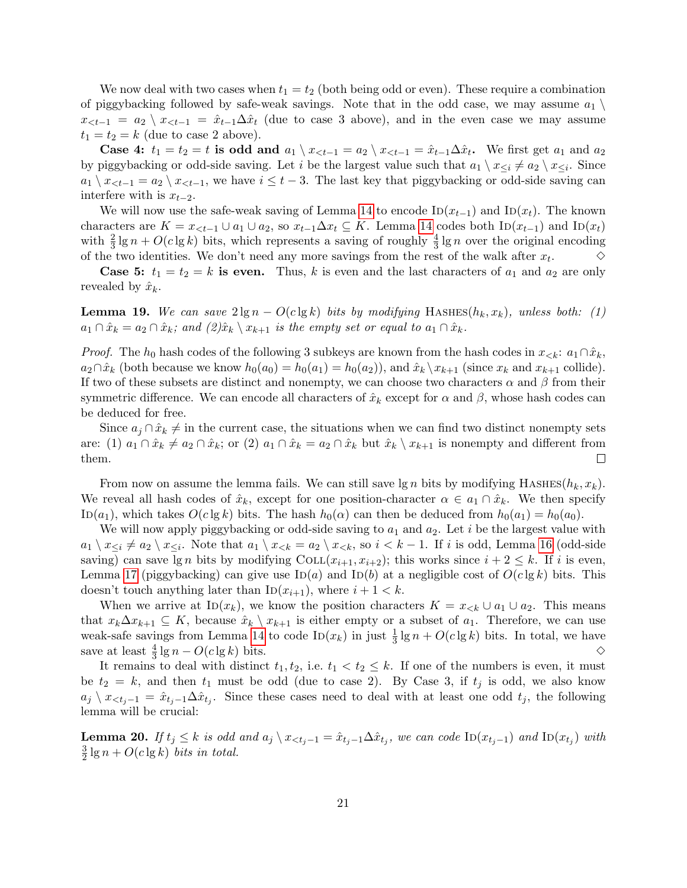We now deal with two cases when $t_1 = t_2$ (both being odd or even). These require a combination of piggybacking followed by safe-weak savings. Note that in the odd case, we may assume $a_1 \setminus x_{<t-1} = a_2 \setminus x_{<t-1} = \hat{x}_{t-1} \Delta \hat{x}_t$ (due to case 3 above), and in the even case we may assume $t_1 = t_2 = k$ (due to case 2 above).

**Case 4: $t_1 = t_2 = t$ is odd and $a_1 \setminus x_{<t-1} = a_2 \setminus x_{<t-1} = \hat{x}_{t-1} \Delta \hat{x}_t$.** We first get $a_1$ and $a_2$ by piggybacking or odd-side saving. Let $i$ be the largest value such that $a_1 \setminus x_{\leq i} \neq a_2 \setminus x_{\leq i}$. Since $a_1 \setminus x_{<t-1} = a_2 \setminus x_{<t-1}$, we have $i \leq t-3$. The last key that piggybacking or odd-side saving can interfere with is $x_{t-2}$.

We will now use the safe-weak saving of Lemma 14 to encode $\text{Id}(x_{t-1})$ and $\text{Id}(x_t)$. The known characters are $K = x_{<t-1} \cup a_1 \cup a_2$, so $x_{t-1} \Delta x_t \subseteq K$. Lemma 14 codes both $\text{Id}(x_{t-1})$ and $\text{Id}(x_t)$ with $\frac{2}{3} \lg n + O(c \lg k)$ bits, which represents a saving of roughly $\frac{4}{3} \lg n$ over the original encoding of the two identities. We don't need any more savings from the rest of the walk after $x_t$. $\diamond$

**Case 5: $t_1 = t_2 = k$ is even.** Thus, $k$ is even and the last characters of $a_1$ and $a_2$ are only revealed by $\hat{x}_k$.

**Lemma 19.** *We can save $2 \lg n - O(c \lg k)$ bits by modifying* $\text{Hashes}(h_k, x_k)$*, unless both: (1) $a_1 \cap \hat{x}_k = a_2 \cap \hat{x}_k$; and (2)$\hat{x}_k \setminus x_{k+1}$ is the empty set or equal to $a_1 \cap \hat{x}_k$.*

*Proof.* The $h_0$ hash codes of the following 3 subkeys are known from the hash codes in $x_{<k}$: $a_1 \cap \hat{x}_k$, $a_2 \cap \hat{x}_k$ (both because we know $h_0(a_0) = h_0(a_1) = h_0(a_2)$), and $\hat{x}_k \setminus x_{k+1}$ (since $x_k$ and $x_{k+1}$ collide). If two of these subsets are distinct and nonempty, we can choose two characters $\alpha$ and $\beta$ from their symmetric difference. We can encode all characters of $\hat{x}_k$ except for $\alpha$ and $\beta$, whose hash codes can be deduced for free.

Since $a_j \cap \hat{x}_k \neq$ in the current case, the situations when we can find two distinct nonempty sets are: (1) $a_1 \cap \hat{x}_k \neq a_2 \cap \hat{x}_k$; or (2) $a_1 \cap \hat{x}_k = a_2 \cap \hat{x}_k$ but $\hat{x}_k \setminus x_{k+1}$ is nonempty and different from them. $\square$

From now on assume the lemma fails. We can still save $\lg n$ bits by modifying $\text{Hashes}(h_k, x_k)$. We reveal all hash codes of $\hat{x}_k$, except for one position-character $\alpha \in a_1 \cap \hat{x}_k$. We then specify $\text{Id}(a_1)$, which takes $O(c \lg k)$ bits. The hash $h_0(\alpha)$ can then be deduced from $h_0(a_1) = h_0(a_0)$.

We will now apply piggybacking or odd-side saving to $a_1$ and $a_2$. Let $i$ be the largest value with $a_1 \setminus x_{\leq i} \neq a_2 \setminus x_{\leq i}$. Note that $a_1 \setminus x_{<k} = a_2 \setminus x_{<k}$, so $i < k-1$. If $i$ is odd, Lemma 16 (odd-side saving) can save $\lg n$ bits by modifying $\text{Coll}(x_{i+1}, x_{i+2})$; this works since $i + 2 \leq k$. If $i$ is even, Lemma 17 (piggybacking) can give use $\text{Id}(a)$ and $\text{Id}(b)$ at a negligible cost of $O(c \lg k)$ bits. This doesn't touch anything later than $\text{Id}(x_{i+1})$, where $i + 1 < k$.

When we arrive at $\text{Id}(x_k)$, we know the position characters $K = x_{<k} \cup a_1 \cup a_2$. This means that $x_k \Delta x_{k+1} \subseteq K$, because $\hat{x}_k \setminus x_{k+1}$ is either empty or a subset of $a_1$. Therefore, we can use weak-safe savings from Lemma 14 to code $\text{Id}(x_k)$ in just $\frac{1}{3} \lg n + O(c \lg k)$ bits. In total, we have save at least $\frac{4}{3} \lg n - O(c \lg k)$ bits. $\diamond$

It remains to deal with distinct $t_1, t_2$, i.e. $t_1 < t_2 \leq k$. If one of the numbers is even, it must be $t_2 = k$, and then $t_1$ must be odd (due to case 2). By Case 3, if $t_j$ is odd, we also know $a_j \setminus x_{<t_j - 1} = \hat{x}_{t_j - 1} \Delta \hat{x}_{t_j}$. Since these cases need to deal with at least one odd $t_j$, the following lemma will be crucial:

**Lemma 20.** *If $t_j \leq k$ is odd and $a_j \setminus x_{<t_j-1} = \hat{x}_{t_j-1} \Delta \hat{x}_{t_j}$, we can code* $\text{Id}(x_{t_j-1})$ *and* $\text{Id}(x_{t_j})$ *with $\frac{3}{2} \lg n + O(c \lg k)$ bits in total.*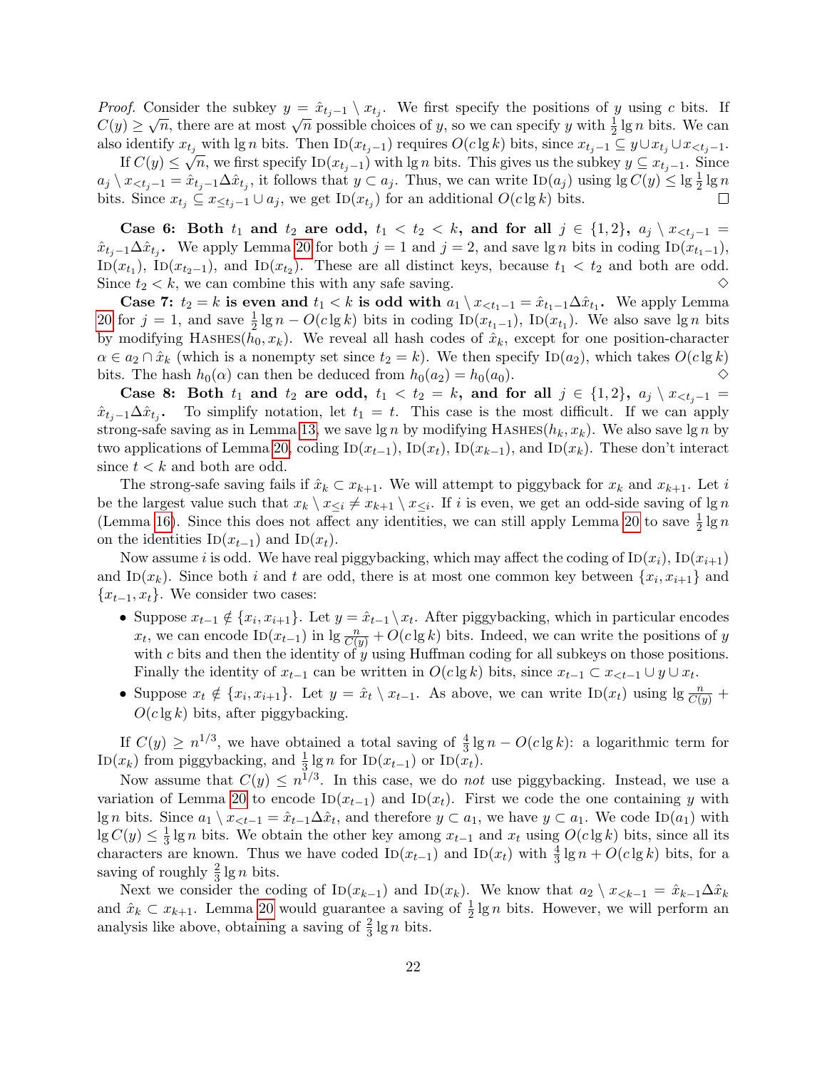*Proof.* Consider the subkey $y = \hat{x}_{t_j-1} \setminus x_{t_j}$. We first specify the positions of $y$ using $c$ bits. If $C(y) \geq \sqrt{n}$, there are at most $\sqrt{n}$ possible choices of $y$, so we can specify $y$ with $\frac{1}{2}\lg n$ bits. We can also identify $x_{t_j}$ with $\lg n$ bits. Then $\text{ID}(x_{t_j-1})$ requires $O(c \lg k)$ bits, since $x_{t_j-1} \subseteq y \cup x_{t_j} \cup x_{<t_j-1}$.

If $C(y) \leq \sqrt{n}$, we first specify $\text{ID}(x_{t_j-1})$ with $\lg n$ bits. This gives us the subkey $y \subseteq x_{t_j-1}$. Since $a_j \setminus x_{<t_j-1} = \hat{x}_{t_j-1} \Delta \hat{x}_{t_j}$, it follows that $y \subset a_j$. Thus, we can write $\text{ID}(a_j)$ using $\lg C(y) \leq \lg \frac{1}{2}\lg n$ bits. Since $x_{t_j} \subseteq x_{\leq t_j-1} \cup a_j$, we get $\text{ID}(x_{t_j})$ for an additional $O(c \lg k)$ bits. ◻

**Case 6: Both $t_1$ and $t_2$ are odd, $t_1 < t_2 < k$, and for all $j \in \{1, 2\}$, $a_j \setminus x_{<t_j-1} = \hat{x}_{t_j-1} \Delta \hat{x}_{t_j}$.** We apply Lemma 20 for both $j = 1$ and $j = 2$, and save $\lg n$ bits in coding $\text{ID}(x_{t_1-1})$, $\text{ID}(x_{t_1})$, $\text{ID}(x_{t_2-1})$, and $\text{ID}(x_{t_2})$. These are all distinct keys, because $t_1 < t_2$ and both are odd. Since $t_2 < k$, we can combine this with any safe saving. ◇

**Case 7: $t_2 = k$ is even and $t_1 < k$ is odd with $a_1 \setminus x_{<t_1-1} = \hat{x}_{t_1-1} \Delta \hat{x}_{t_1}$.** We apply Lemma 20 for $j = 1$, and save $\frac{1}{2}\lg n - O(c \lg k)$ bits in coding $\text{ID}(x_{t_1-1})$, $\text{ID}(x_{t_1})$. We also save $\lg n$ bits by modifying $\text{HASHES}(h_0, x_k)$. We reveal all hash codes of $\hat{x}_k$, except for one position-character $\alpha \in a_2 \cap \hat{x}_k$ (which is a nonempty set since $t_2 = k$). We then specify $\text{ID}(a_2)$, which takes $O(c \lg k)$ bits. The hash $h_0(\alpha)$ can then be deduced from $h_0(a_2) = h_0(a_0)$. ◇

**Case 8: Both $t_1$ and $t_2$ are odd, $t_1 < t_2 = k$, and for all $j \in \{1, 2\}$, $a_j \setminus x_{<t_j-1} = \hat{x}_{t_j-1} \Delta \hat{x}_{t_j}$.** To simplify notation, let $t_1 = t$. This case is the most difficult. If we can apply strong-safe saving as in Lemma 13, we save $\lg n$ by modifying $\text{HASHES}(h_k, x_k)$. We also save $\lg n$ by two applications of Lemma 20, coding $\text{ID}(x_{t-1})$, $\text{ID}(x_t)$, $\text{ID}(x_{k-1})$, and $\text{ID}(x_k)$. These don't interact since $t < k$ and both are odd.

The strong-safe saving fails if $\hat{x}_k \subset x_{k+1}$. We will attempt to piggyback for $x_k$ and $x_{k+1}$. Let $i$ be the largest value such that $x_k \setminus x_{\leq i} \neq x_{k+1} \setminus x_{\leq i}$. If $i$ is even, we get an odd-side saving of $\lg n$ (Lemma 16). Since this does not affect any identities, we can still apply Lemma 20 to save $\frac{1}{2}\lg n$ on the identities $\text{ID}(x_{t-1})$ and $\text{ID}(x_t)$.

Now assume $i$ is odd. We have real piggybacking, which may affect the coding of $\text{ID}(x_i)$, $\text{ID}(x_{i+1})$ and $\text{ID}(x_k)$. Since both $i$ and $t$ are odd, there is at most one common key between $\{x_i, x_{i+1}\}$ and $\{x_{t-1}, x_t\}$. We consider two cases:

- Suppose $x_{t-1} \notin \{x_i, x_{i+1}\}$. Let $y = \hat{x}_{t-1} \setminus x_t$. After piggybacking, which in particular encodes $x_t$, we can encode $\text{ID}(x_{t-1})$ in $\lg \frac{n}{C(y)} + O(c \lg k)$ bits. Indeed, we can write the positions of $y$ with $c$ bits and then the identity of $y$ using Huffman coding for all subkeys on those positions. Finally the identity of $x_{t-1}$ can be written in $O(c \lg k)$ bits, since $x_{t-1} \subset x_{<t-1} \cup y \cup x_t$.
- Suppose $x_t \notin \{x_i, x_{i+1}\}$. Let $y = \hat{x}_t \setminus x_{t-1}$. As above, we can write $\text{ID}(x_t)$ using $\lg \frac{n}{C(y)} + O(c \lg k)$ bits, after piggybacking.

If $C(y) \geq n^{1/3}$, we have obtained a total saving of $\frac{4}{3}\lg n - O(c \lg k)$: a logarithmic term for $\text{ID}(x_k)$ from piggybacking, and $\frac{1}{3}\lg n$ for $\text{ID}(x_{t-1})$ or $\text{ID}(x_t)$.

Now assume that $C(y) \leq n^{1/3}$. In this case, we do *not* use piggybacking. Instead, we use a variation of Lemma 20 to encode $\text{ID}(x_{t-1})$ and $\text{ID}(x_t)$. First we code the one containing $y$ with $\lg n$ bits. Since $a_1 \setminus x_{<t-1} = \hat{x}_{t-1} \Delta \hat{x}_t$, and therefore $y \subset a_1$, we have $y \subset a_1$. We code $\text{ID}(a_1)$ with $\lg C(y) \leq \frac{1}{3}\lg n$ bits. We obtain the other key among $x_{t-1}$ and $x_t$ using $O(c \lg k)$ bits, since all its characters are known. Thus we have coded $\text{ID}(x_{t-1})$ and $\text{ID}(x_t)$ with $\frac{4}{3}\lg n + O(c \lg k)$ bits, for a saving of roughly $\frac{2}{3}\lg n$ bits.

Next we consider the coding of $\text{ID}(x_{k-1})$ and $\text{ID}(x_k)$. We know that $a_2 \setminus x_{<k-1} = \hat{x}_{k-1} \Delta \hat{x}_k$ and $\hat{x}_k \subset x_{k+1}$. Lemma 20 would guarantee a saving of $\frac{1}{2}\lg n$ bits. However, we will perform an analysis like above, obtaining a saving of $\frac{2}{3}\lg n$ bits.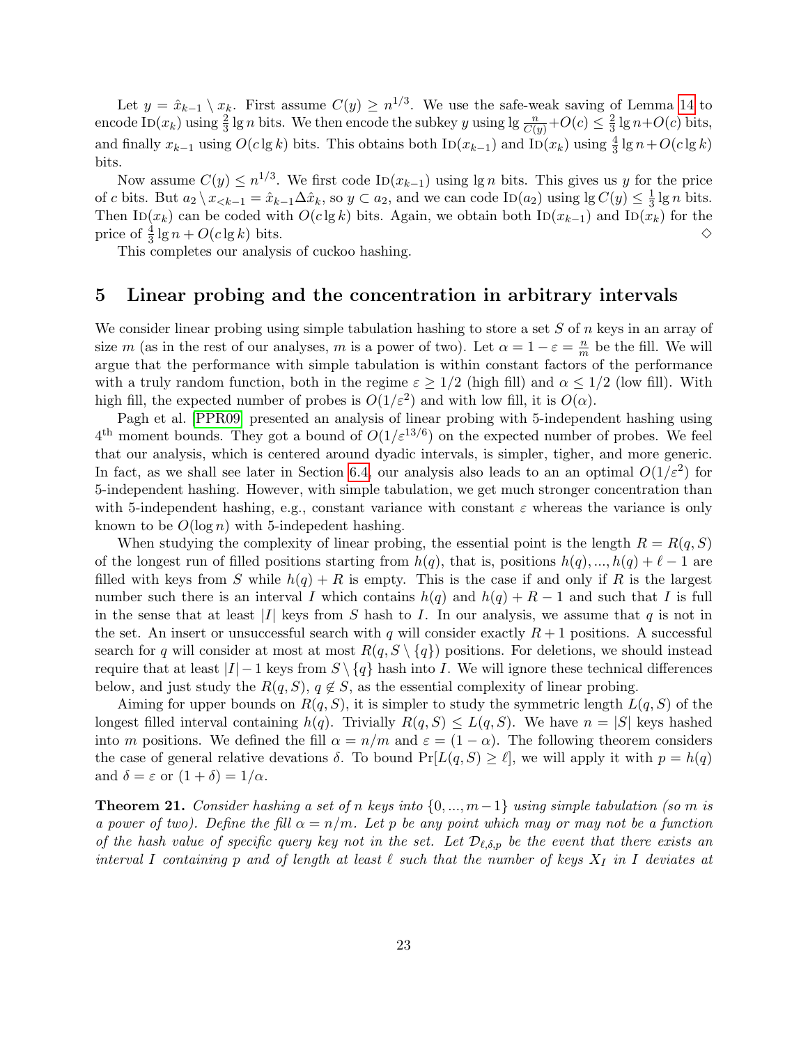Let $y = \hat{x}_{k-1} \setminus x_k$. First assume $C(y) \geq n^{1/3}$. We use the safe-weak saving of Lemma 14 to encode $\text{ID}(x_k)$ using $\frac{2}{3} \lg n$ bits. We then encode the subkey $y$ using $\lg \frac{n}{C(y)} + O(c) \leq \frac{2}{3} \lg n + O(c)$ bits, and finally $x_{k-1}$ using $O(c \lg k)$ bits. This obtains both $\text{ID}(x_{k-1})$ and $\text{ID}(x_k)$ using $\frac{4}{3} \lg n + O(c \lg k)$ bits.

Now assume $C(y) \leq n^{1/3}$. We first code $\text{ID}(x_{k-1})$ using $\lg n$ bits. This gives us $y$ for the price of $c$ bits. But $a_2 \setminus x_{<k-1} = \hat{x}_{k-1} \Delta \hat{x}_k$, so $y \subset a_2$, and we can code $\text{ID}(a_2)$ using $\lg C(y) \leq \frac{1}{3} \lg n$ bits. Then $\text{ID}(x_k)$ can be coded with $O(c \lg k)$ bits. Again, we obtain both $\text{ID}(x_{k-1})$ and $\text{ID}(x_k)$ for the price of $\frac{4}{3} \lg n + O(c \lg k)$ bits. ◇

This completes our analysis of cuckoo hashing.

# 5 Linear probing and the concentration in arbitrary intervals

We consider linear probing using simple tabulation hashing to store a set $S$ of $n$ keys in an array of size $m$ (as in the rest of our analyses, $m$ is a power of two). Let $\alpha = 1 - \varepsilon = \frac{n}{m}$ be the fill. We will argue that the performance with simple tabulation is within constant factors of the performance with a truly random function, both in the regime $\varepsilon \geq 1/2$ (high fill) and $\alpha \leq 1/2$ (low fill). With high fill, the expected number of probes is $O(1/\varepsilon^2)$ and with low fill, it is $O(\alpha)$.

Pagh et al. [PPR09] presented an analysis of linear probing with 5-independent hashing using $4^{\text{th}}$ moment bounds. They got a bound of $O(1/\varepsilon^{13/6})$ on the expected number of probes. We feel that our analysis, which is centered around dyadic intervals, is simpler, tigher, and more generic. In fact, as we shall see later in Section 6.4, our analysis also leads to an an optimal $O(1/\varepsilon^2)$ for 5-independent hashing. However, with simple tabulation, we get much stronger concentration than with 5-independent hashing, e.g., constant variance with constant $\varepsilon$ whereas the variance is only known to be $O(\log n)$ with 5-indepedent hashing.

When studying the complexity of linear probing, the essential point is the length $R = R(q, S)$ of the longest run of filled positions starting from $h(q)$, that is, positions $h(q), ..., h(q) + \ell - 1$ are filled with keys from $S$ while $h(q) + R$ is empty. This is the case if and only if $R$ is the largest number such there is an interval $I$ which contains $h(q)$ and $h(q) + R - 1$ and such that $I$ is full in the sense that at least $|I|$ keys from $S$ hash to $I$. In our analysis, we assume that $q$ is not in the set. An insert or unsuccessful search with $q$ will consider exactly $R + 1$ positions. A successful search for $q$ will consider at most at most $R(q, S \setminus \{q\})$ positions. For deletions, we should instead require that at least $|I| - 1$ keys from $S \setminus \{q\}$ hash into $I$. We will ignore these technical differences below, and just study the $R(q, S)$, $q \notin S$, as the essential complexity of linear probing.

Aiming for upper bounds on $R(q, S)$, it is simpler to study the symmetric length $L(q, S)$ of the longest filled interval containing $h(q)$. Trivially $R(q, S) \leq L(q, S)$. We have $n = |S|$ keys hashed into $m$ positions. We defined the fill $\alpha = n/m$ and $\varepsilon = (1 - \alpha)$. The following theorem considers the case of general relative devations $\delta$. To bound $\Pr[L(q, S) \geq \ell]$, we will apply it with $p = h(q)$ and $\delta = \varepsilon$ or $(1 + \delta) = 1/\alpha$.

**Theorem 21.** *Consider hashing a set of $n$ keys into $\{0, ..., m-1\}$ using simple tabulation (so $m$ is a power of two). Define the fill $\alpha = n/m$. Let $p$ be any point which may or may not be a function of the hash value of specific query key not in the set. Let $\mathcal{D}_{\ell,\delta,p}$ be the event that there exists an interval $I$ containing $p$ and of length at least $\ell$ such that the number of keys $X_I$ in $I$ deviates at*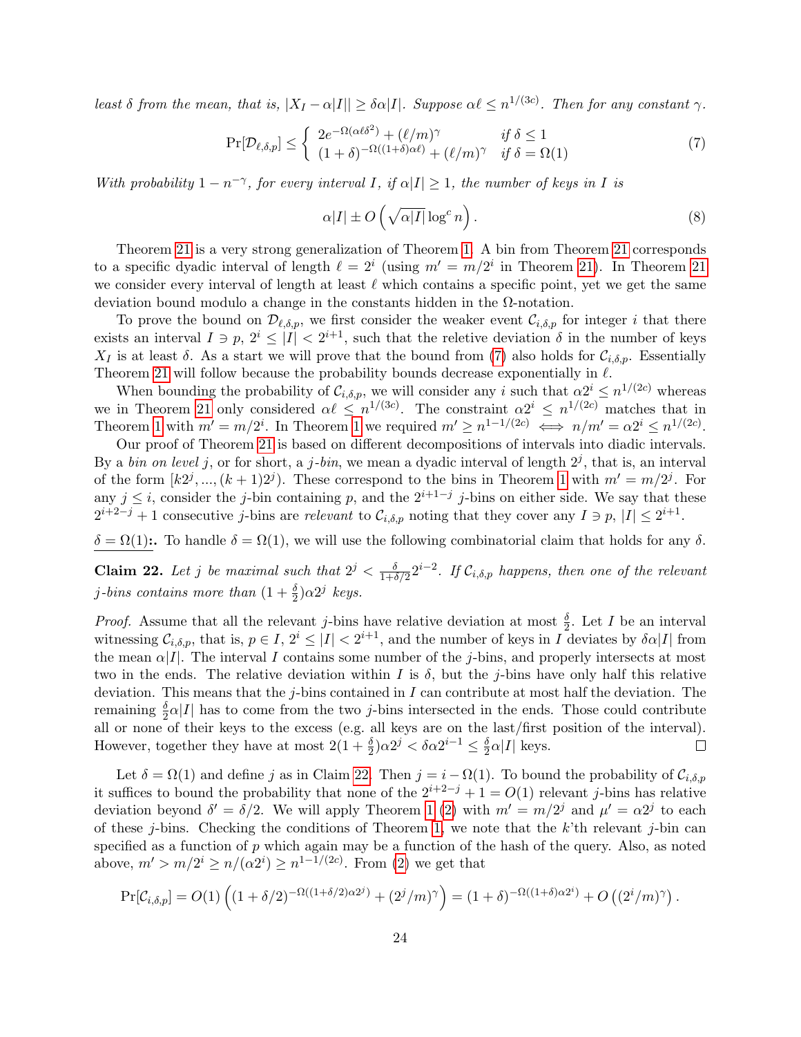*least $\delta$ from the mean, that is, $|X_I - \alpha|I|| \geq \delta\alpha|I|$. Suppose $\alpha\ell \leq n^{1/(3c)}$. Then for any constant $\gamma$.*

$$\Pr[\mathcal{D}_{\ell,\delta,p}] \leq \begin{cases} 2e^{-\Omega(\alpha\ell\delta^2)} + (\ell/m)^\gamma & \text{if } \delta \leq 1 \\ (1+\delta)^{-\Omega((1+\delta)\alpha\ell)} + (\ell/m)^\gamma & \text{if } \delta = \Omega(1) \end{cases} \tag{7}$$

*With probability $1 - n^{-\gamma}$, for every interval $I$, if $\alpha|I| \geq 1$, the number of keys in $I$ is*

$$\alpha|I| \pm O\left(\sqrt{\alpha|I|}\log^c n\right). \tag{8}$$

Theorem 21 is a very strong generalization of Theorem 1. A bin from Theorem 21 corresponds to a specific dyadic interval of length $\ell = 2^i$ (using $m' = m/2^i$ in Theorem 21). In Theorem 21 we consider every interval of length at least $\ell$ which contains a specific point, yet we get the same deviation bound modulo a change in the constants hidden in the $\Omega$-notation.

To prove the bound on $\mathcal{D}_{\ell,\delta,p}$, we first consider the weaker event $\mathcal{C}_{i,\delta,p}$ for integer $i$ that there exists an interval $I \ni p$, $2^i \leq |I| < 2^{i+1}$, such that the reletive deviation $\delta$ in the number of keys $X_I$ is at least $\delta$. As a start we will prove that the bound from (7) also holds for $\mathcal{C}_{i,\delta,p}$. Essentially Theorem 21 will follow because the probability bounds decrease exponentially in $\ell$.

When bounding the probability of $\mathcal{C}_{i,\delta,p}$, we will consider any $i$ such that $\alpha 2^i \leq n^{1/(2c)}$ whereas we in Theorem 21 only considered $\alpha\ell \leq n^{1/(3c)}$. The constraint $\alpha 2^i \leq n^{1/(2c)}$ matches that in Theorem 1 with $m' = m/2^i$. In Theorem 1 we required $m' \geq n^{1-1/(2c)} \iff n/m' = \alpha 2^i \leq n^{1/(2c)}$.

Our proof of Theorem 21 is based on different decompositions of intervals into diadic intervals. By a *bin on level* $j$, or for short, a $j$*-bin*, we mean a dyadic interval of length $2^j$, that is, an interval of the form $[k2^j, ..., (k+1)2^j)$. These correspond to the bins in Theorem 1 with $m' = m/2^j$. For any $j \leq i$, consider the $j$-bin containing $p$, and the $2^{i+1-j}$ $j$-bins on either side. We say that these $2^{i+2-j} + 1$ consecutive $j$-bins are *relevant* to $\mathcal{C}_{i,\delta,p}$ noting that they cover any $I \ni p$, $|I| \leq 2^{i+1}$.

**$\delta = \Omega(1)$:.** To handle $\delta = \Omega(1)$, we will use the following combinatorial claim that holds for any $\delta$.

**Claim 22.** *Let $j$ be maximal such that $2^j < \frac{\delta}{1+\delta/2}2^{i-2}$. If $\mathcal{C}_{i,\delta,p}$ happens, then one of the relevant $j$-bins contains more than $(1+\frac{\delta}{2})\alpha 2^j$ keys.*

*Proof.* Assume that all the relevant $j$-bins have relative deviation at most $\frac{\delta}{2}$. Let $I$ be an interval witnessing $\mathcal{C}_{i,\delta,p}$, that is, $p \in I$, $2^i \leq |I| < 2^{i+1}$, and the number of keys in $I$ deviates by $\delta\alpha|I|$ from the mean $\alpha|I|$. The interval $I$ contains some number of the $j$-bins, and properly intersects at most two in the ends. The relative deviation within $I$ is $\delta$, but the $j$-bins have only half this relative deviation. This means that the $j$-bins contained in $I$ can contribute at most half the deviation. The remaining $\frac{\delta}{2}\alpha|I|$ has to come from the two $j$-bins intersected in the ends. Those could contribute all or none of their keys to the excess (e.g. all keys are on the last/first position of the interval). However, together they have at most $2(1+\frac{\delta}{2})\alpha 2^j < \delta\alpha 2^{i-1} \leq \frac{\delta}{2}\alpha|I|$ keys. $\square$

Let $\delta = \Omega(1)$ and define $j$ as in Claim 22. Then $j = i - \Omega(1)$. To bound the probability of $\mathcal{C}_{i,\delta,p}$ it suffices to bound the probability that none of the $2^{i+2-j} + 1 = O(1)$ relevant $j$-bins has relative deviation beyond $\delta' = \delta/2$. We will apply Theorem 1 (2) with $m' = m/2^j$ and $\mu' = \alpha 2^j$ to each of these $j$-bins. Checking the conditions of Theorem 1, we note that the $k$'th relevant $j$-bin can specified as a function of $p$ which again may be a function of the hash of the query. Also, as noted above, $m' > m/2^i \geq n/(\alpha 2^i) \geq n^{1-1/(2c)}$. From (2) we get that

$$\Pr[\mathcal{C}_{i,\delta,p}] = O(1)\left((1+\delta/2)^{-\Omega((1+\delta/2)\alpha 2^j)} + (2^j/m)^\gamma\right) = (1+\delta)^{-\Omega((1+\delta)\alpha 2^i)} + O\left((2^i/m)^\gamma\right).$$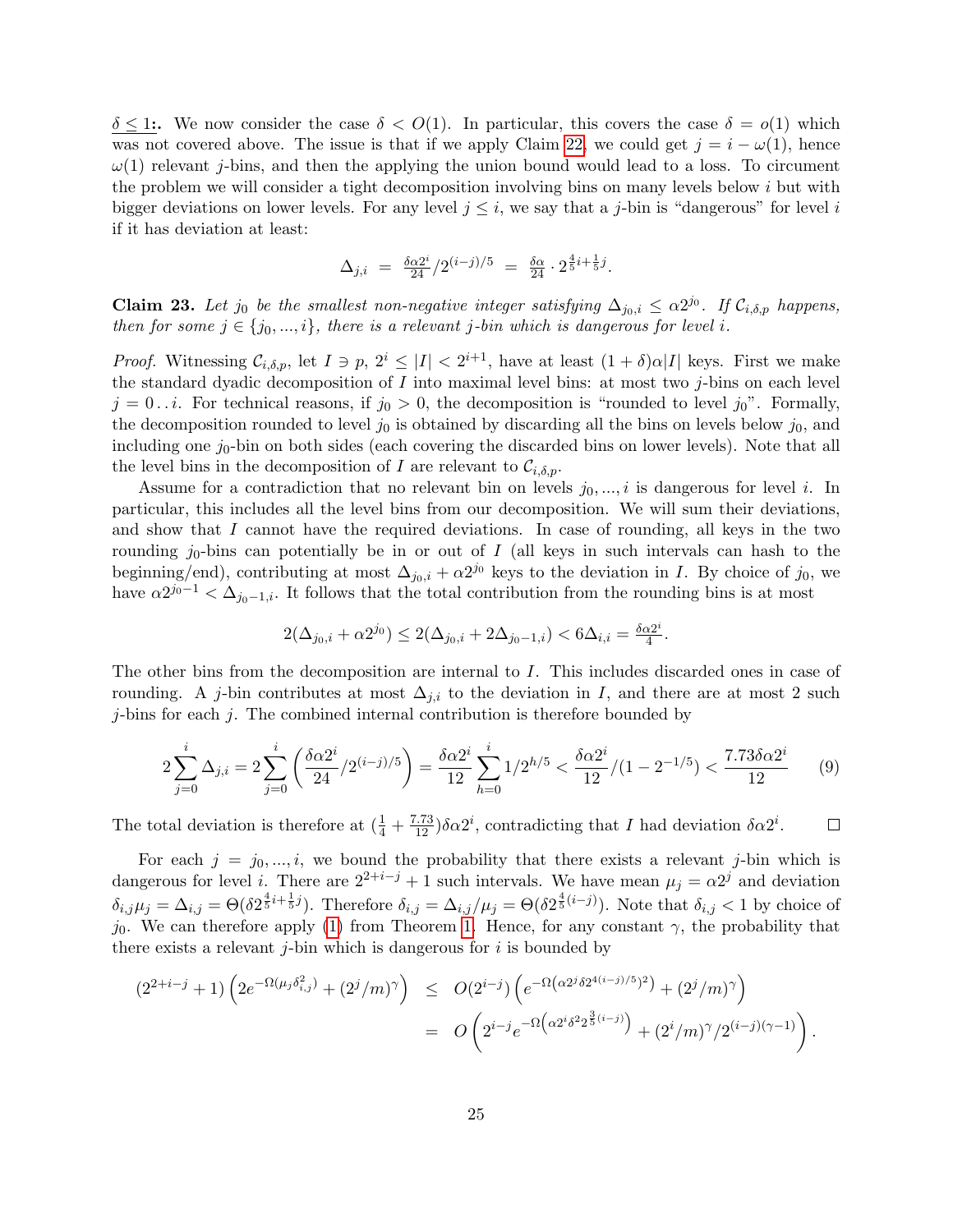<u>$\delta \le 1$:</u>. We now consider the case $\delta < O(1)$. In particular, this covers the case $\delta = o(1)$ which was not covered above. The issue is that if we apply Claim 22, we could get $j = i - \omega(1)$, hence $\omega(1)$ relevant $j$-bins, and then the applying the union bound would lead to a loss. To circument the problem we will consider a tight decomposition involving bins on many levels below $i$ but with bigger deviations on lower levels. For any level $j \le i$, we say that a $j$-bin is "dangerous" for level $i$ if it has deviation at least:

$$\Delta_{j,i} \;=\; \tfrac{\delta\alpha 2^i}{24}/2^{(i-j)/5} \;=\; \tfrac{\delta\alpha}{24}\cdot 2^{\frac{4}{5}i+\frac{1}{5}j}.$$

**Claim 23.** *Let $j_0$ be the smallest non-negative integer satisfying $\Delta_{j_0,i} \le \alpha 2^{j_0}$. If $\mathcal{C}_{i,\delta,p}$ happens, then for some $j \in \{j_0, ..., i\}$, there is a relevant $j$-bin which is dangerous for level $i$.*

*Proof.* Witnessing $\mathcal{C}_{i,\delta,p}$, let $I \ni p$, $2^i \le |I| < 2^{i+1}$, have at least $(1+\delta)\alpha|I|$ keys. First we make the standard dyadic decomposition of $I$ into maximal level bins: at most two $j$-bins on each level $j = 0\,..\,i$. For technical reasons, if $j_0 > 0$, the decomposition is "rounded to level $j_0$". Formally, the decomposition rounded to level $j_0$ is obtained by discarding all the bins on levels below $j_0$, and including one $j_0$-bin on both sides (each covering the discarded bins on lower levels). Note that all the level bins in the decomposition of $I$ are relevant to $\mathcal{C}_{i,\delta,p}$.

Assume for a contradiction that no relevant bin on levels $j_0, ..., i$ is dangerous for level $i$. In particular, this includes all the level bins from our decomposition. We will sum their deviations, and show that $I$ cannot have the required deviations. In case of rounding, all keys in the two rounding $j_0$-bins can potentially be in or out of $I$ (all keys in such intervals can hash to the beginning/end), contributing at most $\Delta_{j_0,i} + \alpha 2^{j_0}$ keys to the deviation in $I$. By choice of $j_0$, we have $\alpha 2^{j_0-1} < \Delta_{j_0-1,i}$. It follows that the total contribution from the rounding bins is at most

$$2(\Delta_{j_0,i} + \alpha 2^{j_0}) \le 2(\Delta_{j_0,i} + 2\Delta_{j_0-1,i}) < 6\Delta_{i,i} = \tfrac{\delta\alpha 2^i}{4}.$$

The other bins from the decomposition are internal to $I$. This includes discarded ones in case of rounding. A $j$-bin contributes at most $\Delta_{j,i}$ to the deviation in $I$, and there are at most 2 such $j$-bins for each $j$. The combined internal contribution is therefore bounded by

$$2\sum_{j=0}^{i}\Delta_{j,i} = 2\sum_{j=0}^{i}\left(\frac{\delta\alpha 2^i}{24}/2^{(i-j)/5}\right) = \frac{\delta\alpha 2^i}{12}\sum_{h=0}^{i} 1/2^{h/5} < \frac{\delta\alpha 2^i}{12}/(1-2^{-1/5}) < \frac{7.73\delta\alpha 2^i}{12} \tag{9}$$

The total deviation is therefore at $(\frac{1}{4}+\frac{7.73}{12})\delta\alpha 2^i$, contradicting that $I$ had deviation $\delta\alpha 2^i$. $\square$

For each $j = j_0, ..., i$, we bound the probability that there exists a relevant $j$-bin which is dangerous for level $i$. There are $2^{2+i-j}+1$ such intervals. We have mean $\mu_j = \alpha 2^j$ and deviation $\delta_{i,j}\mu_j = \Delta_{i,j} = \Theta(\delta 2^{\frac{4}{5}i+\frac{1}{5}j})$. Therefore $\delta_{i,j} = \Delta_{i,j}/\mu_j = \Theta(\delta 2^{\frac{4}{5}(i-j)})$. Note that $\delta_{i,j} < 1$ by choice of $j_0$. We can therefore apply (1) from Theorem 1. Hence, for any constant $\gamma$, the probability that there exists a relevant $j$-bin which is dangerous for $i$ is bounded by

$$\begin{aligned}
(2^{2+i-j}+1)\left(2e^{-\Omega(\mu_j\delta_{i,j}^2)} + (2^j/m)^\gamma\right) &\le O(2^{i-j})\left(e^{-\Omega\left(\alpha 2^j \delta 2^{4(i-j)/5)^2}\right)} + (2^j/m)^\gamma\right)\\
&= O\left(2^{i-j}e^{-\Omega\left(\alpha 2^i\delta^2 2^{\frac{3}{5}(i-j)}\right)} + (2^i/m)^\gamma/2^{(i-j)(\gamma-1)}\right).
\end{aligned}$$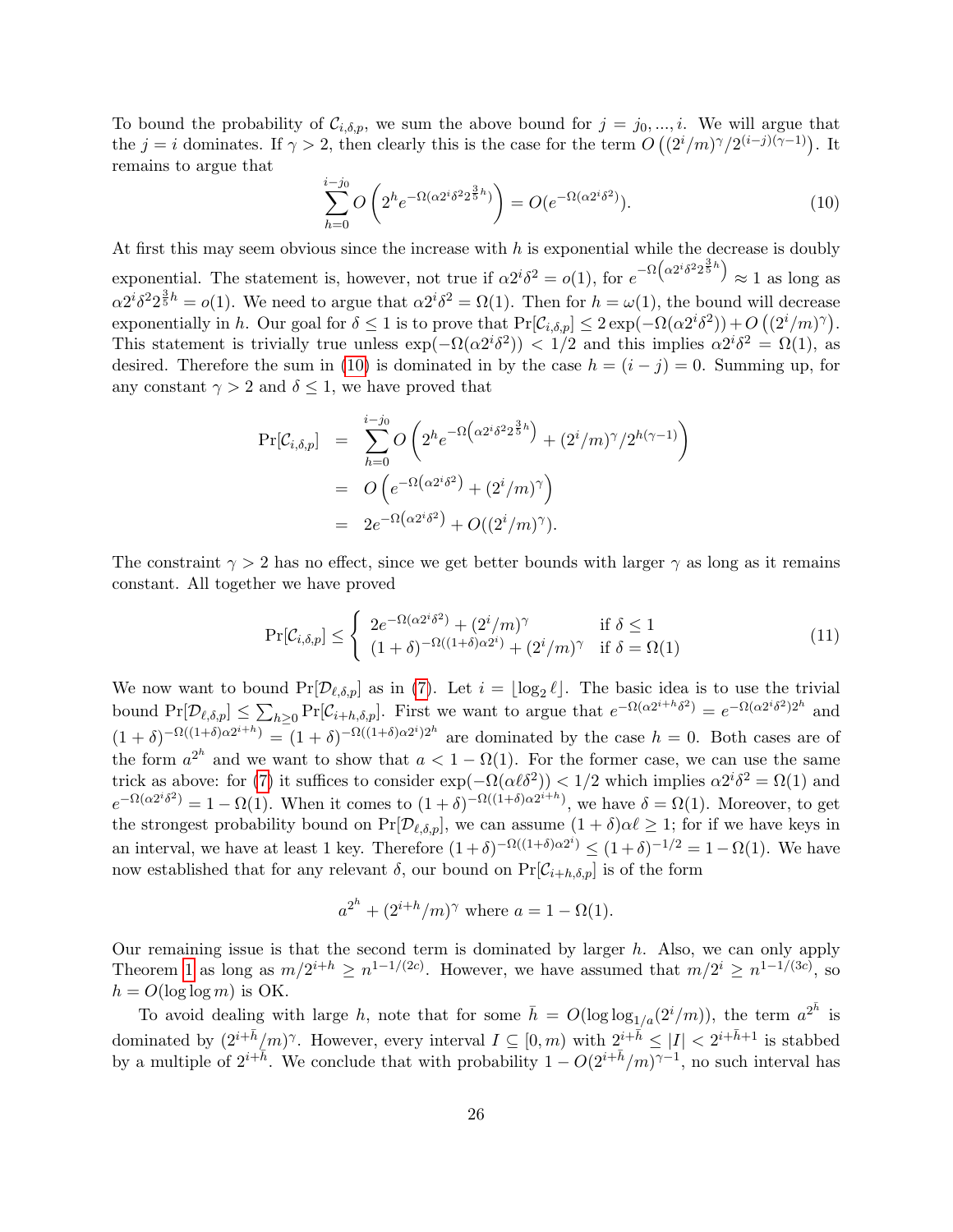To bound the probability of $\mathcal{C}_{i,\delta,p}$, we sum the above bound for $j = j_0, ..., i$. We will argue that the $j = i$ dominates. If $\gamma > 2$, then clearly this is the case for the term $O\left((2^i/m)^\gamma/2^{(i-j)(\gamma-1)}\right)$. It remains to argue that

$$\sum_{h=0}^{i-j_0} O\left(2^h e^{-\Omega(\alpha 2^i \delta^2 2^{\frac{3}{5}h})}\right) = O(e^{-\Omega(\alpha 2^i \delta^2)}). \tag{10}$$

At first this may seem obvious since the increase with $h$ is exponential while the decrease is doubly exponential. The statement is, however, not true if $\alpha 2^i \delta^2 = o(1)$, for $e^{-\Omega\left(\alpha 2^i \delta^2 2^{\frac{3}{5}h}\right)} \approx 1$ as long as $\alpha 2^i \delta^2 2^{\frac{3}{5}h} = o(1)$. We need to argue that $\alpha 2^i \delta^2 = \Omega(1)$. Then for $h = \omega(1)$, the bound will decrease exponentially in $h$. Our goal for $\delta \leq 1$ is to prove that $\Pr[\mathcal{C}_{i,\delta,p}] \leq 2\exp(-\Omega(\alpha 2^i \delta^2)) + O\left((2^i/m)^\gamma\right)$. This statement is trivially true unless $\exp(-\Omega(\alpha 2^i \delta^2)) < 1/2$ and this implies $\alpha 2^i \delta^2 = \Omega(1)$, as desired. Therefore the sum in (10) is dominated in by the case $h = (i - j) = 0$. Summing up, for any constant $\gamma > 2$ and $\delta \leq 1$, we have proved that

$$\begin{aligned}
\Pr[\mathcal{C}_{i,\delta,p}] &= \sum_{h=0}^{i-j_0} O\left(2^h e^{-\Omega\left(\alpha 2^i \delta^2 2^{\frac{3}{5}h}\right)} + (2^i/m)^\gamma/2^{h(\gamma-1)}\right) \\
&= O\left(e^{-\Omega\left(\alpha 2^i \delta^2\right)} + (2^i/m)^\gamma\right) \\
&= 2e^{-\Omega\left(\alpha 2^i \delta^2\right)} + O((2^i/m)^\gamma).
\end{aligned}$$

The constraint $\gamma > 2$ has no effect, since we get better bounds with larger $\gamma$ as long as it remains constant. All together we have proved

$$\Pr[\mathcal{C}_{i,\delta,p}] \leq \begin{cases} 2e^{-\Omega(\alpha 2^i \delta^2)} + (2^i/m)^\gamma & \text{if } \delta \leq 1 \\ (1+\delta)^{-\Omega((1+\delta)\alpha 2^i)} + (2^i/m)^\gamma & \text{if } \delta = \Omega(1) \end{cases} \tag{11}$$

We now want to bound $\Pr[\mathcal{D}_{\ell,\delta,p}]$ as in (7). Let $i = \lfloor \log_2 \ell \rfloor$. The basic idea is to use the trivial bound $\Pr[\mathcal{D}_{\ell,\delta,p}] \leq \sum_{h \geq 0} \Pr[\mathcal{C}_{i+h,\delta,p}]$. First we want to argue that $e^{-\Omega(\alpha 2^{i+h}\delta^2)} = e^{-\Omega(\alpha 2^i \delta^2) 2^h}$ and $(1+\delta)^{-\Omega((1+\delta)\alpha 2^{i+h})} = (1+\delta)^{-\Omega((1+\delta)\alpha 2^i)2^h}$ are dominated by the case $h = 0$. Both cases are of the form $a^{2^h}$ and we want to show that $a < 1 - \Omega(1)$. For the former case, we can use the same trick as above: for (7) it suffices to consider $\exp(-\Omega(\alpha \ell \delta^2)) < 1/2$ which implies $\alpha 2^i \delta^2 = \Omega(1)$ and $e^{-\Omega(\alpha 2^i \delta^2)} = 1 - \Omega(1)$. When it comes to $(1+\delta)^{-\Omega((1+\delta)\alpha 2^{i+h})}$, we have $\delta = \Omega(1)$. Moreover, to get the strongest probability bound on $\Pr[\mathcal{D}_{\ell,\delta,p}]$, we can assume $(1+\delta)\alpha\ell \geq 1$; for if we have keys in an interval, we have at least 1 key. Therefore $(1+\delta)^{-\Omega((1+\delta)\alpha 2^i)} \leq (1+\delta)^{-1/2} = 1 - \Omega(1)$. We have now established that for any relevant $\delta$, our bound on $\Pr[\mathcal{C}_{i+h,\delta,p}]$ is of the form

$$a^{2^h} + (2^{i+h}/m)^\gamma \text{ where } a = 1 - \Omega(1).$$

Our remaining issue is that the second term is dominated by larger $h$. Also, we can only apply Theorem 1 as long as $m/2^{i+h} \geq n^{1-1/(2c)}$. However, we have assumed that $m/2^i \geq n^{1-1/(3c)}$, so $h = O(\log \log m)$ is OK.

To avoid dealing with large $h$, note that for some $\bar{h} = O(\log \log_{1/a}(2^i/m))$, the term $a^{2^{\bar{h}}}$ is dominated by $(2^{i+\bar{h}}/m)^\gamma$. However, every interval $I \subseteq [0, m)$ with $2^{i+\bar{h}} \leq |I| < 2^{i+\bar{h}+1}$ is stabbed by a multiple of $2^{i+\bar{h}}$. We conclude that with probability $1 - O(2^{i+\bar{h}}/m)^{\gamma-1}$, no such interval has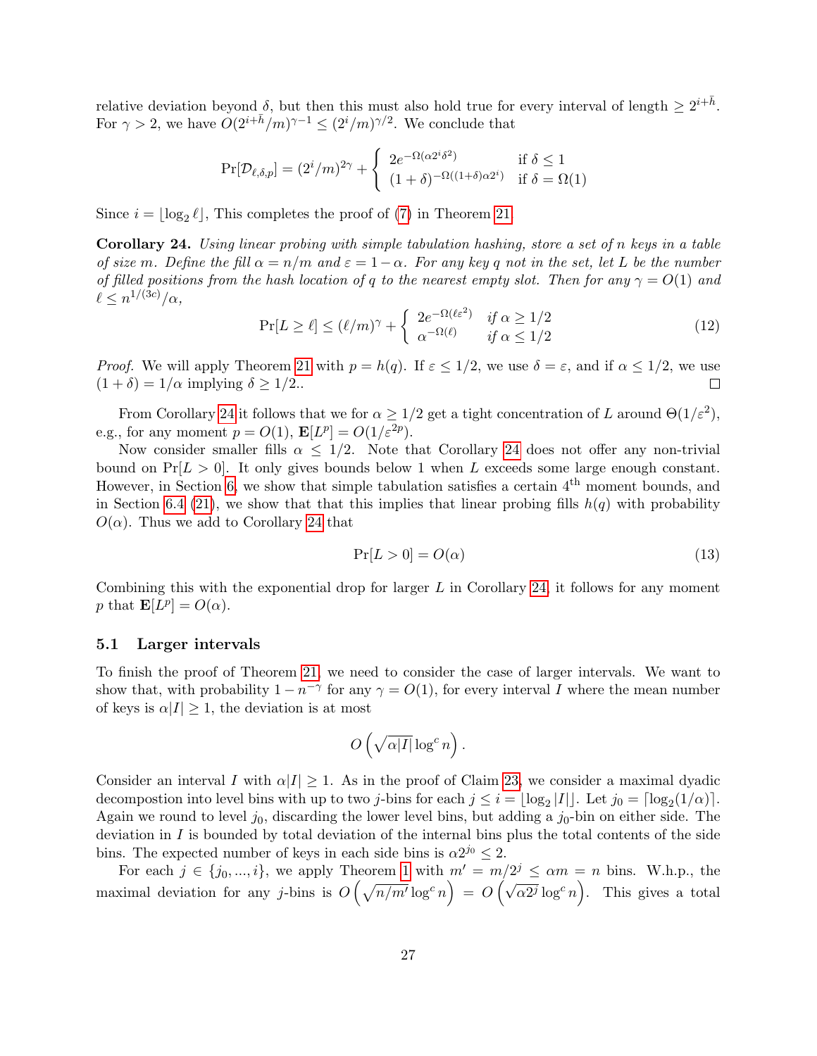relative deviation beyond $\delta$, but then this must also hold true for every interval of length $\geq 2^{i+\bar{h}}$. For $\gamma > 2$, we have $O(2^{i+\bar{h}}/m)^{\gamma-1} \leq (2^i/m)^{\gamma/2}$. We conclude that

$$\Pr[\mathcal{D}_{\ell,\delta,p}] = (2^i/m)^{2\gamma} + \begin{cases} 2e^{-\Omega(\alpha 2^i \delta^2)} & \text{if } \delta \leq 1 \\ (1+\delta)^{-\Omega((1+\delta)\alpha 2^i)} & \text{if } \delta = \Omega(1) \end{cases}$$

Since $i = \lfloor \log_2 \ell \rfloor$, This completes the proof of (7) in Theorem 21.

**Corollary 24.** *Using linear probing with simple tabulation hashing, store a set of $n$ keys in a table of size $m$. Define the fill $\alpha = n/m$ and $\varepsilon = 1 - \alpha$. For any key $q$ not in the set, let $L$ be the number of filled positions from the hash location of $q$ to the nearest empty slot. Then for any $\gamma = O(1)$ and $\ell \leq n^{1/(3c)}/\alpha$,*

$$\Pr[L \geq \ell] \leq (\ell/m)^{\gamma} + \begin{cases} 2e^{-\Omega(\ell\varepsilon^2)} & \text{if } \alpha \geq 1/2 \\ \alpha^{-\Omega(\ell)} & \text{if } \alpha \leq 1/2 \end{cases} \tag{12}$$

*Proof.* We will apply Theorem 21 with $p = h(q)$. If $\varepsilon \leq 1/2$, we use $\delta = \varepsilon$, and if $\alpha \leq 1/2$, we use $(1 + \delta) = 1/\alpha$ implying $\delta \geq 1/2$.. $\square$

From Corollary 24 it follows that we for $\alpha \geq 1/2$ get a tight concentration of $L$ around $\Theta(1/\varepsilon^2)$, e.g., for any moment $p = O(1)$, $\mathbf{E}[L^p] = O(1/\varepsilon^{2p})$.

Now consider smaller fills $\alpha \leq 1/2$. Note that Corollary 24 does not offer any non-trivial bound on $\Pr[L > 0]$. It only gives bounds below 1 when $L$ exceeds some large enough constant. However, in Section 6, we show that simple tabulation satisfies a certain $4^{\text{th}}$ moment bounds, and in Section 6.4 (21), we show that that this implies that linear probing fills $h(q)$ with probability $O(\alpha)$. Thus we add to Corollary 24 that

$$\Pr[L > 0] = O(\alpha) \tag{13}$$

Combining this with the exponential drop for larger $L$ in Corollary 24, it follows for any moment $p$ that $\mathbf{E}[L^p] = O(\alpha)$.

### 5.1 Larger intervals

To finish the proof of Theorem 21, we need to consider the case of larger intervals. We want to show that, with probability $1 - n^{-\gamma}$ for any $\gamma = O(1)$, for every interval $I$ where the mean number of keys is $\alpha|I| \geq 1$, the deviation is at most

$$O\left(\sqrt{\alpha|I|}\log^c n\right).$$

Consider an interval $I$ with $\alpha|I| \geq 1$. As in the proof of Claim 23, we consider a maximal dyadic decompostion into level bins with up to two $j$-bins for each $j \leq i = \lfloor \log_2 |I| \rfloor$. Let $j_0 = \lceil \log_2(1/\alpha) \rceil$. Again we round to level $j_0$, discarding the lower level bins, but adding a $j_0$-bin on either side. The deviation in $I$ is bounded by total deviation of the internal bins plus the total contents of the side bins. The expected number of keys in each side bins is $\alpha 2^{j_0} \leq 2$.

For each $j \in \{j_0, ..., i\}$, we apply Theorem 1 with $m' = m/2^j \leq \alpha m = n$ bins. W.h.p., the maximal deviation for any $j$-bins is $O\left(\sqrt{n/m'}\log^c n\right) = O\left(\sqrt{\alpha 2^j}\log^c n\right)$. This gives a total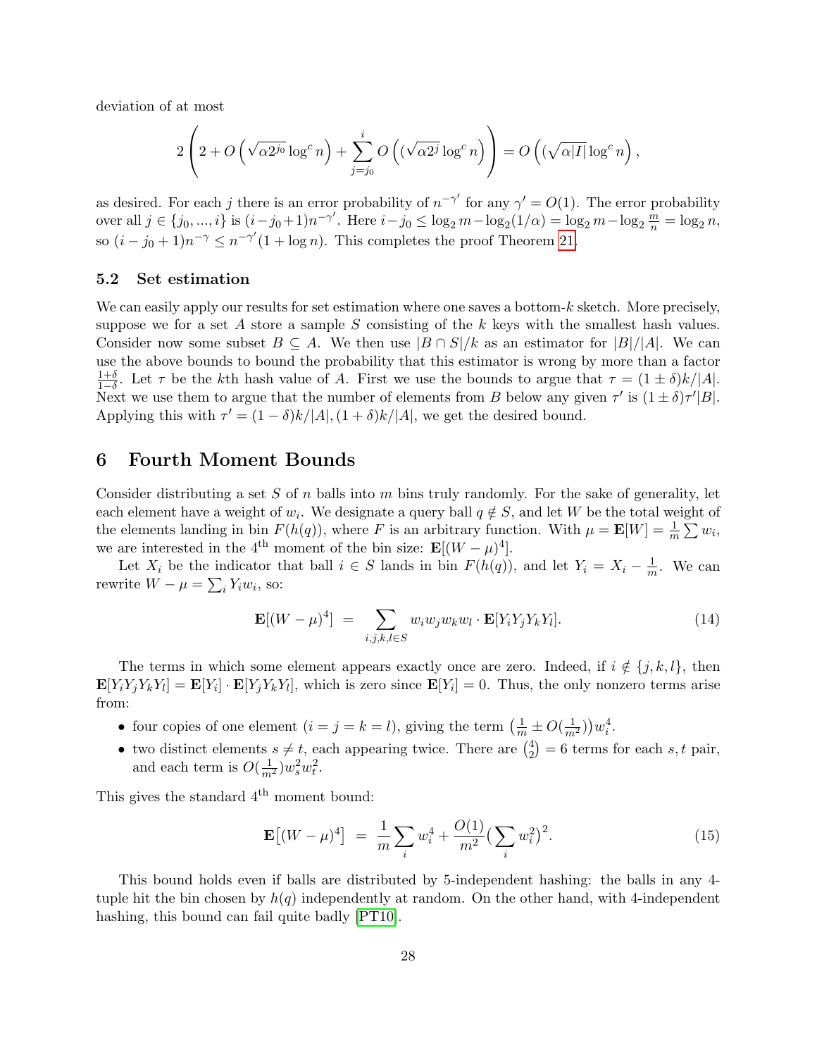deviation of at most

$$2\left(2+O\left(\sqrt{\alpha 2^{j_0}}\log^c n\right)+\sum_{j=j_0}^{i} O\left((\sqrt{\alpha 2^j}\log^c n\right)\right)=O\left((\sqrt{\alpha |I|}\log^c n\right),$$

as desired. For each $j$ there is an error probability of $n^{-\gamma'}$ for any $\gamma' = O(1)$. The error probability over all $j \in \{j_0, ..., i\}$ is $(i-j_0+1)n^{-\gamma'}$. Here $i - j_0 \le \log_2 m - \log_2(1/\alpha) = \log_2 m - \log_2 \frac{m}{n} = \log_2 n$, so $(i-j_0+1)n^{-\gamma} \le n^{-\gamma'}(1+\log n)$. This completes the proof Theorem 21.

### 5.2 Set estimation

We can easily apply our results for set estimation where one saves a bottom-$k$ sketch. More precisely, suppose we for a set $A$ store a sample $S$ consisting of the $k$ keys with the smallest hash values. Consider now some subset $B \subseteq A$. We then use $|B \cap S|/k$ as an estimator for $|B|/|A|$. We can use the above bounds to bound the probability that this estimator is wrong by more than a factor $\frac{1+\delta}{1-\delta}$. Let $\tau$ be the $k$th hash value of $A$. First we use the bounds to argue that $\tau = (1 \pm \delta)k/|A|$. Next we use them to argue that the number of elements from $B$ below any given $\tau'$ is $(1 \pm \delta)\tau'|B|$. Applying this with $\tau' = (1-\delta)k/|A|, (1+\delta)k/|A|$, we get the desired bound.

## 6 Fourth Moment Bounds

Consider distributing a set $S$ of $n$ balls into $m$ bins truly randomly. For the sake of generality, let each element have a weight of $w_i$. We designate a query ball $q \notin S$, and let $W$ be the total weight of the elements landing in bin $F(h(q))$, where $F$ is an arbitrary function. With $\mu = \mathbf{E}[W] = \frac{1}{m}\sum w_i$, we are interested in the 4[th] moment of the bin size: $\mathbf{E}[(W-\mu)^4]$.

Let $X_i$ be the indicator that ball $i \in S$ lands in bin $F(h(q))$, and let $Y_i = X_i - \frac{1}{m}$. We can rewrite $W - \mu = \sum_i Y_i w_i$, so:

$$\mathbf{E}[(W-\mu)^4] \;=\; \sum_{i,j,k,l \in S} w_i w_j w_k w_l \cdot \mathbf{E}[Y_i Y_j Y_k Y_l]. \tag{14}$$

The terms in which some element appears exactly once are zero. Indeed, if $i \notin \{j,k,l\}$, then $\mathbf{E}[Y_i Y_j Y_k Y_l] = \mathbf{E}[Y_i] \cdot \mathbf{E}[Y_j Y_k Y_l]$, which is zero since $\mathbf{E}[Y_i] = 0$. Thus, the only nonzero terms arise from:

- four copies of one element ($i = j = k = l$), giving the term $\left(\frac{1}{m} \pm O(\frac{1}{m^2})\right) w_i^4$.
- two distinct elements $s \neq t$, each appearing twice. There are $\binom{4}{2} = 6$ terms for each $s, t$ pair, and each term is $O(\frac{1}{m^2}) w_s^2 w_t^2$.

This gives the standard 4[th] moment bound:

$$\mathbf{E}\big[(W-\mu)^4\big] \;=\; \frac{1}{m}\sum_i w_i^4 + \frac{O(1)}{m^2}\big(\sum_i w_i^2\big)^2. \tag{15}$$

This bound holds even if balls are distributed by 5-independent hashing: the balls in any 4-tuple hit the bin chosen by $h(q)$ independently at random. On the other hand, with 4-independent hashing, this bound can fail quite badly [PT10].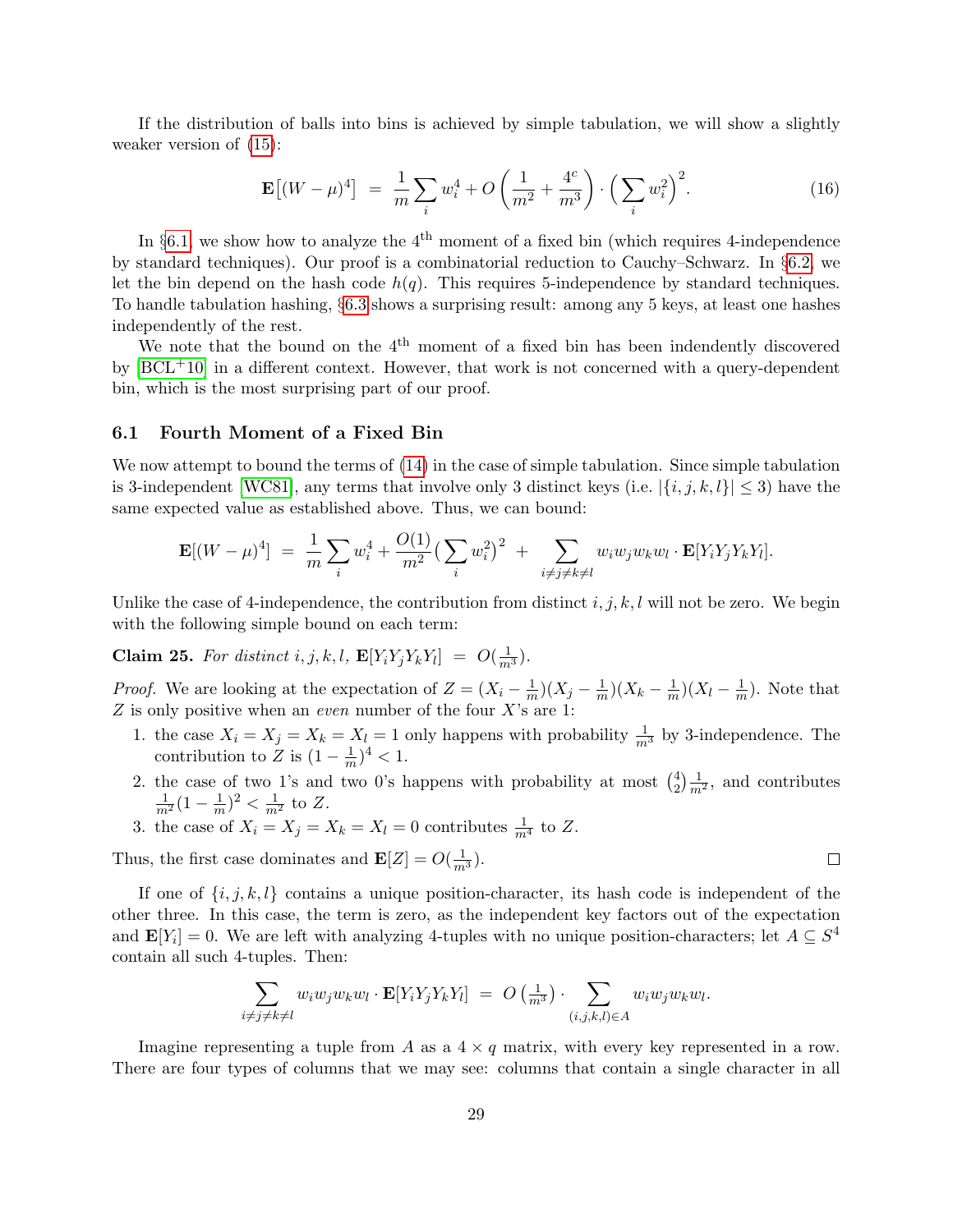If the distribution of balls into bins is achieved by simple tabulation, we will show a slightly weaker version of (15):

$$\mathbf{E}\big[(W-\mu)^4\big] \;=\; \frac{1}{m}\sum_i w_i^4 + O\left(\frac{1}{m^2}+\frac{4^c}{m^3}\right)\cdot\Big(\sum_i w_i^2\Big)^2. \tag{16}$$

In §6.1, we show how to analyze the 4[th] moment of a fixed bin (which requires 4-independence by standard techniques). Our proof is a combinatorial reduction to Cauchy–Schwarz. In §6.2, we let the bin depend on the hash code $h(q)$. This requires 5-independence by standard techniques. To handle tabulation hashing, §6.3 shows a surprising result: among any 5 keys, at least one hashes independently of the rest.

We note that the bound on the 4[th] moment of a fixed bin has been indendently discovered by [BCL+10] in a different context. However, that work is not concerned with a query-dependent bin, which is the most surprising part of our proof.

### 6.1 Fourth Moment of a Fixed Bin

We now attempt to bound the terms of (14) in the case of simple tabulation. Since simple tabulation is 3-independent [WC81], any terms that involve only 3 distinct keys (i.e. $|\{i,j,k,l\}|\le 3$) have the same expected value as established above. Thus, we can bound:

$$\mathbf{E}[(W-\mu)^4] \;=\; \frac{1}{m}\sum_i w_i^4 + \frac{O(1)}{m^2}\Big(\sum_i w_i^2\Big)^2 \;+\; \sum_{i\neq j\neq k\neq l} w_i w_j w_k w_l\cdot\mathbf{E}[Y_iY_jY_kY_l].$$

Unlike the case of 4-independence, the contribution from distinct $i,j,k,l$ will not be zero. We begin with the following simple bound on each term:

**Claim 25.** *For distinct $i,j,k,l$, $\mathbf{E}[Y_iY_jY_kY_l] \;=\; O(\frac{1}{m^3})$.*

*Proof.* We are looking at the expectation of $Z=(X_i-\frac{1}{m})(X_j-\frac{1}{m})(X_k-\frac{1}{m})(X_l-\frac{1}{m})$. Note that $Z$ is only positive when an *even* number of the four $X$'s are 1:

1. the case $X_i=X_j=X_k=X_l=1$ only happens with probability $\frac{1}{m^3}$ by 3-independence. The contribution to $Z$ is $(1-\frac{1}{m})^4<1$.
2. the case of two 1's and two 0's happens with probability at most $\binom{4}{2}\frac{1}{m^2}$, and contributes $\frac{1}{m^2}(1-\frac{1}{m})^2<\frac{1}{m^2}$ to $Z$.
3. the case of $X_i=X_j=X_k=X_l=0$ contributes $\frac{1}{m^4}$ to $Z$.

Thus, the first case dominates and $\mathbf{E}[Z]=O(\frac{1}{m^3})$. □

If one of $\{i,j,k,l\}$ contains a unique position-character, its hash code is independent of the other three. In this case, the term is zero, as the independent key factors out of the expectation and $\mathbf{E}[Y_i]=0$. We are left with analyzing 4-tuples with no unique position-characters; let $A\subseteq S^4$ contain all such 4-tuples. Then:

$$\sum_{i\neq j\neq k\neq l} w_iw_jw_kw_l\cdot\mathbf{E}[Y_iY_jY_kY_l] \;=\; O\left(\tfrac{1}{m^3}\right)\cdot\sum_{(i,j,k,l)\in A} w_iw_jw_kw_l.$$

Imagine representing a tuple from $A$ as a $4\times q$ matrix, with every key represented in a row. There are four types of columns that we may see: columns that contain a single character in all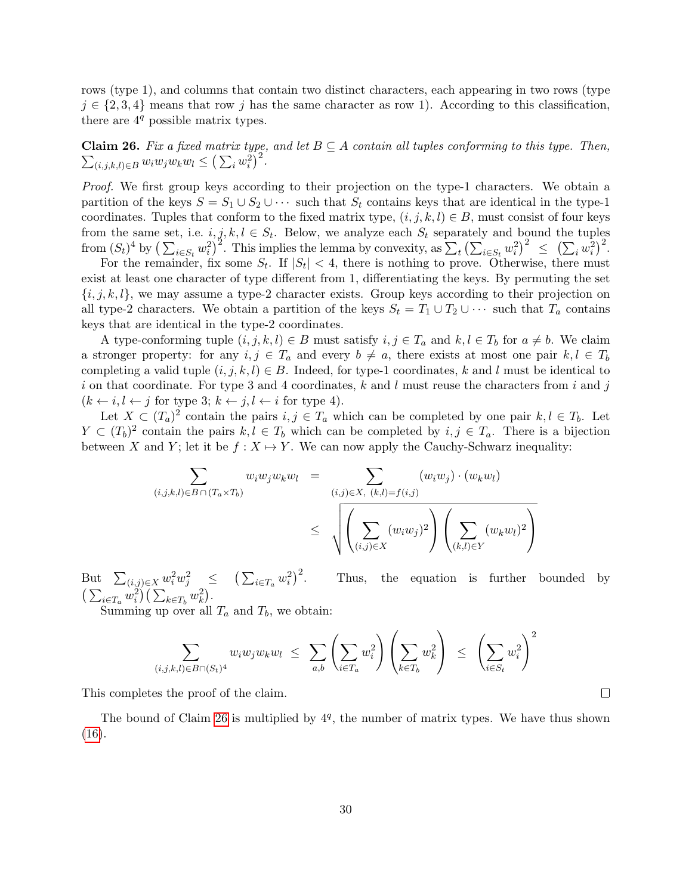rows (type 1), and columns that contain two distinct characters, each appearing in two rows (type $j \in \{2, 3, 4\}$ means that row $j$ has the same character as row 1). According to this classification, there are $4^q$ possible matrix types.

**Claim 26.** *Fix a fixed matrix type, and let $B \subseteq A$ contain all tuples conforming to this type. Then,* $\sum_{(i,j,k,l) \in B} w_i w_j w_k w_l \leq \left(\sum_i w_i^2\right)^2$.

*Proof.* We first group keys according to their projection on the type-1 characters. We obtain a partition of the keys $S = S_1 \cup S_2 \cup \cdots$ such that $S_t$ contains keys that are identical in the type-1 coordinates. Tuples that conform to the fixed matrix type, $(i, j, k, l) \in B$, must consist of four keys from the same set, i.e. $i, j, k, l \in S_t$. Below, we analyze each $S_t$ separately and bound the tuples from $(S_t)^4$ by $\left(\sum_{i \in S_t} w_i^2\right)^2$. This implies the lemma by convexity, as $\sum_t \left(\sum_{i \in S_t} w_i^2\right)^2 \leq \left(\sum_i w_i^2\right)^2$.

For the remainder, fix some $S_t$. If $|S_t| < 4$, there is nothing to prove. Otherwise, there must exist at least one character of type different from 1, differentiating the keys. By permuting the set $\{i, j, k, l\}$, we may assume a type-2 character exists. Group keys according to their projection on all type-2 characters. We obtain a partition of the keys $S_t = T_1 \cup T_2 \cup \cdots$ such that $T_a$ contains keys that are identical in the type-2 coordinates.

A type-conforming tuple $(i, j, k, l) \in B$ must satisfy $i, j \in T_a$ and $k, l \in T_b$ for $a \neq b$. We claim a stronger property: for any $i, j \in T_a$ and every $b \neq a$, there exists at most one pair $k, l \in T_b$ completing a valid tuple $(i, j, k, l) \in B$. Indeed, for type-1 coordinates, $k$ and $l$ must be identical to $i$ on that coordinate. For type 3 and 4 coordinates, $k$ and $l$ must reuse the characters from $i$ and $j$ ($k \leftarrow i, l \leftarrow j$ for type 3; $k \leftarrow j, l \leftarrow i$ for type 4).

Let $X \subset (T_a)^2$ contain the pairs $i, j \in T_a$ which can be completed by one pair $k, l \in T_b$. Let $Y \subset (T_b)^2$ contain the pairs $k, l \in T_b$ which can be completed by $i, j \in T_a$. There is a bijection between $X$ and $Y$; let it be $f : X \mapsto Y$. We can now apply the Cauchy-Schwarz inequality:

$$
\begin{aligned}
\sum_{(i,j,k,l) \in B \cap (T_a \times T_b)} w_i w_j w_k w_l &= \sum_{(i,j) \in X,\ (k,l) = f(i,j)} (w_i w_j) \cdot (w_k w_l) \\
&\leq \sqrt{\left(\sum_{(i,j) \in X} (w_i w_j)^2\right)\left(\sum_{(k,l) \in Y} (w_k w_l)^2\right)}
\end{aligned}
$$

But $\sum_{(i,j) \in X} w_i^2 w_j^2 \leq \left(\sum_{i \in T_a} w_i^2\right)^2$. Thus, the equation is further bounded by $\left(\sum_{i \in T_a} w_i^2\right)\left(\sum_{k \in T_b} w_k^2\right)$.

Summing up over all $T_a$ and $T_b$, we obtain:

$$
\sum_{(i,j,k,l) \in B \cap (S_t)^4} w_i w_j w_k w_l \leq \sum_{a,b} \left(\sum_{i \in T_a} w_i^2\right)\left(\sum_{k \in T_b} w_k^2\right) \leq \left(\sum_{i \in S_t} w_i^2\right)^2
$$

This completes the proof of the claim. $\square$

The bound of Claim 26 is multiplied by $4^q$, the number of matrix types. We have thus shown (16).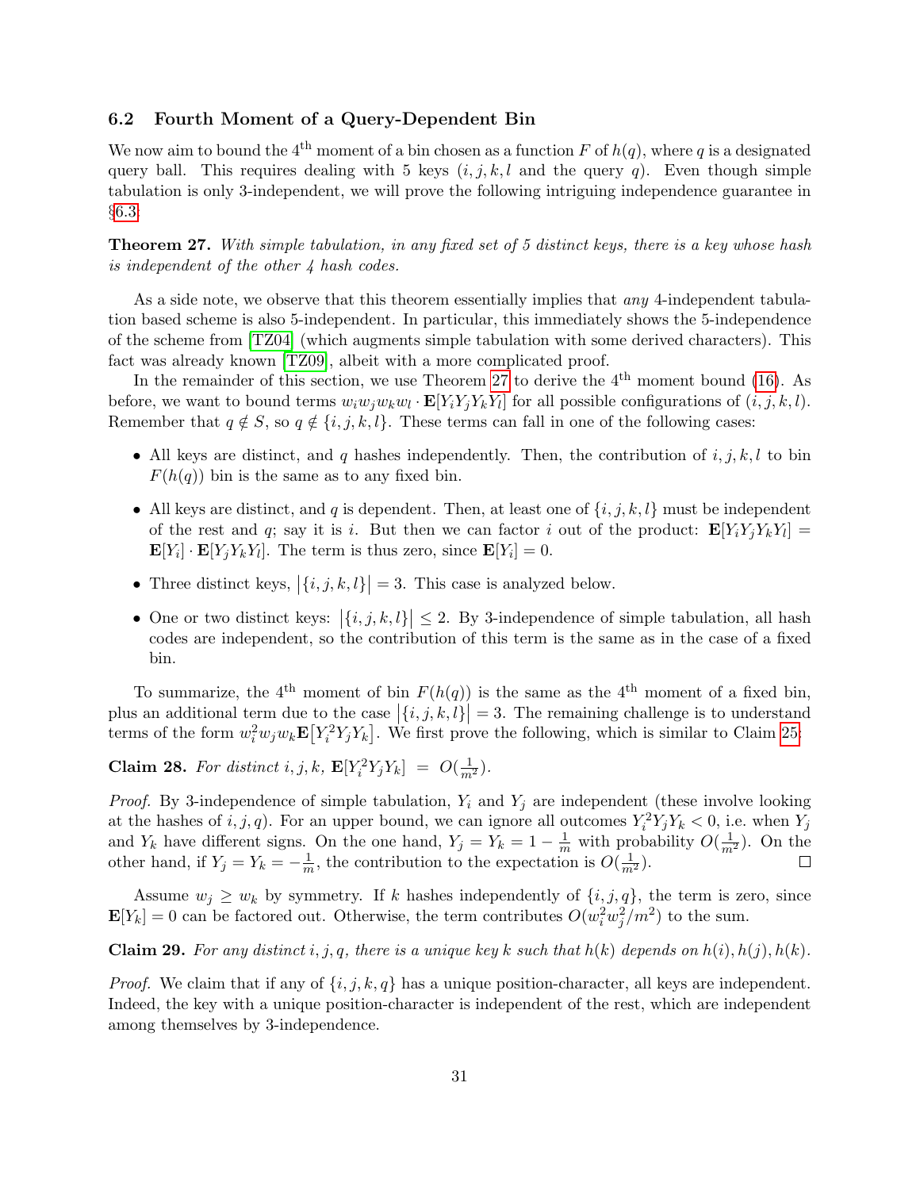## 6.2 Fourth Moment of a Query-Dependent Bin

We now aim to bound the $4^{\text{th}}$ moment of a bin chosen as a function $F$ of $h(q)$, where $q$ is a designated query ball. This requires dealing with 5 keys ($i, j, k, l$ and the query $q$). Even though simple tabulation is only 3-independent, we will prove the following intriguing independence guarantee in §6.3:

**Theorem 27.** *With simple tabulation, in any fixed set of 5 distinct keys, there is a key whose hash is independent of the other 4 hash codes.*

As a side note, we observe that this theorem essentially implies that *any* 4-independent tabulation based scheme is also 5-independent. In particular, this immediately shows the 5-independence of the scheme from [TZ04] (which augments simple tabulation with some derived characters). This fact was already known [TZ09], albeit with a more complicated proof.

In the remainder of this section, we use Theorem 27 to derive the $4^{\text{th}}$ moment bound (16). As before, we want to bound terms $w_i w_j w_k w_l \cdot \mathbf{E}[Y_i Y_j Y_k Y_l]$ for all possible configurations of $(i, j, k, l)$. Remember that $q \notin S$, so $q \notin \{i, j, k, l\}$. These terms can fall in one of the following cases:

- All keys are distinct, and $q$ hashes independently. Then, the contribution of $i, j, k, l$ to bin $F(h(q))$ bin is the same as to any fixed bin.
- All keys are distinct, and $q$ is dependent. Then, at least one of $\{i, j, k, l\}$ must be independent of the rest and $q$; say it is $i$. But then we can factor $i$ out of the product: $\mathbf{E}[Y_i Y_j Y_k Y_l] = \mathbf{E}[Y_i] \cdot \mathbf{E}[Y_j Y_k Y_l]$. The term is thus zero, since $\mathbf{E}[Y_i] = 0$.
- Three distinct keys, $|\{i, j, k, l\}| = 3$. This case is analyzed below.
- One or two distinct keys: $|\{i, j, k, l\}| \le 2$. By 3-independence of simple tabulation, all hash codes are independent, so the contribution of this term is the same as in the case of a fixed bin.

To summarize, the $4^{\text{th}}$ moment of bin $F(h(q))$ is the same as the $4^{\text{th}}$ moment of a fixed bin, plus an additional term due to the case $|\{i, j, k, l\}| = 3$. The remaining challenge is to understand terms of the form $w_i^2 w_j w_k \mathbf{E}[Y_i^2 Y_j Y_k]$. We first prove the following, which is similar to Claim 25:

**Claim 28.** *For distinct $i, j, k$, $\mathbf{E}[Y_i^2 Y_j Y_k] = O(\frac{1}{m^2})$.*

*Proof.* By 3-independence of simple tabulation, $Y_i$ and $Y_j$ are independent (these involve looking at the hashes of $i, j, q$). For an upper bound, we can ignore all outcomes $Y_i^2 Y_j Y_k < 0$, i.e. when $Y_j$ and $Y_k$ have different signs. On the one hand, $Y_j = Y_k = 1 - \frac{1}{m}$ with probability $O(\frac{1}{m^2})$. On the other hand, if $Y_j = Y_k = -\frac{1}{m}$, the contribution to the expectation is $O(\frac{1}{m^2})$. $\square$

Assume $w_j \ge w_k$ by symmetry. If $k$ hashes independently of $\{i, j, q\}$, the term is zero, since $\mathbf{E}[Y_k] = 0$ can be factored out. Otherwise, the term contributes $O(w_i^2 w_j^2 / m^2)$ to the sum.

**Claim 29.** *For any distinct $i, j, q$, there is a unique key $k$ such that $h(k)$ depends on $h(i), h(j), h(k)$.*

*Proof.* We claim that if any of $\{i, j, k, q\}$ has a unique position-character, all keys are independent. Indeed, the key with a unique position-character is independent of the rest, which are independent among themselves by 3-independence.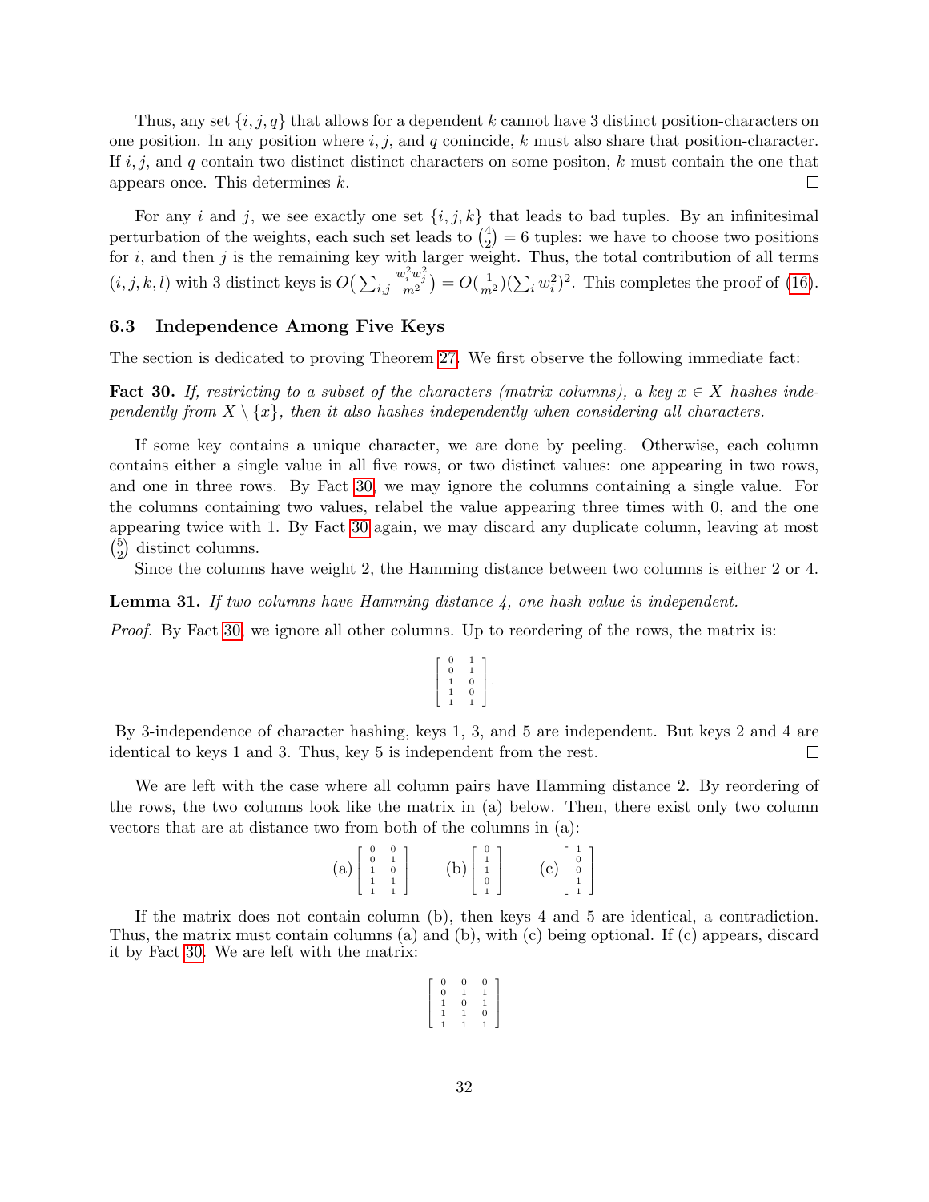Thus, any set $\{i, j, q\}$ that allows for a dependent $k$ cannot have 3 distinct position-characters on one position. In any position where $i$, $j$, and $q$ conincide, $k$ must also share that position-character. If $i$, $j$, and $q$ contain two distinct distinct characters on some positon, $k$ must contain the one that appears once. This determines $k$. □

For any $i$ and $j$, we see exactly one set $\{i, j, k\}$ that leads to bad tuples. By an infinitesimal perturbation of the weights, each such set leads to $\binom{4}{2} = 6$ tuples: we have to choose two positions for $i$, and then $j$ is the remaining key with larger weight. Thus, the total contribution of all terms $(i, j, k, l)$ with 3 distinct keys is $O\big(\sum_{i,j} \frac{w_i^2 w_j^2}{m^2}\big) = O(\frac{1}{m^2})(\sum_i w_i^2)^2$. This completes the proof of (16).

### 6.3 Independence Among Five Keys

The section is dedicated to proving Theorem 27. We first observe the following immediate fact:

**Fact 30.** *If, restricting to a subset of the characters (matrix columns), a key $x \in X$ hashes independently from $X \setminus \{x\}$, then it also hashes independently when considering all characters.*

If some key contains a unique character, we are done by peeling. Otherwise, each column contains either a single value in all five rows, or two distinct values: one appearing in two rows, and one in three rows. By Fact 30, we may ignore the columns containing a single value. For the columns containing two values, relabel the value appearing three times with 0, and the one appearing twice with 1. By Fact 30 again, we may discard any duplicate column, leaving at most $\binom{5}{2}$ distinct columns.

Since the columns have weight 2, the Hamming distance between two columns is either 2 or 4.

**Lemma 31.** *If two columns have Hamming distance 4, one hash value is independent.*

*Proof.* By Fact 30, we ignore all other columns. Up to reordering of the rows, the matrix is:

$$\begin{bmatrix} 0 & 1 \\ 0 & 1 \\ 1 & 0 \\ 1 & 0 \\ 1 & 1 \end{bmatrix}.$$

By 3-independence of character hashing, keys 1, 3, and 5 are independent. But keys 2 and 4 are identical to keys 1 and 3. Thus, key 5 is independent from the rest. □

We are left with the case where all column pairs have Hamming distance 2. By reordering of the rows, the two columns look like the matrix in (a) below. Then, there exist only two column vectors that are at distance two from both of the columns in (a):

$$\text{(a)} \begin{bmatrix} 0 & 0 \\ 0 & 1 \\ 1 & 0 \\ 1 & 1 \\ 1 & 1 \end{bmatrix} \qquad \text{(b)} \begin{bmatrix} 0 \\ 1 \\ 1 \\ 0 \\ 1 \end{bmatrix} \qquad \text{(c)} \begin{bmatrix} 1 \\ 0 \\ 0 \\ 1 \\ 1 \end{bmatrix}$$

If the matrix does not contain column (b), then keys 4 and 5 are identical, a contradiction. Thus, the matrix must contain columns (a) and (b), with (c) being optional. If (c) appears, discard it by Fact 30. We are left with the matrix:

$$\begin{bmatrix} 0 & 0 & 0 \\ 0 & 1 & 1 \\ 1 & 0 & 1 \\ 1 & 1 & 0 \\ 1 & 1 & 1 \end{bmatrix}$$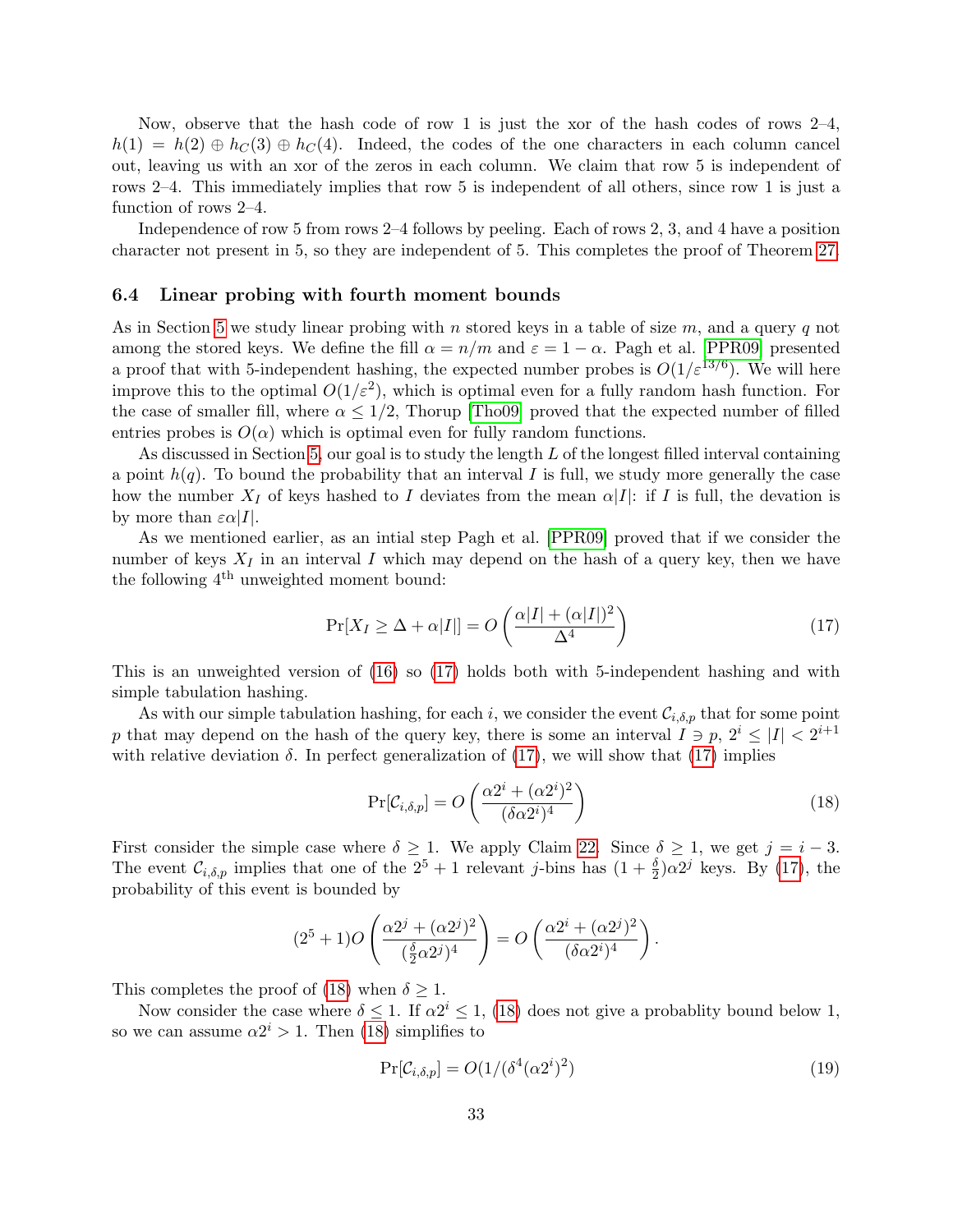Now, observe that the hash code of row 1 is just the xor of the hash codes of rows 2–4, $h(1) = h(2) \oplus h_C(3) \oplus h_C(4)$. Indeed, the codes of the one characters in each column cancel out, leaving us with an xor of the zeros in each column. We claim that row 5 is independent of rows 2–4. This immediately implies that row 5 is independent of all others, since row 1 is just a function of rows 2–4.

Independence of row 5 from rows 2–4 follows by peeling. Each of rows 2, 3, and 4 have a position character not present in 5, so they are independent of 5. This completes the proof of Theorem 27.

### 6.4 Linear probing with fourth moment bounds

As in Section 5 we study linear probing with $n$ stored keys in a table of size $m$, and a query $q$ not among the stored keys. We define the fill $\alpha = n/m$ and $\varepsilon = 1 - \alpha$. Pagh et al. [PPR09] presented a proof that with 5-independent hashing, the expected number probes is $O(1/\varepsilon^{13/6})$. We will here improve this to the optimal $O(1/\varepsilon^2)$, which is optimal even for a fully random hash function. For the case of smaller fill, where $\alpha \leq 1/2$, Thorup [Tho09] proved that the expected number of filled entries probes is $O(\alpha)$ which is optimal even for fully random functions.

As discussed in Section 5, our goal is to study the length $L$ of the longest filled interval containing a point $h(q)$. To bound the probability that an interval $I$ is full, we study more generally the case how the number $X_I$ of keys hashed to $I$ deviates from the mean $\alpha|I|$: if $I$ is full, the devation is by more than $\varepsilon\alpha|I|$.

As we mentioned earlier, as an intial step Pagh et al. [PPR09] proved that if we consider the number of keys $X_I$ in an interval $I$ which may depend on the hash of a query key, then we have the following 4[th] unweighted moment bound:

$$\Pr[X_I \geq \Delta + \alpha|I|] = O\left(\frac{\alpha|I| + (\alpha|I|)^2}{\Delta^4}\right) \tag{17}$$

This is an unweighted version of (16) so (17) holds both with 5-independent hashing and with simple tabulation hashing.

As with our simple tabulation hashing, for each $i$, we consider the event $\mathcal{C}_{i,\delta,p}$ that for some point $p$ that may depend on the hash of the query key, there is some an interval $I \ni p$, $2^i \leq |I| < 2^{i+1}$ with relative deviation $\delta$. In perfect generalization of (17), we will show that (17) implies

$$\Pr[\mathcal{C}_{i,\delta,p}] = O\left(\frac{\alpha 2^i + (\alpha 2^i)^2}{(\delta\alpha 2^i)^4}\right) \tag{18}$$

First consider the simple case where $\delta \geq 1$. We apply Claim 22. Since $\delta \geq 1$, we get $j = i - 3$. The event $\mathcal{C}_{i,\delta,p}$ implies that one of the $2^5 + 1$ relevant $j$-bins has $(1 + \frac{\delta}{2})\alpha 2^j$ keys. By (17), the probability of this event is bounded by

$$(2^5+1)O\left(\frac{\alpha 2^j + (\alpha 2^j)^2}{(\frac{\delta}{2}\alpha 2^j)^4}\right) = O\left(\frac{\alpha 2^i + (\alpha 2^j)^2}{(\delta\alpha 2^i)^4}\right).$$

This completes the proof of (18) when $\delta \geq 1$.

Now consider the case where $\delta \leq 1$. If $\alpha 2^i \leq 1$, (18) does not give a probablity bound below 1, so we can assume $\alpha 2^i > 1$. Then (18) simplifies to

$$\Pr[\mathcal{C}_{i,\delta,p}] = O(1/(\delta^4(\alpha 2^i)^2) \tag{19}$$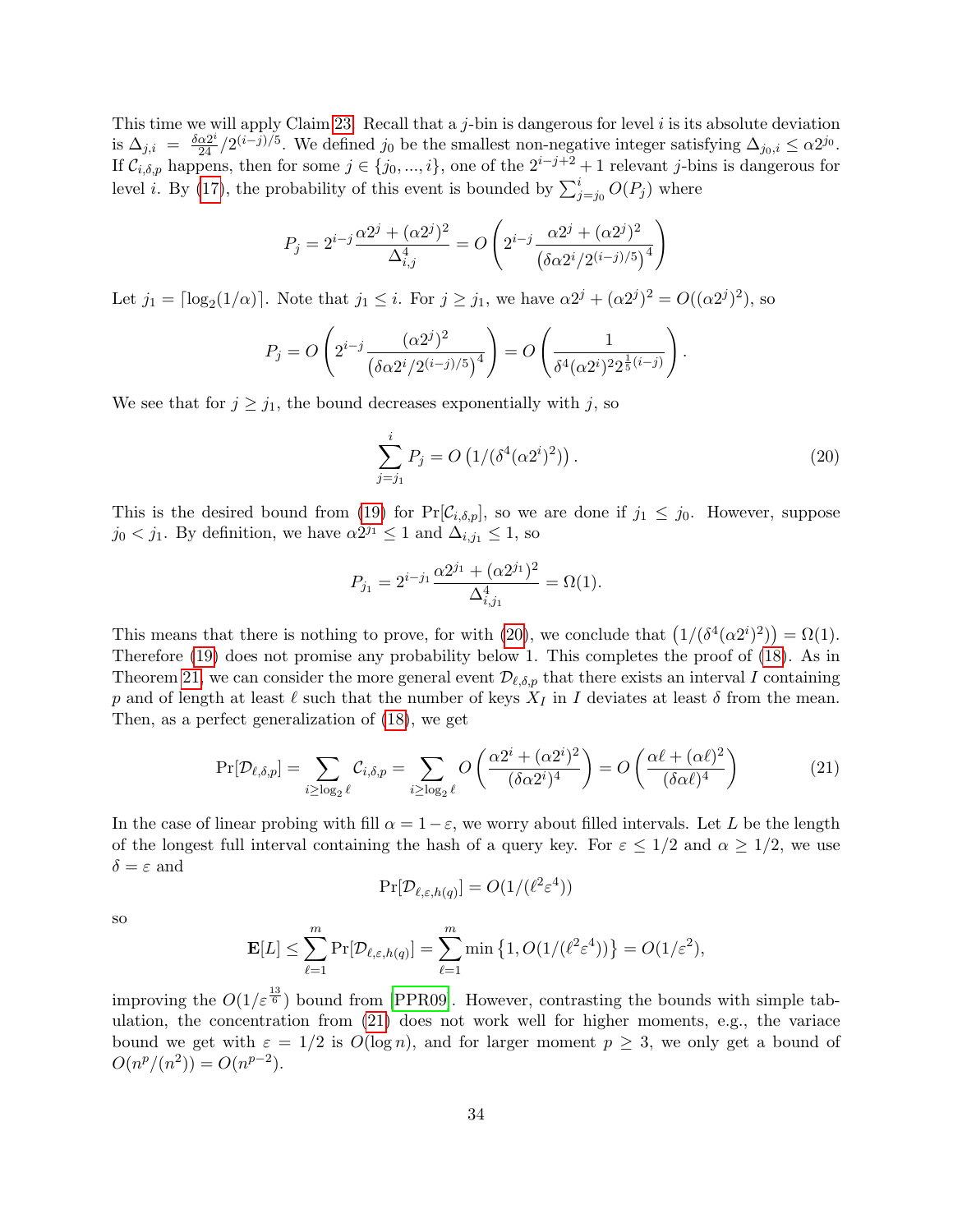This time we will apply Claim 23. Recall that a $j$-bin is dangerous for level $i$ is its absolute deviation is $\Delta_{j,i} = \frac{\delta\alpha 2^i}{24}/2^{(i-j)/5}$. We defined $j_0$ be the smallest non-negative integer satisfying $\Delta_{j_0,i} \leq \alpha 2^{j_0}$. If $\mathcal{C}_{i,\delta,p}$ happens, then for some $j \in \{j_0, ..., i\}$, one of the $2^{i-j+2}+1$ relevant $j$-bins is dangerous for level $i$. By (17), the probability of this event is bounded by $\sum_{j=j_0}^{i} O(P_j)$ where

$$P_j = 2^{i-j}\frac{\alpha 2^j + (\alpha 2^j)^2}{\Delta_{i,j}^4} = O\left(2^{i-j}\frac{\alpha 2^j + (\alpha 2^j)^2}{\left(\delta\alpha 2^i/2^{(i-j)/5}\right)^4}\right)$$

Let $j_1 = \lceil \log_2(1/\alpha)\rceil$. Note that $j_1 \leq i$. For $j \geq j_1$, we have $\alpha 2^j + (\alpha 2^j)^2 = O((\alpha 2^j)^2)$, so

$$P_j = O\left(2^{i-j}\frac{(\alpha 2^j)^2}{\left(\delta\alpha 2^i/2^{(i-j)/5}\right)^4}\right) = O\left(\frac{1}{\delta^4(\alpha 2^i)^2 2^{\frac{1}{5}(i-j)}}\right).$$

We see that for $j \geq j_1$, the bound decreases exponentially with $j$, so

$$\sum_{j=j_1}^{i} P_j = O\left(1/(\delta^4(\alpha 2^i)^2)\right). \tag{20}$$

This is the desired bound from (19) for $\Pr[\mathcal{C}_{i,\delta,p}]$, so we are done if $j_1 \leq j_0$. However, suppose $j_0 < j_1$. By definition, we have $\alpha 2^{j_1} \leq 1$ and $\Delta_{i,j_1} \leq 1$, so

$$P_{j_1} = 2^{i-j_1}\frac{\alpha 2^{j_1} + (\alpha 2^{j_1})^2}{\Delta_{i,j_1}^4} = \Omega(1).$$

This means that there is nothing to prove, for with (20), we conclude that $\left(1/(\delta^4(\alpha 2^i)^2)\right) = \Omega(1)$. Therefore (19) does not promise any probability below 1. This completes the proof of (18). As in Theorem 21, we can consider the more general event $\mathcal{D}_{\ell,\delta,p}$ that there exists an interval $I$ containing $p$ and of length at least $\ell$ such that the number of keys $X_I$ in $I$ deviates at least $\delta$ from the mean. Then, as a perfect generalization of (18), we get

$$\Pr[\mathcal{D}_{\ell,\delta,p}] = \sum_{i \geq \log_2 \ell} \mathcal{C}_{i,\delta,p} = \sum_{i \geq \log_2 \ell} O\left(\frac{\alpha 2^i + (\alpha 2^i)^2}{(\delta\alpha 2^i)^4}\right) = O\left(\frac{\alpha\ell + (\alpha\ell)^2}{(\delta\alpha\ell)^4}\right) \tag{21}$$

In the case of linear probing with fill $\alpha = 1-\varepsilon$, we worry about filled intervals. Let $L$ be the length of the longest full interval containing the hash of a query key. For $\varepsilon \leq 1/2$ and $\alpha \geq 1/2$, we use $\delta = \varepsilon$ and

$$\Pr[\mathcal{D}_{\ell,\varepsilon,h(q)}] = O(1/(\ell^2\varepsilon^4))$$

so

$$\mathbf{E}[L] \leq \sum_{\ell=1}^{m} \Pr[\mathcal{D}_{\ell,\varepsilon,h(q)}] = \sum_{\ell=1}^{m} \min\left\{1, O(1/(\ell^2\varepsilon^4))\right\} = O(1/\varepsilon^2),$$

improving the $O(1/\varepsilon^{\frac{13}{6}})$ bound from [PPR09]. However, contrasting the bounds with simple tabulation, the concentration from (21) does not work well for higher moments, e.g., the variace bound we get with $\varepsilon = 1/2$ is $O(\log n)$, and for larger moment $p \geq 3$, we only get a bound of $O(n^p/(n^2)) = O(n^{p-2})$.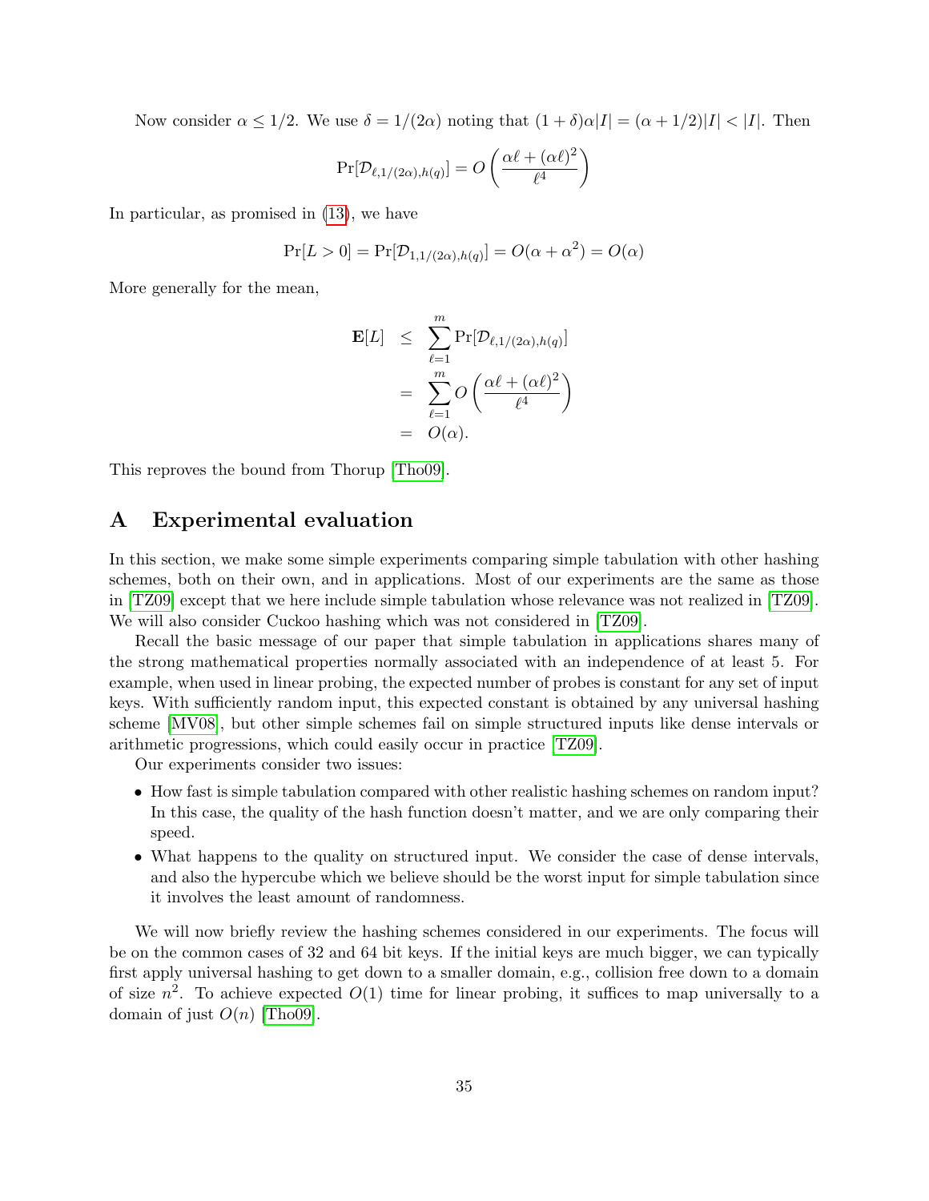Now consider $\alpha \le 1/2$. We use $\delta = 1/(2\alpha)$ noting that $(1+\delta)\alpha|I| = (\alpha + 1/2)|I| < |I|$. Then

$$\Pr[\mathcal{D}_{\ell,1/(2\alpha),h(q)}] = O\left(\frac{\alpha\ell + (\alpha\ell)^2}{\ell^4}\right)$$

In particular, as promised in (13), we have

$$\Pr[L > 0] = \Pr[\mathcal{D}_{1,1/(2\alpha),h(q)}] = O(\alpha + \alpha^2) = O(\alpha)$$

More generally for the mean,

$$\begin{aligned}
\mathbf{E}[L] &\le \sum_{\ell=1}^{m} \Pr[\mathcal{D}_{\ell,1/(2\alpha),h(q)}] \\
&= \sum_{\ell=1}^{m} O\left(\frac{\alpha\ell + (\alpha\ell)^2}{\ell^4}\right) \\
&= O(\alpha).
\end{aligned}$$

This reproves the bound from Thorup [Tho09].

# A Experimental evaluation

In this section, we make some simple experiments comparing simple tabulation with other hashing schemes, both on their own, and in applications. Most of our experiments are the same as those in [TZ09] except that we here include simple tabulation whose relevance was not realized in [TZ09]. We will also consider Cuckoo hashing which was not considered in [TZ09].

Recall the basic message of our paper that simple tabulation in applications shares many of the strong mathematical properties normally associated with an independence of at least 5. For example, when used in linear probing, the expected number of probes is constant for any set of input keys. With sufficiently random input, this expected constant is obtained by any universal hashing scheme [MV08], but other simple schemes fail on simple structured inputs like dense intervals or arithmetic progressions, which could easily occur in practice [TZ09].

Our experiments consider two issues:

- How fast is simple tabulation compared with other realistic hashing schemes on random input? In this case, the quality of the hash function doesn't matter, and we are only comparing their speed.
- What happens to the quality on structured input. We consider the case of dense intervals, and also the hypercube which we believe should be the worst input for simple tabulation since it involves the least amount of randomness.

We will now briefly review the hashing schemes considered in our experiments. The focus will be on the common cases of 32 and 64 bit keys. If the initial keys are much bigger, we can typically first apply universal hashing to get down to a smaller domain, e.g., collision free down to a domain of size $n^2$. To achieve expected $O(1)$ time for linear probing, it suffices to map universally to a domain of just $O(n)$ [Tho09].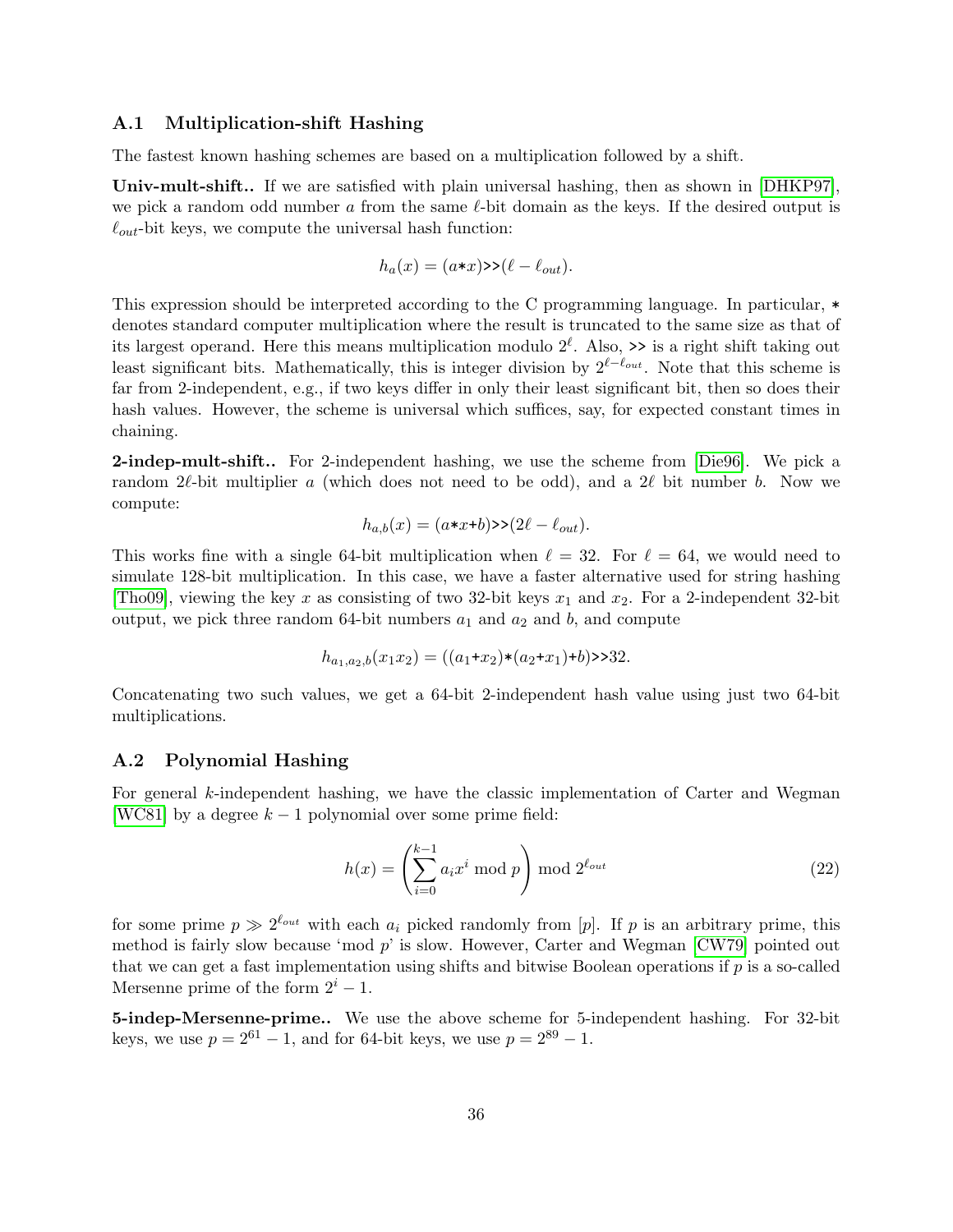### A.1 Multiplication-shift Hashing

The fastest known hashing schemes are based on a multiplication followed by a shift.

**Univ-mult-shift..** If we are satisfied with plain universal hashing, then as shown in [DHKP97], we pick a random odd number $a$ from the same $\ell$-bit domain as the keys. If the desired output is $\ell_{out}$-bit keys, we compute the universal hash function:

$$h_a(x) = (a \texttt{*} x) \texttt{>>} (\ell - \ell_{out}).$$

This expression should be interpreted according to the C programming language. In particular, * denotes standard computer multiplication where the result is truncated to the same size as that of its largest operand. Here this means multiplication modulo $2^\ell$. Also, >> is a right shift taking out least significant bits. Mathematically, this is integer division by $2^{\ell - \ell_{out}}$. Note that this scheme is far from 2-independent, e.g., if two keys differ in only their least significant bit, then so does their hash values. However, the scheme is universal which suffices, say, for expected constant times in chaining.

**2-indep-mult-shift..** For 2-independent hashing, we use the scheme from [Die96]. We pick a random $2\ell$-bit multiplier $a$ (which does not need to be odd), and a $2\ell$ bit number $b$. Now we compute:

$$h_{a,b}(x) = (a \texttt{*} x \texttt{+} b) \texttt{>>} (2\ell - \ell_{out}).$$

This works fine with a single 64-bit multiplication when $\ell = 32$. For $\ell = 64$, we would need to simulate 128-bit multiplication. In this case, we have a faster alternative used for string hashing [Tho09], viewing the key $x$ as consisting of two 32-bit keys $x_1$ and $x_2$. For a 2-independent 32-bit output, we pick three random 64-bit numbers $a_1$ and $a_2$ and $b$, and compute

$$h_{a_1,a_2,b}(x_1 x_2) = ((a_1 \texttt{+} x_2) \texttt{*} (a_2 \texttt{+} x_1) \texttt{+} b) \texttt{>>} 32.$$

Concatenating two such values, we get a 64-bit 2-independent hash value using just two 64-bit multiplications.

### A.2 Polynomial Hashing

For general $k$-independent hashing, we have the classic implementation of Carter and Wegman [WC81] by a degree $k-1$ polynomial over some prime field:

$$h(x) = \left( \sum_{i=0}^{k-1} a_i x^i \bmod p \right) \bmod 2^{\ell_{out}} \tag{22}$$

for some prime $p \gg 2^{\ell_{out}}$ with each $a_i$ picked randomly from $[p]$. If $p$ is an arbitrary prime, this method is fairly slow because 'mod $p$' is slow. However, Carter and Wegman [CW79] pointed out that we can get a fast implementation using shifts and bitwise Boolean operations if $p$ is a so-called Mersenne prime of the form $2^i - 1$.

**5-indep-Mersenne-prime..** We use the above scheme for 5-independent hashing. For 32-bit keys, we use $p = 2^{61} - 1$, and for 64-bit keys, we use $p = 2^{89} - 1$.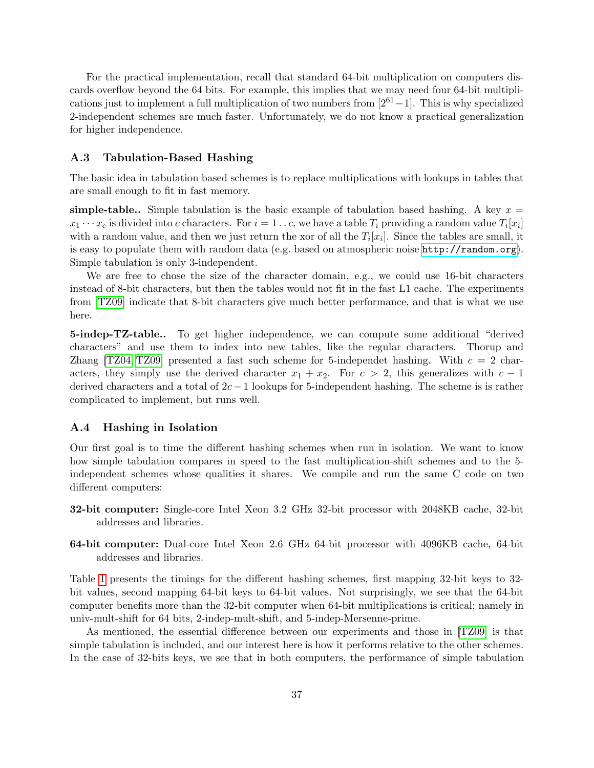For the practical implementation, recall that standard 64-bit multiplication on computers discards overflow beyond the 64 bits. For example, this implies that we may need four 64-bit multiplications just to implement a full multiplication of two numbers from $[2^{61}-1]$. This is why specialized 2-independent schemes are much faster. Unfortunately, we do not know a practical generalization for higher independence.

### A.3 Tabulation-Based Hashing

The basic idea in tabulation based schemes is to replace multiplications with lookups in tables that are small enough to fit in fast memory.

**simple-table..** Simple tabulation is the basic example of tabulation based hashing. A key $x = x_1 \cdots x_c$ is divided into $c$ characters. For $i = 1 \mathinner{..} c$, we have a table $T_i$ providing a random value $T_i[x_i]$ with a random value, and then we just return the xor of all the $T_i[x_i]$. Since the tables are small, it is easy to populate them with random data (e.g. based on atmospheric noise http://random.org). Simple tabulation is only 3-independent.

We are free to chose the size of the character domain, e.g., we could use 16-bit characters instead of 8-bit characters, but then the tables would not fit in the fast L1 cache. The experiments from [TZ09] indicate that 8-bit characters give much better performance, and that is what we use here.

**5-indep-TZ-table..** To get higher independence, we can compute some additional "derived characters" and use them to index into new tables, like the regular characters. Thorup and Zhang [TZ04, TZ09] presented a fast such scheme for 5-independet hashing. With $c = 2$ characters, they simply use the derived character $x_1 + x_2$. For $c > 2$, this generalizes with $c - 1$ derived characters and a total of $2c-1$ lookups for 5-independent hashing. The scheme is is rather complicated to implement, but runs well.

### A.4 Hashing in Isolation

Our first goal is to time the different hashing schemes when run in isolation. We want to know how simple tabulation compares in speed to the fast multiplication-shift schemes and to the 5-independent schemes whose qualities it shares. We compile and run the same C code on two different computers:

**32-bit computer:** Single-core Intel Xeon 3.2 GHz 32-bit processor with 2048KB cache, 32-bit addresses and libraries.

**64-bit computer:** Dual-core Intel Xeon 2.6 GHz 64-bit processor with 4096KB cache, 64-bit addresses and libraries.

Table 1 presents the timings for the different hashing schemes, first mapping 32-bit keys to 32-bit values, second mapping 64-bit keys to 64-bit values. Not surprisingly, we see that the 64-bit computer benefits more than the 32-bit computer when 64-bit multiplications is critical; namely in univ-mult-shift for 64 bits, 2-indep-mult-shift, and 5-indep-Mersenne-prime.

As mentioned, the essential difference between our experiments and those in [TZ09] is that simple tabulation is included, and our interest here is how it performs relative to the other schemes. In the case of 32-bits keys, we see that in both computers, the performance of simple tabulation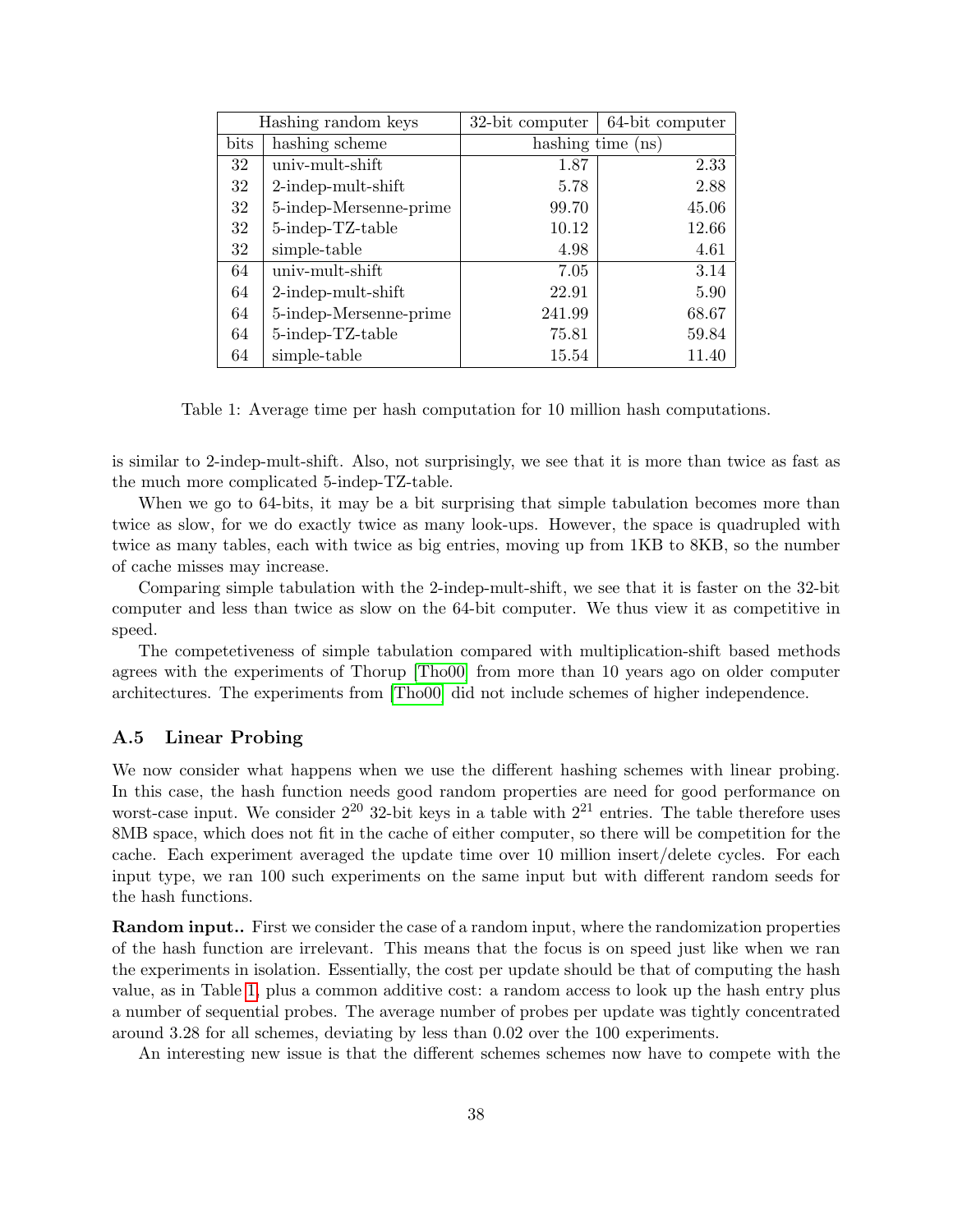| Hashing random keys | | 32-bit computer | 64-bit computer |
|---|---|---|---|
| bits | hashing scheme | hashing time (ns) | |
| 32 | univ-mult-shift | 1.87 | 2.33 |
| 32 | 2-indep-mult-shift | 5.78 | 2.88 |
| 32 | 5-indep-Mersenne-prime | 99.70 | 45.06 |
| 32 | 5-indep-TZ-table | 10.12 | 12.66 |
| 32 | simple-table | 4.98 | 4.61 |
| 64 | univ-mult-shift | 7.05 | 3.14 |
| 64 | 2-indep-mult-shift | 22.91 | 5.90 |
| 64 | 5-indep-Mersenne-prime | 241.99 | 68.67 |
| 64 | 5-indep-TZ-table | 75.81 | 59.84 |
| 64 | simple-table | 15.54 | 11.40 |

Table 1: Average time per hash computation for 10 million hash computations.

is similar to 2-indep-mult-shift. Also, not surprisingly, we see that it is more than twice as fast as the much more complicated 5-indep-TZ-table.

When we go to 64-bits, it may be a bit surprising that simple tabulation becomes more than twice as slow, for we do exactly twice as many look-ups. However, the space is quadrupled with twice as many tables, each with twice as big entries, moving up from 1KB to 8KB, so the number of cache misses may increase.

Comparing simple tabulation with the 2-indep-mult-shift, we see that it is faster on the 32-bit computer and less than twice as slow on the 64-bit computer. We thus view it as competitive in speed.

The competetiveness of simple tabulation compared with multiplication-shift based methods agrees with the experiments of Thorup [Tho00] from more than 10 years ago on older computer architectures. The experiments from [Tho00] did not include schemes of higher independence.

### A.5 Linear Probing

We now consider what happens when we use the different hashing schemes with linear probing. In this case, the hash function needs good random properties are need for good performance on worst-case input. We consider $2^{20}$ 32-bit keys in a table with $2^{21}$ entries. The table therefore uses 8MB space, which does not fit in the cache of either computer, so there will be competition for the cache. Each experiment averaged the update time over 10 million insert/delete cycles. For each input type, we ran 100 such experiments on the same input but with different random seeds for the hash functions.

**Random input..** First we consider the case of a random input, where the randomization properties of the hash function are irrelevant. This means that the focus is on speed just like when we ran the experiments in isolation. Essentially, the cost per update should be that of computing the hash value, as in Table 1, plus a common additive cost: a random access to look up the hash entry plus a number of sequential probes. The average number of probes per update was tightly concentrated around 3.28 for all schemes, deviating by less than 0.02 over the 100 experiments.

An interesting new issue is that the different schemes schemes now have to compete with the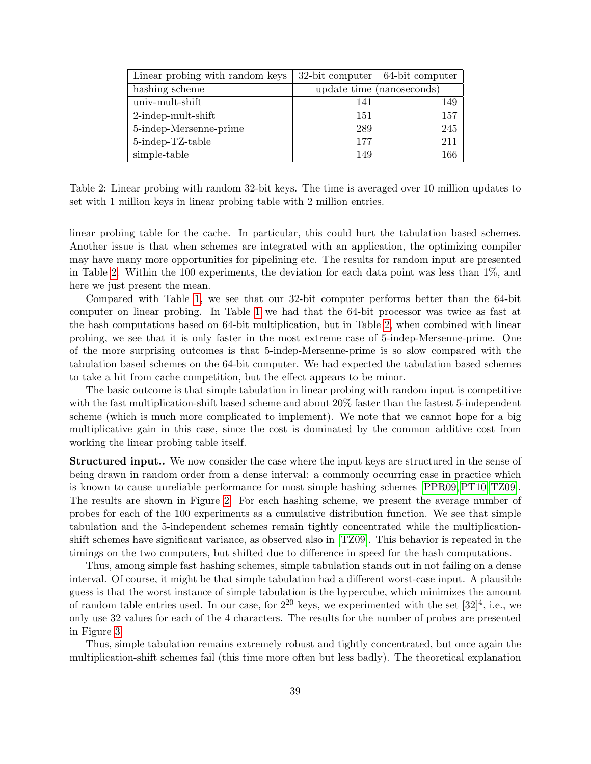| Linear probing with random keys | 32-bit computer | 64-bit computer |
|---|---|---|
| hashing scheme | update time (nanoseconds) | |
| univ-mult-shift | 141 | 149 |
| 2-indep-mult-shift | 151 | 157 |
| 5-indep-Mersenne-prime | 289 | 245 |
| 5-indep-TZ-table | 177 | 211 |
| simple-table | 149 | 166 |

Table 2: Linear probing with random 32-bit keys. The time is averaged over 10 million updates to set with 1 million keys in linear probing table with 2 million entries.

linear probing table for the cache. In particular, this could hurt the tabulation based schemes. Another issue is that when schemes are integrated with an application, the optimizing compiler may have many more opportunities for pipelining etc. The results for random input are presented in Table 2. Within the 100 experiments, the deviation for each data point was less than 1%, and here we just present the mean.

Compared with Table 1, we see that our 32-bit computer performs better than the 64-bit computer on linear probing. In Table 1 we had that the 64-bit processor was twice as fast at the hash computations based on 64-bit multiplication, but in Table 2, when combined with linear probing, we see that it is only faster in the most extreme case of 5-indep-Mersenne-prime. One of the more surprising outcomes is that 5-indep-Mersenne-prime is so slow compared with the tabulation based schemes on the 64-bit computer. We had expected the tabulation based schemes to take a hit from cache competition, but the effect appears to be minor.

The basic outcome is that simple tabulation in linear probing with random input is competitive with the fast multiplication-shift based scheme and about 20% faster than the fastest 5-independent scheme (which is much more complicated to implement). We note that we cannot hope for a big multiplicative gain in this case, since the cost is dominated by the common additive cost from working the linear probing table itself.

**Structured input..** We now consider the case where the input keys are structured in the sense of being drawn in random order from a dense interval: a commonly occurring case in practice which is known to cause unreliable performance for most simple hashing schemes [PPR09, PT10, TZ09]. The results are shown in Figure 2. For each hashing scheme, we present the average number of probes for each of the 100 experiments as a cumulative distribution function. We see that simple tabulation and the 5-independent schemes remain tightly concentrated while the multiplication-shift schemes have significant variance, as observed also in [TZ09]. This behavior is repeated in the timings on the two computers, but shifted due to difference in speed for the hash computations.

Thus, among simple fast hashing schemes, simple tabulation stands out in not failing on a dense interval. Of course, it might be that simple tabulation had a different worst-case input. A plausible guess is that the worst instance of simple tabulation is the hypercube, which minimizes the amount of random table entries used. In our case, for $2^{20}$ keys, we experimented with the set $[32]^4$, i.e., we only use 32 values for each of the 4 characters. The results for the number of probes are presented in Figure 3.

Thus, simple tabulation remains extremely robust and tightly concentrated, but once again the multiplication-shift schemes fail (this time more often but less badly). The theoretical explanation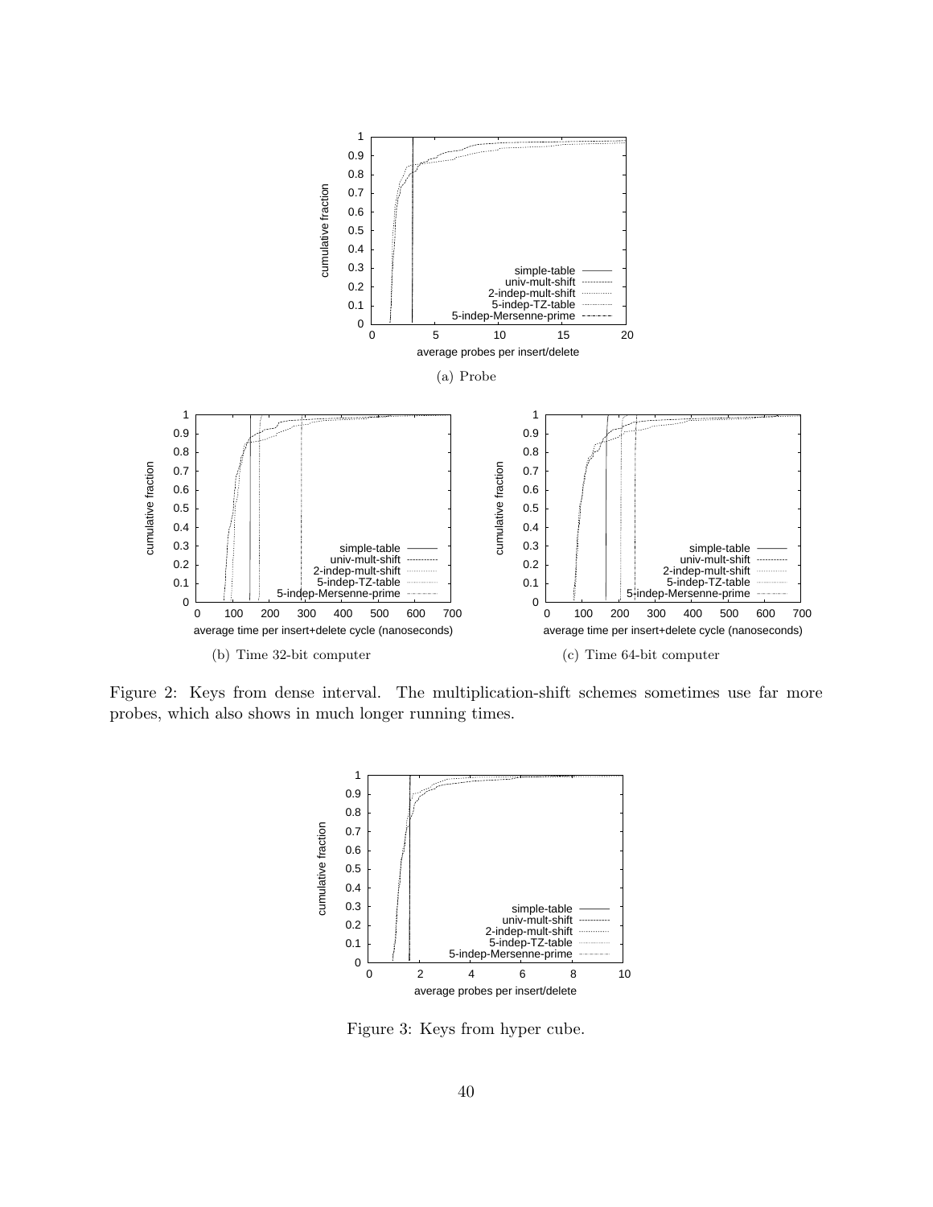(a) Probe

(b) Time 32-bit computer

(c) Time 64-bit computer

Figure 2: Keys from dense interval. The multiplication-shift schemes sometimes use far more probes, which also shows in much longer running times.

Figure 3: Keys from hyper cube.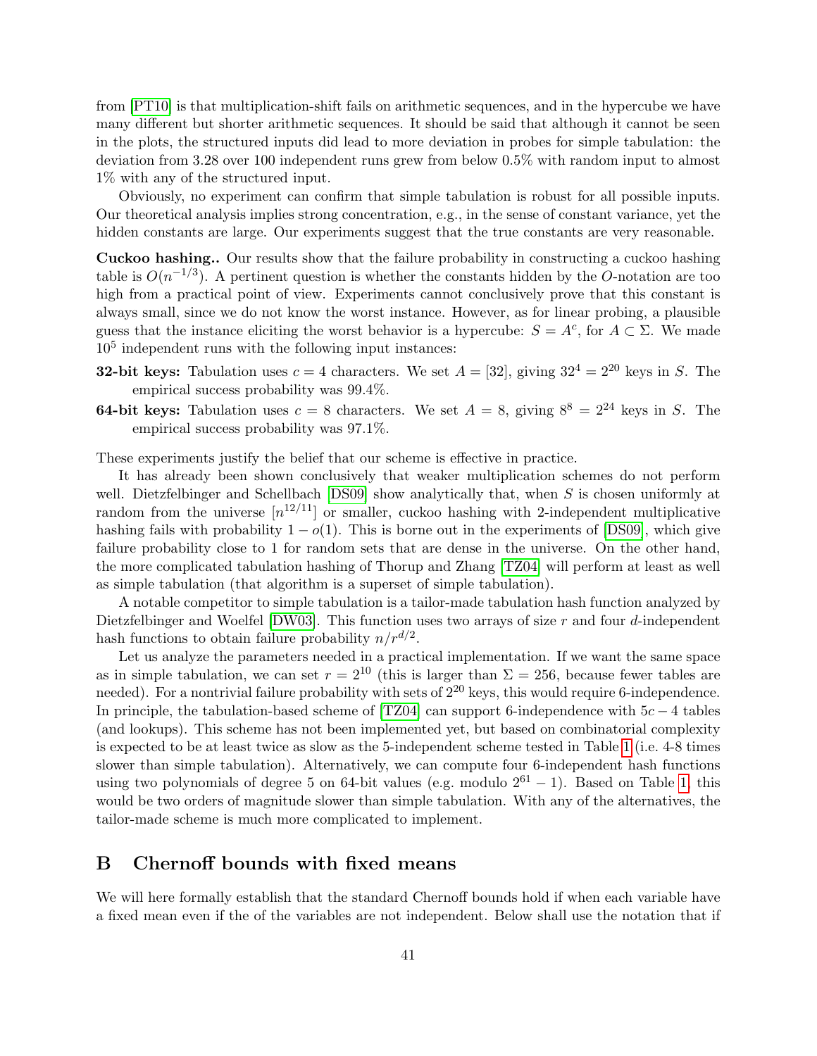from [PT10] is that multiplication-shift fails on arithmetic sequences, and in the hypercube we have many different but shorter arithmetic sequences. It should be said that although it cannot be seen in the plots, the structured inputs did lead to more deviation in probes for simple tabulation: the deviation from 3.28 over 100 independent runs grew from below 0.5% with random input to almost 1% with any of the structured input.

Obviously, no experiment can confirm that simple tabulation is robust for all possible inputs. Our theoretical analysis implies strong concentration, e.g., in the sense of constant variance, yet the hidden constants are large. Our experiments suggest that the true constants are very reasonable.

**Cuckoo hashing..** Our results show that the failure probability in constructing a cuckoo hashing table is $O(n^{-1/3})$. A pertinent question is whether the constants hidden by the $O$-notation are too high from a practical point of view. Experiments cannot conclusively prove that this constant is always small, since we do not know the worst instance. However, as for linear probing, a plausible guess that the instance eliciting the worst behavior is a hypercube: $S = A^c$, for $A \subset \Sigma$. We made $10^5$ independent runs with the following input instances:

**32-bit keys:** Tabulation uses $c = 4$ characters. We set $A = [32]$, giving $32^4 = 2^{20}$ keys in $S$. The empirical success probability was 99.4%.

**64-bit keys:** Tabulation uses $c = 8$ characters. We set $A = 8$, giving $8^8 = 2^{24}$ keys in $S$. The empirical success probability was 97.1%.

These experiments justify the belief that our scheme is effective in practice.

It has already been shown conclusively that weaker multiplication schemes do not perform well. Dietzfelbinger and Schellbach [DS09] show analytically that, when $S$ is chosen uniformly at random from the universe $[n^{12/11}]$ or smaller, cuckoo hashing with 2-independent multiplicative hashing fails with probability $1 - o(1)$. This is borne out in the experiments of [DS09], which give failure probability close to 1 for random sets that are dense in the universe. On the other hand, the more complicated tabulation hashing of Thorup and Zhang [TZ04] will perform at least as well as simple tabulation (that algorithm is a superset of simple tabulation).

A notable competitor to simple tabulation is a tailor-made tabulation hash function analyzed by Dietzfelbinger and Woelfel [DW03]. This function uses two arrays of size $r$ and four $d$-independent hash functions to obtain failure probability $n/r^{d/2}$.

Let us analyze the parameters needed in a practical implementation. If we want the same space as in simple tabulation, we can set $r = 2^{10}$ (this is larger than $\Sigma = 256$, because fewer tables are needed). For a nontrivial failure probability with sets of $2^{20}$ keys, this would require 6-independence. In principle, the tabulation-based scheme of [TZ04] can support 6-independence with $5c - 4$ tables (and lookups). This scheme has not been implemented yet, but based on combinatorial complexity is expected to be at least twice as slow as the 5-independent scheme tested in Table 1 (i.e. 4-8 times slower than simple tabulation). Alternatively, we can compute four 6-independent hash functions using two polynomials of degree 5 on 64-bit values (e.g. modulo $2^{61} - 1$). Based on Table 1, this would be two orders of magnitude slower than simple tabulation. With any of the alternatives, the tailor-made scheme is much more complicated to implement.

# B Chernoff bounds with fixed means

We will here formally establish that the standard Chernoff bounds hold if when each variable have a fixed mean even if the of the variables are not independent. Below shall use the notation that if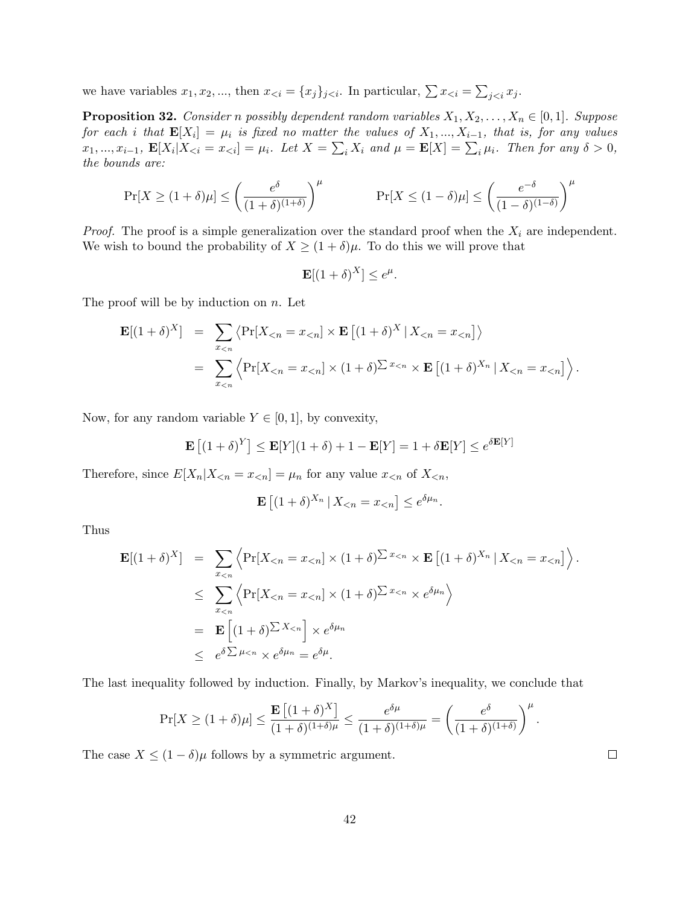we have variables $x_1, x_2, ...$, then $x_{<i} = \{x_j\}_{j<i}$. In particular, $\sum x_{<i} = \sum_{j<i} x_j$.

**Proposition 32.** *Consider n possibly dependent random variables $X_1, X_2, \ldots, X_n \in [0,1]$. Suppose for each i that $\mathbf{E}[X_i] = \mu_i$ is fixed no matter the values of $X_1, ..., X_{i-1}$, that is, for any values $x_1, ..., x_{i-1}$, $\mathbf{E}[X_i | X_{<i} = x_{<i}] = \mu_i$. Let $X = \sum_i X_i$ and $\mu = \mathbf{E}[X] = \sum_i \mu_i$. Then for any $\delta > 0$, the bounds are:*

$$\Pr[X \geq (1+\delta)\mu] \leq \left(\frac{e^\delta}{(1+\delta)^{(1+\delta)}}\right)^\mu \qquad\qquad \Pr[X \leq (1-\delta)\mu] \leq \left(\frac{e^{-\delta}}{(1-\delta)^{(1-\delta)}}\right)^\mu$$

*Proof.* The proof is a simple generalization over the standard proof when the $X_i$ are independent. We wish to bound the probability of $X \geq (1+\delta)\mu$. To do this we will prove that

$$\mathbf{E}[(1+\delta)^X] \leq e^\mu.$$

The proof will be by induction on $n$. Let

$$\begin{aligned}
\mathbf{E}[(1+\delta)^X] &= \sum_{x_{<n}} \left\langle \Pr[X_{<n} = x_{<n}] \times \mathbf{E}\left[(1+\delta)^X \,|\, X_{<n} = x_{<n}\right] \right\rangle \\
&= \sum_{x_{<n}} \left\langle \Pr[X_{<n} = x_{<n}] \times (1+\delta)^{\sum x_{<n}} \times \mathbf{E}\left[(1+\delta)^{X_n} \,|\, X_{<n} = x_{<n}\right] \right\rangle.
\end{aligned}$$

Now, for any random variable $Y \in [0,1]$, by convexity,

$$\mathbf{E}\left[(1+\delta)^Y\right] \leq \mathbf{E}[Y](1+\delta) + 1 - \mathbf{E}[Y] = 1 + \delta\mathbf{E}[Y] \leq e^{\delta\mathbf{E}[Y]}$$

Therefore, since $E[X_n | X_{<n} = x_{<n}] = \mu_n$ for any value $x_{<n}$ of $X_{<n}$,

$$\mathbf{E}\left[(1+\delta)^{X_n} \,|\, X_{<n} = x_{<n}\right] \leq e^{\delta\mu_n}.$$

Thus

$$\begin{aligned}
\mathbf{E}[(1+\delta)^X] &= \sum_{x_{<n}} \left\langle \Pr[X_{<n} = x_{<n}] \times (1+\delta)^{\sum x_{<n}} \times \mathbf{E}\left[(1+\delta)^{X_n} \,|\, X_{<n} = x_{<n}\right] \right\rangle. \\
&\leq \sum_{x_{<n}} \left\langle \Pr[X_{<n} = x_{<n}] \times (1+\delta)^{\sum x_{<n}} \times e^{\delta\mu_n} \right\rangle \\
&= \mathbf{E}\left[(1+\delta)^{\sum X_{<n}}\right] \times e^{\delta\mu_n} \\
&\leq e^{\delta \sum \mu_{<n}} \times e^{\delta\mu_n} = e^{\delta\mu}.
\end{aligned}$$

The last inequality followed by induction. Finally, by Markov's inequality, we conclude that

$$\Pr[X \geq (1+\delta)\mu] \leq \frac{\mathbf{E}\left[(1+\delta)^X\right]}{(1+\delta)^{(1+\delta)\mu}} \leq \frac{e^{\delta\mu}}{(1+\delta)^{(1+\delta)\mu}} = \left(\frac{e^\delta}{(1+\delta)^{(1+\delta)}}\right)^\mu.$$

The case $X \leq (1-\delta)\mu$ follows by a symmetric argument. $\square$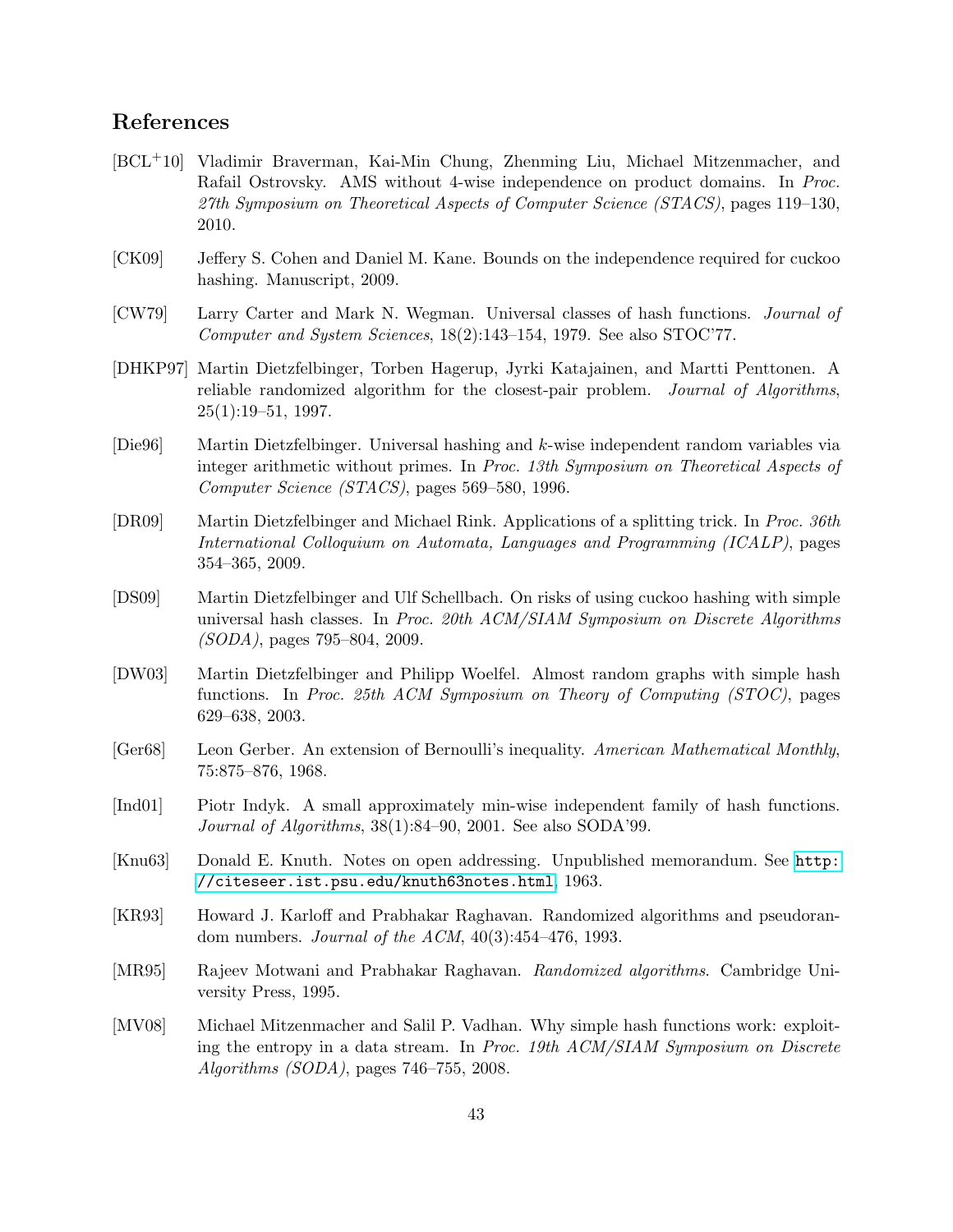## References

[BCL+10] Vladimir Braverman, Kai-Min Chung, Zhenming Liu, Michael Mitzenmacher, and Rafail Ostrovsky. AMS without 4-wise independence on product domains. In *Proc. 27th Symposium on Theoretical Aspects of Computer Science (STACS)*, pages 119–130, 2010.

[CK09] Jeffery S. Cohen and Daniel M. Kane. Bounds on the independence required for cuckoo hashing. Manuscript, 2009.

[CW79] Larry Carter and Mark N. Wegman. Universal classes of hash functions. *Journal of Computer and System Sciences*, 18(2):143–154, 1979. See also STOC'77.

[DHKP97] Martin Dietzfelbinger, Torben Hagerup, Jyrki Katajainen, and Martti Penttonen. A reliable randomized algorithm for the closest-pair problem. *Journal of Algorithms*, 25(1):19–51, 1997.

[Die96] Martin Dietzfelbinger. Universal hashing and $k$-wise independent random variables via integer arithmetic without primes. In *Proc. 13th Symposium on Theoretical Aspects of Computer Science (STACS)*, pages 569–580, 1996.

[DR09] Martin Dietzfelbinger and Michael Rink. Applications of a splitting trick. In *Proc. 36th International Colloquium on Automata, Languages and Programming (ICALP)*, pages 354–365, 2009.

[DS09] Martin Dietzfelbinger and Ulf Schellbach. On risks of using cuckoo hashing with simple universal hash classes. In *Proc. 20th ACM/SIAM Symposium on Discrete Algorithms (SODA)*, pages 795–804, 2009.

[DW03] Martin Dietzfelbinger and Philipp Woelfel. Almost random graphs with simple hash functions. In *Proc. 25th ACM Symposium on Theory of Computing (STOC)*, pages 629–638, 2003.

[Ger68] Leon Gerber. An extension of Bernoulli's inequality. *American Mathematical Monthly*, 75:875–876, 1968.

[Ind01] Piotr Indyk. A small approximately min-wise independent family of hash functions. *Journal of Algorithms*, 38(1):84–90, 2001. See also SODA'99.

[Knu63] Donald E. Knuth. Notes on open addressing. Unpublished memorandum. See http://citeseer.ist.psu.edu/knuth63notes.html, 1963.

[KR93] Howard J. Karloff and Prabhakar Raghavan. Randomized algorithms and pseudorandom numbers. *Journal of the ACM*, 40(3):454–476, 1993.

[MR95] Rajeev Motwani and Prabhakar Raghavan. *Randomized algorithms*. Cambridge University Press, 1995.

[MV08] Michael Mitzenmacher and Salil P. Vadhan. Why simple hash functions work: exploiting the entropy in a data stream. In *Proc. 19th ACM/SIAM Symposium on Discrete Algorithms (SODA)*, pages 746–755, 2008.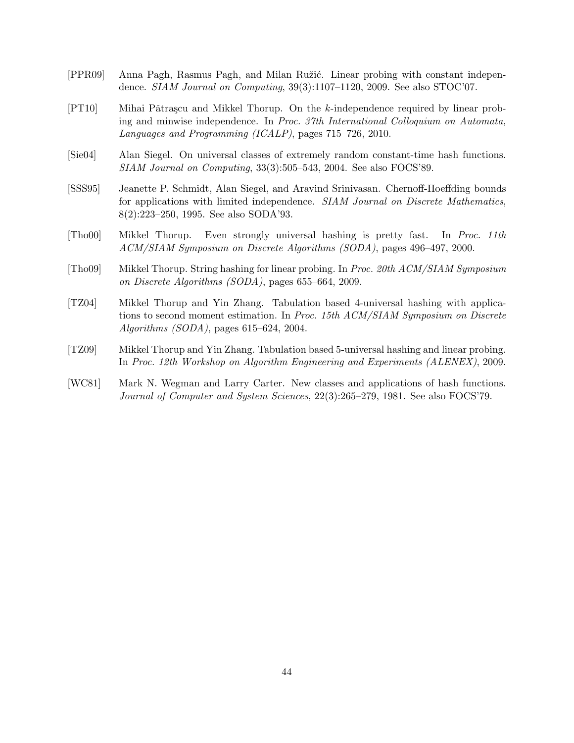[PPR09] Anna Pagh, Rasmus Pagh, and Milan Ružić. Linear probing with constant independence. *SIAM Journal on Computing*, 39(3):1107–1120, 2009. See also STOC'07.

[PT10] Mihai Pătraşcu and Mikkel Thorup. On the $k$-independence required by linear probing and minwise independence. In *Proc. 37th International Colloquium on Automata, Languages and Programming (ICALP)*, pages 715–726, 2010.

[Sie04] Alan Siegel. On universal classes of extremely random constant-time hash functions. *SIAM Journal on Computing*, 33(3):505–543, 2004. See also FOCS'89.

[SSS95] Jeanette P. Schmidt, Alan Siegel, and Aravind Srinivasan. Chernoff-Hoeffding bounds for applications with limited independence. *SIAM Journal on Discrete Mathematics*, 8(2):223–250, 1995. See also SODA'93.

[Tho00] Mikkel Thorup. Even strongly universal hashing is pretty fast. In *Proc. 11th ACM/SIAM Symposium on Discrete Algorithms (SODA)*, pages 496–497, 2000.

[Tho09] Mikkel Thorup. String hashing for linear probing. In *Proc. 20th ACM/SIAM Symposium on Discrete Algorithms (SODA)*, pages 655–664, 2009.

[TZ04] Mikkel Thorup and Yin Zhang. Tabulation based 4-universal hashing with applications to second moment estimation. In *Proc. 15th ACM/SIAM Symposium on Discrete Algorithms (SODA)*, pages 615–624, 2004.

[TZ09] Mikkel Thorup and Yin Zhang. Tabulation based 5-universal hashing and linear probing. In *Proc. 12th Workshop on Algorithm Engineering and Experiments (ALENEX)*, 2009.

[WC81] Mark N. Wegman and Larry Carter. New classes and applications of hash functions. *Journal of Computer and System Sciences*, 22(3):265–279, 1981. See also FOCS'79.